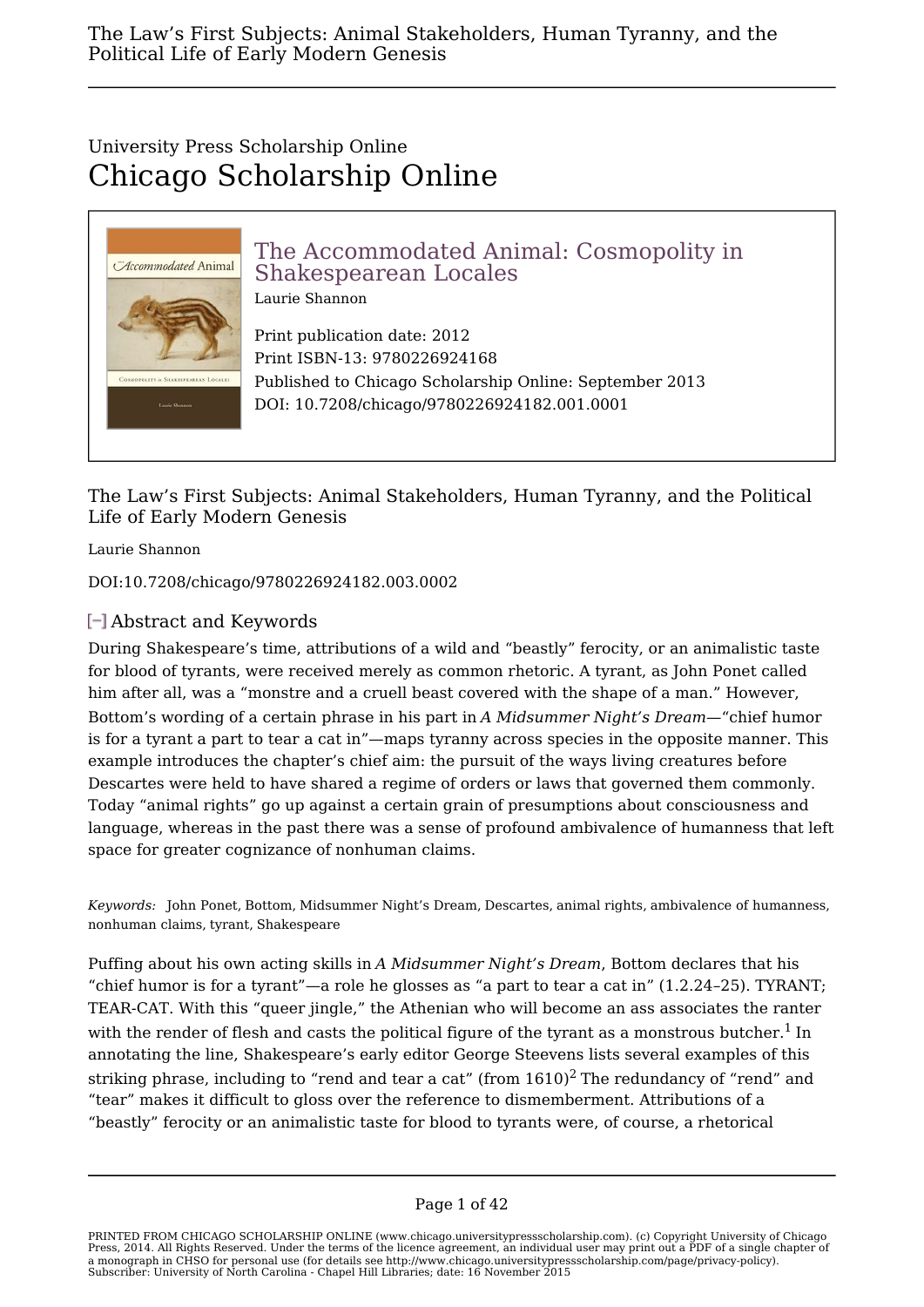University Press Scholarship Online

# Chicago Scholarship Online

## The Accommodated Animal: Cosmopolity in Shakespearean Locales

Laurie Shannon

Print publication date: 2012
Print ISBN-13: 9780226924168
Published to Chicago Scholarship Online: September 2013
DOI: 10.7208/chicago/9780226924182.001.0001

## The Law's First Subjects: Animal Stakeholders, Human Tyranny, and the Political Life of Early Modern Genesis

Laurie Shannon

DOI:10.7208/chicago/9780226924182.003.0002

### Abstract and Keywords

During Shakespeare's time, attributions of a wild and "beastly" ferocity, or an animalistic taste for blood of tyrants, were received merely as common rhetoric. A tyrant, as John Ponet called him after all, was a "monstre and a cruell beast covered with the shape of a man." However, Bottom's wording of a certain phrase in his part in *A Midsummer Night's Dream*—"chief humor is for a tyrant a part to tear a cat in"—maps tyranny across species in the opposite manner. This example introduces the chapter's chief aim: the pursuit of the ways living creatures before Descartes were held to have shared a regime of orders or laws that governed them commonly. Today "animal rights" go up against a certain grain of presumptions about consciousness and language, whereas in the past there was a sense of profound ambivalence of humanness that left space for greater cognizance of nonhuman claims.

*Keywords:* John Ponet, Bottom, Midsummer Night's Dream, Descartes, animal rights, ambivalence of humanness, nonhuman claims, tyrant, Shakespeare

Puffing about his own acting skills in *A Midsummer Night's Dream*, Bottom declares that his "chief humor is for a tyrant"—a role he glosses as "a part to tear a cat in" (1.2.24–25). TYRANT; TEAR-CAT. With this "queer jingle," the Athenian who will become an ass associates the ranter with the render of flesh and casts the political figure of the tyrant as a monstrous butcher.[1] In annotating the line, Shakespeare's early editor George Steevens lists several examples of this striking phrase, including to "rend and tear a cat" (from 1610)[2] The redundancy of "rend" and "tear" makes it difficult to gloss over the reference to dismemberment. Attributions of a "beastly" ferocity or an animalistic taste for blood to tyrants were, of course, a rhetorical

PRINTED FROM CHICAGO SCHOLARSHIP ONLINE (www.chicago.universitypressscholarship.com). (c) Copyright University of Chicago Press, 2014. All Rights Reserved. Under the terms of the licence agreement, an individual user may print out a PDF of a single chapter of a monograph in CHSO for personal use (for details see http://www.chicago.universitypressscholarship.com/page/privacy-policy).
Subscriber: University of North Carolina - Chapel Hill Libraries; date: 16 November 2015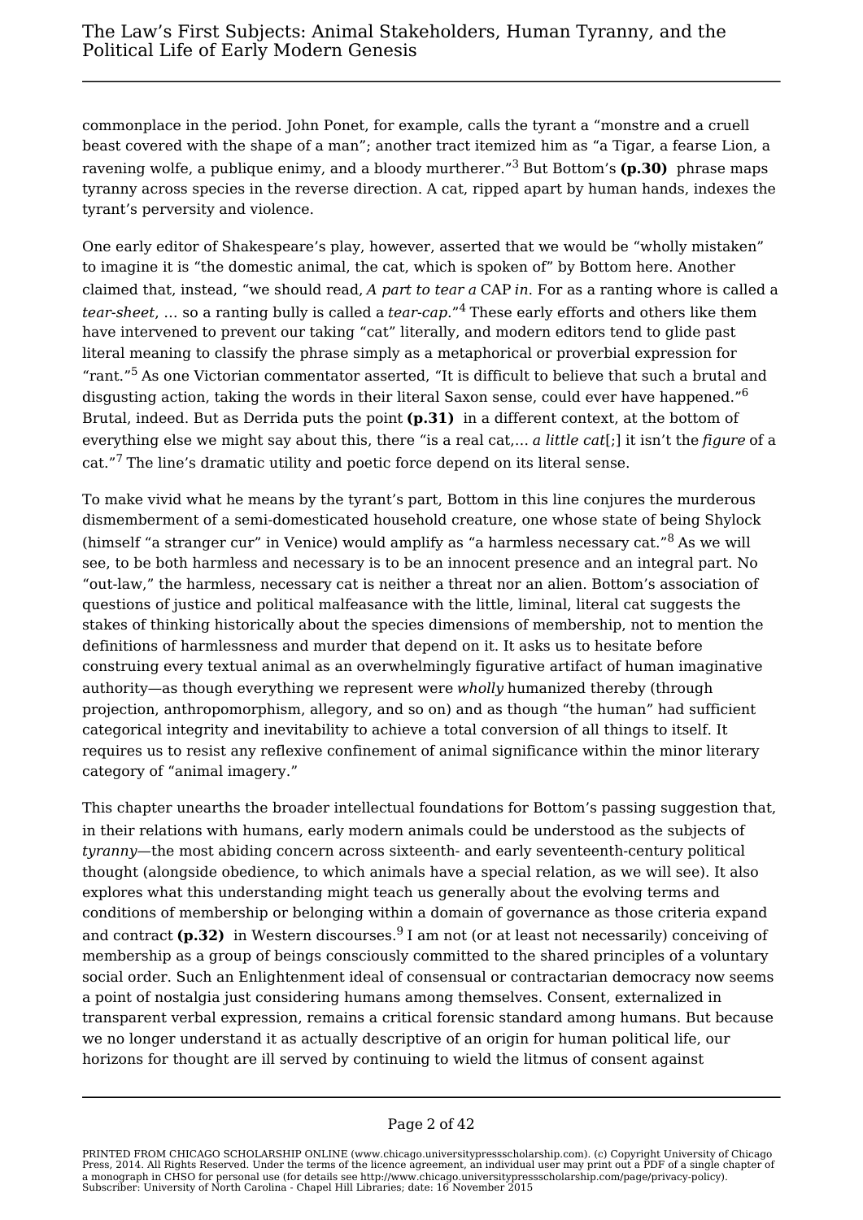commonplace in the period. John Ponet, for example, calls the tyrant a "monstre and a cruell beast covered with the shape of a man"; another tract itemized him as "a Tigar, a fearse Lion, a ravening wolfe, a publique enimy, and a bloody murtherer."[3] But Bottom's **(p.30)** phrase maps tyranny across species in the reverse direction. A cat, ripped apart by human hands, indexes the tyrant's perversity and violence.

One early editor of Shakespeare's play, however, asserted that we would be "wholly mistaken" to imagine it is "the domestic animal, the cat, which is spoken of" by Bottom here. Another claimed that, instead, "we should read, *A part to tear a* CAP *in*. For as a ranting whore is called a *tear-sheet*, … so a ranting bully is called a *tear-cap*."[4] These early efforts and others like them have intervened to prevent our taking "cat" literally, and modern editors tend to glide past literal meaning to classify the phrase simply as a metaphorical or proverbial expression for "rant."[5] As one Victorian commentator asserted, "It is difficult to believe that such a brutal and disgusting action, taking the words in their literal Saxon sense, could ever have happened."[6] Brutal, indeed. But as Derrida puts the point **(p.31)** in a different context, at the bottom of everything else we might say about this, there "is a real cat,… *a little cat*[;] it isn't the *figure* of a cat."[7] The line's dramatic utility and poetic force depend on its literal sense.

To make vivid what he means by the tyrant's part, Bottom in this line conjures the murderous dismemberment of a semi-domesticated household creature, one whose state of being Shylock (himself "a stranger cur" in Venice) would amplify as "a harmless necessary cat."[8] As we will see, to be both harmless and necessary is to be an innocent presence and an integral part. No "out-law," the harmless, necessary cat is neither a threat nor an alien. Bottom's association of questions of justice and political malfeasance with the little, liminal, literal cat suggests the stakes of thinking historically about the species dimensions of membership, not to mention the definitions of harmlessness and murder that depend on it. It asks us to hesitate before construing every textual animal as an overwhelmingly figurative artifact of human imaginative authority—as though everything we represent were *wholly* humanized thereby (through projection, anthropomorphism, allegory, and so on) and as though "the human" had sufficient categorical integrity and inevitability to achieve a total conversion of all things to itself. It requires us to resist any reflexive confinement of animal significance within the minor literary category of "animal imagery."

This chapter unearths the broader intellectual foundations for Bottom's passing suggestion that, in their relations with humans, early modern animals could be understood as the subjects of *tyranny*—the most abiding concern across sixteenth- and early seventeenth-century political thought (alongside obedience, to which animals have a special relation, as we will see). It also explores what this understanding might teach us generally about the evolving terms and conditions of membership or belonging within a domain of governance as those criteria expand and contract **(p.32)** in Western discourses.[9] I am not (or at least not necessarily) conceiving of membership as a group of beings consciously committed to the shared principles of a voluntary social order. Such an Enlightenment ideal of consensual or contractarian democracy now seems a point of nostalgia just considering humans among themselves. Consent, externalized in transparent verbal expression, remains a critical forensic standard among humans. But because we no longer understand it as actually descriptive of an origin for human political life, our horizons for thought are ill served by continuing to wield the litmus of consent against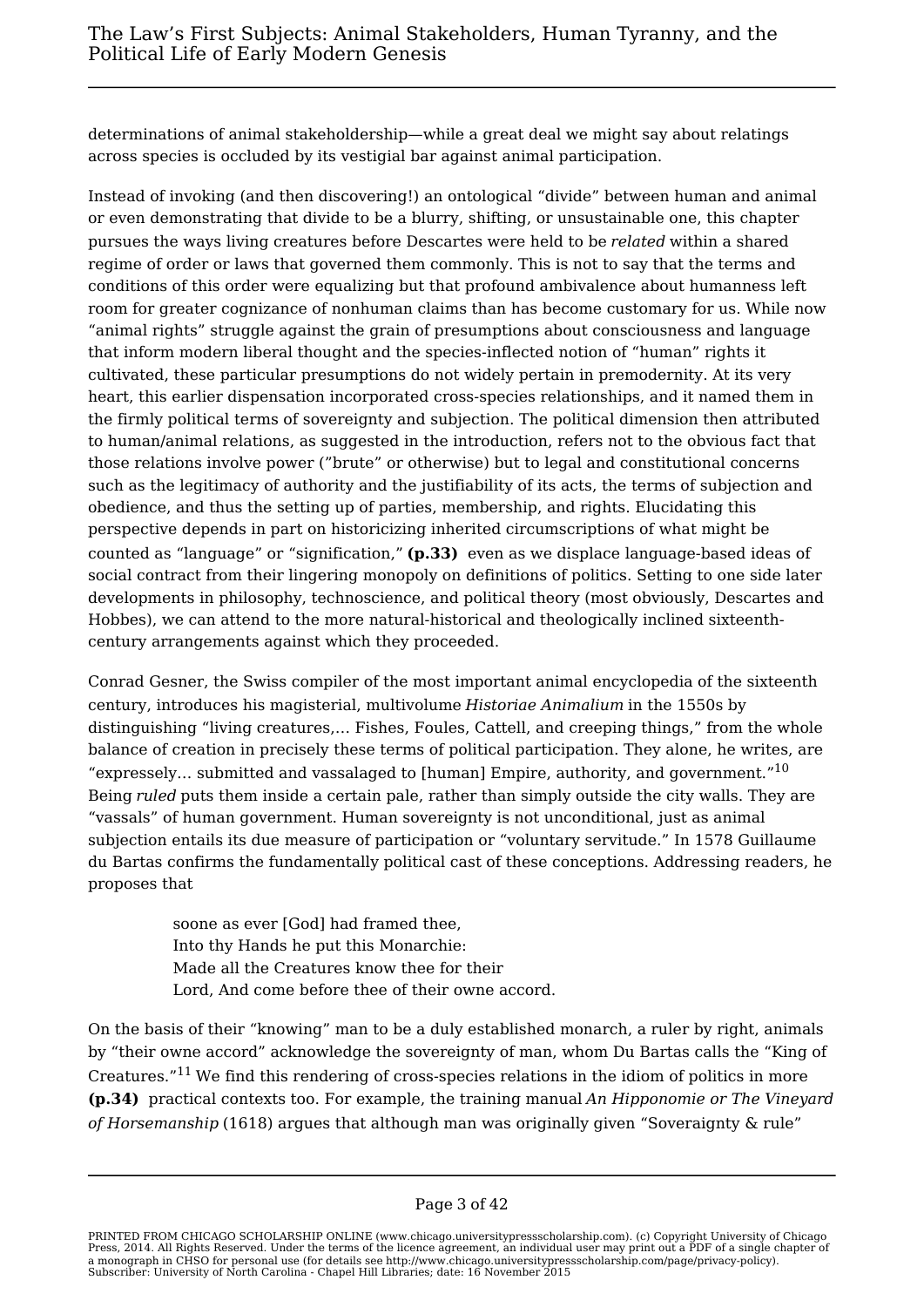determinations of animal stakeholdership—while a great deal we might say about relatings across species is occluded by its vestigial bar against animal participation.

Instead of invoking (and then discovering!) an ontological "divide" between human and animal or even demonstrating that divide to be a blurry, shifting, or unsustainable one, this chapter pursues the ways living creatures before Descartes were held to be *related* within a shared regime of order or laws that governed them commonly. This is not to say that the terms and conditions of this order were equalizing but that profound ambivalence about humanness left room for greater cognizance of nonhuman claims than has become customary for us. While now "animal rights" struggle against the grain of presumptions about consciousness and language that inform modern liberal thought and the species-inflected notion of "human" rights it cultivated, these particular presumptions do not widely pertain in premodernity. At its very heart, this earlier dispensation incorporated cross-species relationships, and it named them in the firmly political terms of sovereignty and subjection. The political dimension then attributed to human/animal relations, as suggested in the introduction, refers not to the obvious fact that those relations involve power ("brute" or otherwise) but to legal and constitutional concerns such as the legitimacy of authority and the justifiability of its acts, the terms of subjection and obedience, and thus the setting up of parties, membership, and rights. Elucidating this perspective depends in part on historicizing inherited circumscriptions of what might be counted as "language" or "signification," **(p.33)** even as we displace language-based ideas of social contract from their lingering monopoly on definitions of politics. Setting to one side later developments in philosophy, technoscience, and political theory (most obviously, Descartes and Hobbes), we can attend to the more natural-historical and theologically inclined sixteenth-century arrangements against which they proceeded.

Conrad Gesner, the Swiss compiler of the most important animal encyclopedia of the sixteenth century, introduces his magisterial, multivolume *Historiae Animalium* in the 1550s by distinguishing "living creatures,… Fishes, Foules, Cattell, and creeping things," from the whole balance of creation in precisely these terms of political participation. They alone, he writes, are "expressely… submitted and vassalaged to [human] Empire, authority, and government."[10] Being *ruled* puts them inside a certain pale, rather than simply outside the city walls. They are "vassals" of human government. Human sovereignty is not unconditional, just as animal subjection entails its due measure of participation or "voluntary servitude." In 1578 Guillaume du Bartas confirms the fundamentally political cast of these conceptions. Addressing readers, he proposes that

> soone as ever [God] had framed thee,
> Into thy Hands he put this Monarchie:
> Made all the Creatures know thee for their
> Lord, And come before thee of their owne accord.

On the basis of their "knowing" man to be a duly established monarch, a ruler by right, animals by "their owne accord" acknowledge the sovereignty of man, whom Du Bartas calls the "King of Creatures."[11] We find this rendering of cross-species relations in the idiom of politics in more **(p.34)** practical contexts too. For example, the training manual *An Hipponomie or The Vineyard of Horsemanship* (1618) argues that although man was originally given "Soveraignty & rule"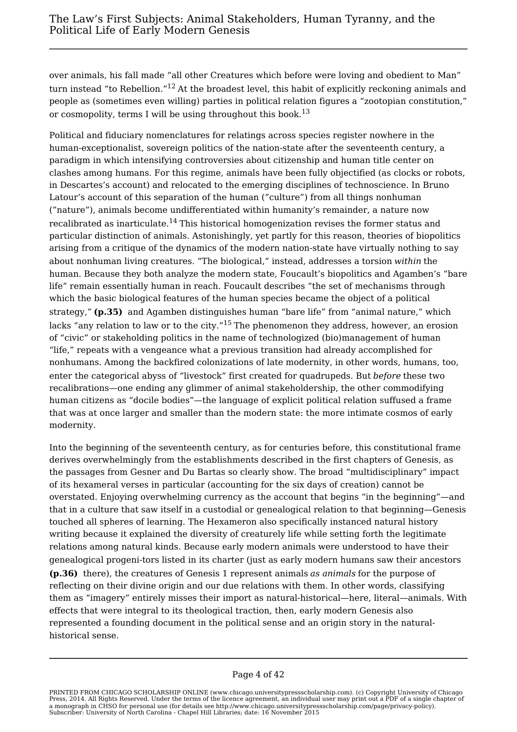over animals, his fall made “all other Creatures which before were loving and obedient to Man” turn instead “to Rebellion.”[12] At the broadest level, this habit of explicitly reckoning animals and people as (sometimes even willing) parties in political relation figures a “zootopian constitution,” or cosmopolity, terms I will be using throughout this book.[13]

Political and fiduciary nomenclatures for relatings across species register nowhere in the human-exceptionalist, sovereign politics of the nation-state after the seventeenth century, a paradigm in which intensifying controversies about citizenship and human title center on clashes among humans. For this regime, animals have been fully objectified (as clocks or robots, in Descartes’s account) and relocated to the emerging disciplines of technoscience. In Bruno Latour’s account of this separation of the human (”culture”) from all things nonhuman (”nature”), animals become undifferentiated within humanity’s remainder, a nature now recalibrated as inarticulate.[14] This historical homogenization revises the former status and particular distinction of animals. Astonishingly, yet partly for this reason, theories of biopolitics arising from a critique of the dynamics of the modern nation-state have virtually nothing to say about nonhuman living creatures. “The biological,” instead, addresses a torsion *within* the human. Because they both analyze the modern state, Foucault’s biopolitics and Agamben’s “bare life” remain essentially human in reach. Foucault describes “the set of mechanisms through which the basic biological features of the human species became the object of a political strategy,” **(p.35)** and Agamben distinguishes human “bare life” from “animal nature,” which lacks “any relation to law or to the city.”[15] The phenomenon they address, however, an erosion of “civic” or stakeholding politics in the name of technologized (bio)management of human “life,” repeats with a vengeance what a previous transition had already accomplished for nonhumans. Among the backfired colonizations of late modernity, in other words, humans, too, enter the categorical abyss of “livestock” first created for quadrupeds. But *before* these two recalibrations—one ending any glimmer of animal stakeholdership, the other commodifying human citizens as “docile bodies”—the language of explicit political relation suffused a frame that was at once larger and smaller than the modern state: the more intimate cosmos of early modernity.

Into the beginning of the seventeenth century, as for centuries before, this constitutional frame derives overwhelmingly from the establishments described in the first chapters of Genesis, as the passages from Gesner and Du Bartas so clearly show. The broad “multidisciplinary” impact of its hexameral verses in particular (accounting for the six days of creation) cannot be overstated. Enjoying overwhelming currency as the account that begins “in the beginning”—and that in a culture that saw itself in a custodial or genealogical relation to that beginning—Genesis touched all spheres of learning. The Hexameron also specifically instanced natural history writing because it explained the diversity of creaturely life while setting forth the legitimate relations among natural kinds. Because early modern animals were understood to have their genealogical progeni-tors listed in its charter (just as early modern humans saw their ancestors **(p.36)** there), the creatures of Genesis 1 represent animals *as animals* for the purpose of reflecting on their divine origin and our due relations with them. In other words, classifying them as “imagery” entirely misses their import as natural-historical—here, literal—animals. With effects that were integral to its theological traction, then, early modern Genesis also represented a founding document in the political sense and an origin story in the natural-historical sense.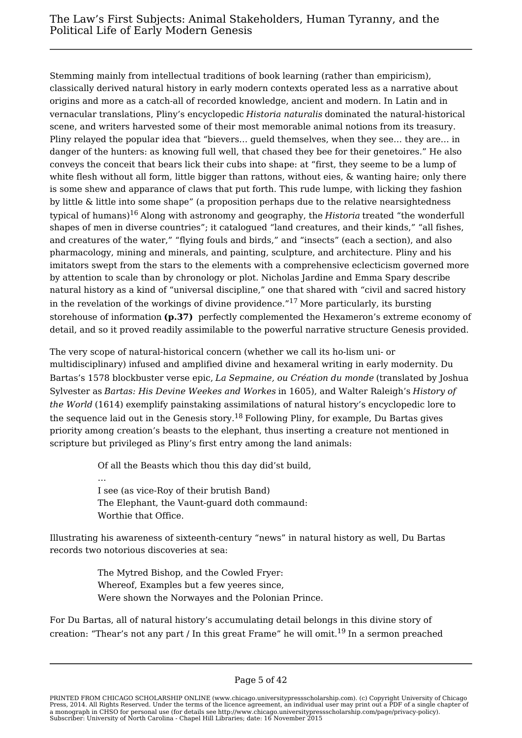Stemming mainly from intellectual traditions of book learning (rather than empiricism), classically derived natural history in early modern contexts operated less as a narrative about origins and more as a catch-all of recorded knowledge, ancient and modern. In Latin and in vernacular translations, Pliny's encyclopedic *Historia naturalis* dominated the natural-historical scene, and writers harvested some of their most memorable animal notions from its treasury. Pliny relayed the popular idea that "bievers… gueld themselves, when they see… they are… in danger of the hunters: as knowing full well, that chased they bee for their genetoires." He also conveys the conceit that bears lick their cubs into shape: at "first, they seeme to be a lump of white flesh without all form, little bigger than rattons, without eies, & wanting haire; only there is some shew and apparance of claws that put forth. This rude lumpe, with licking they fashion by little & little into some shape" (a proposition perhaps due to the relative nearsightedness typical of humans)[16] Along with astronomy and geography, the *Historia* treated "the wonderfull shapes of men in diverse countries"; it catalogued "land creatures, and their kinds," "all fishes, and creatures of the water," "flying fouls and birds," and "insects" (each a section), and also pharmacology, mining and minerals, and painting, sculpture, and architecture. Pliny and his imitators swept from the stars to the elements with a comprehensive eclecticism governed more by attention to scale than by chronology or plot. Nicholas Jardine and Emma Spary describe natural history as a kind of "universal discipline," one that shared with "civil and sacred history in the revelation of the workings of divine providence."[17] More particularly, its bursting storehouse of information **(p.37)** perfectly complemented the Hexameron's extreme economy of detail, and so it proved readily assimilable to the powerful narrative structure Genesis provided.

The very scope of natural-historical concern (whether we call its ho-lism uni- or multidisciplinary) infused and amplified divine and hexameral writing in early modernity. Du Bartas's 1578 blockbuster verse epic, *La Sepmaine, ou Création du monde* (translated by Joshua Sylvester as *Bartas: His Devine Weekes and Workes* in 1605), and Walter Raleigh's *History of the World* (1614) exemplify painstaking assimilations of natural history's encyclopedic lore to the sequence laid out in the Genesis story.[18] Following Pliny, for example, Du Bartas gives priority among creation's beasts to the elephant, thus inserting a creature not mentioned in scripture but privileged as Pliny's first entry among the land animals:

> Of all the Beasts which thou this day did'st build,
> …
> I see (as vice-Roy of their brutish Band)
> The Elephant, the Vaunt-guard doth commaund:
> Worthie that Office.

Illustrating his awareness of sixteenth-century "news" in natural history as well, Du Bartas records two notorious discoveries at sea:

> The Mytred Bishop, and the Cowled Fryer:
> Whereof, Examples but a few yeeres since,
> Were shown the Norwayes and the Polonian Prince.

For Du Bartas, all of natural history's accumulating detail belongs in this divine story of creation: "Thear's not any part / In this great Frame" he will omit.[19] In a sermon preached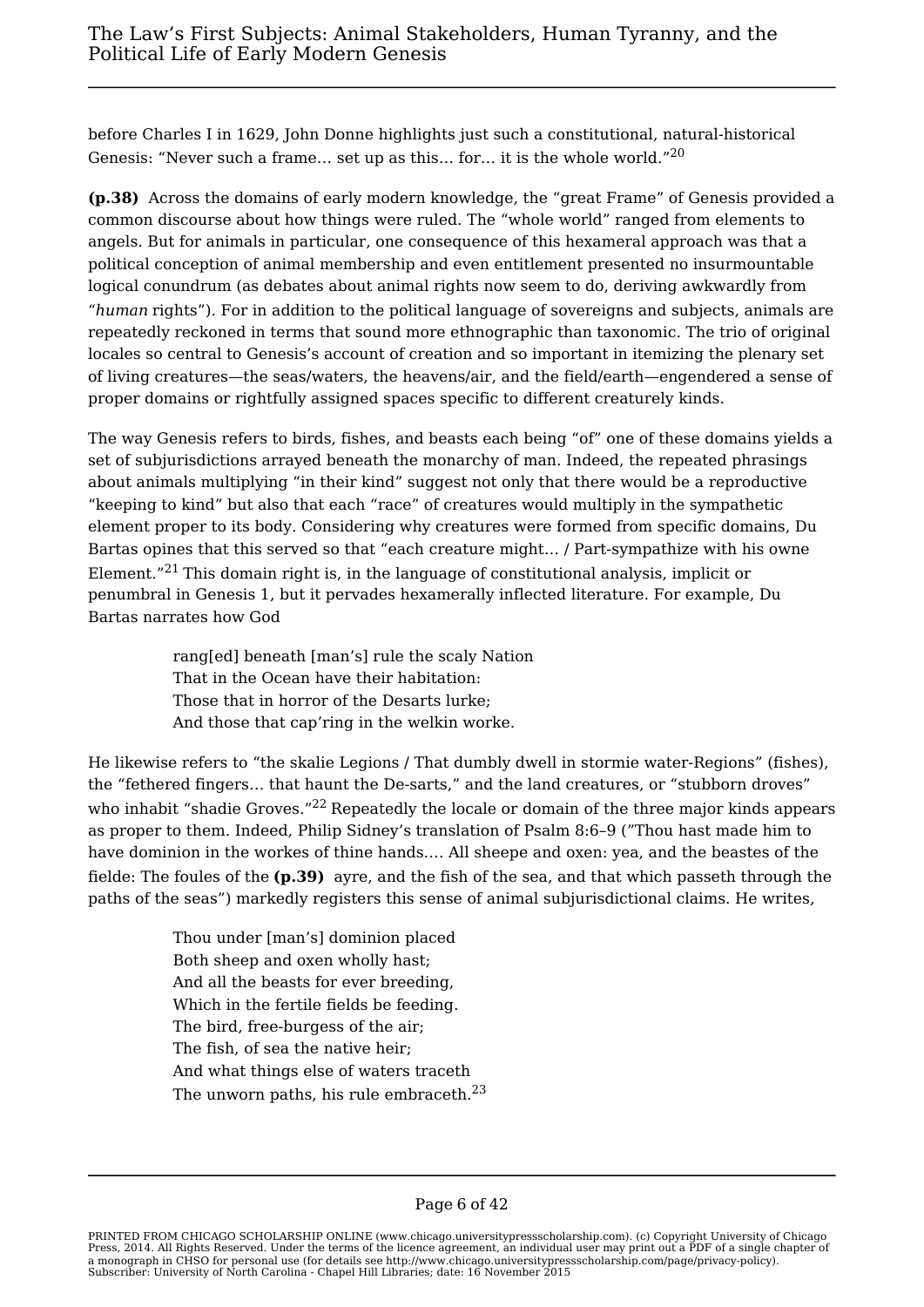before Charles I in 1629, John Donne highlights just such a constitutional, natural-historical Genesis: “Never such a frame… set up as this… for… it is the whole world.”[20]

**(p.38)** Across the domains of early modern knowledge, the “great Frame” of Genesis provided a common discourse about how things were ruled. The “whole world” ranged from elements to angels. But for animals in particular, one consequence of this hexameral approach was that a political conception of animal membership and even entitlement presented no insurmountable logical conundrum (as debates about animal rights now seem to do, deriving awkwardly from “*human* rights”). For in addition to the political language of sovereigns and subjects, animals are repeatedly reckoned in terms that sound more ethnographic than taxonomic. The trio of original locales so central to Genesis’s account of creation and so important in itemizing the plenary set of living creatures—the seas/waters, the heavens/air, and the field/earth—engendered a sense of proper domains or rightfully assigned spaces specific to different creaturely kinds.

The way Genesis refers to birds, fishes, and beasts each being “of” one of these domains yields a set of subjurisdictions arrayed beneath the monarchy of man. Indeed, the repeated phrasings about animals multiplying “in their kind” suggest not only that there would be a reproductive “keeping to kind” but also that each “race” of creatures would multiply in the sympathetic element proper to its body. Considering why creatures were formed from specific domains, Du Bartas opines that this served so that “each creature might… / Part-sympathize with his owne Element.”[21] This domain right is, in the language of constitutional analysis, implicit or penumbral in Genesis 1, but it pervades hexamerally inflected literature. For example, Du Bartas narrates how God

> rang[ed] beneath [man’s] rule the scaly Nation
> That in the Ocean have their habitation:
> Those that in horror of the Desarts lurke;
> And those that cap’ring in the welkin worke.

He likewise refers to “the skalie Legions / That dumbly dwell in stormie water-Regions” (fishes), the “fethered fingers… that haunt the De-sarts,” and the land creatures, or “stubborn droves” who inhabit “shadie Groves.”[22] Repeatedly the locale or domain of the three major kinds appears as proper to them. Indeed, Philip Sidney’s translation of Psalm 8:6–9 (”Thou hast made him to have dominion in the workes of thine hands…. All sheepe and oxen: yea, and the beastes of the fielde: The foules of the **(p.39)** ayre, and the fish of the sea, and that which passeth through the paths of the seas”) markedly registers this sense of animal subjurisdictional claims. He writes,

> Thou under [man’s] dominion placed
> Both sheep and oxen wholly hast;
> And all the beasts for ever breeding,
> Which in the fertile fields be feeding.
> The bird, free-burgess of the air;
> The fish, of sea the native heir;
> And what things else of waters traceth
> The unworn paths, his rule embraceth.[23]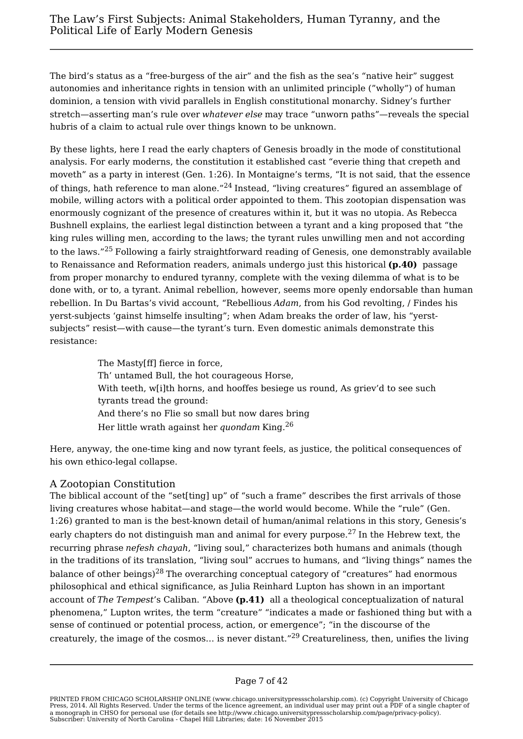The bird's status as a "free-burgess of the air" and the fish as the sea's "native heir" suggest autonomies and inheritance rights in tension with an unlimited principle ("wholly") of human dominion, a tension with vivid parallels in English constitutional monarchy. Sidney's further stretch—asserting man's rule over *whatever else* may trace "unworn paths"—reveals the special hubris of a claim to actual rule over things known to be unknown.

By these lights, here I read the early chapters of Genesis broadly in the mode of constitutional analysis. For early moderns, the constitution it established cast "everie thing that crepeth and moveth" as a party in interest (Gen. 1:26). In Montaigne's terms, "It is not said, that the essence of things, hath reference to man alone."[24] Instead, "living creatures" figured an assemblage of mobile, willing actors with a political order appointed to them. This zootopian dispensation was enormously cognizant of the presence of creatures within it, but it was no utopia. As Rebecca Bushnell explains, the earliest legal distinction between a tyrant and a king proposed that "the king rules willing men, according to the laws; the tyrant rules unwilling men and not according to the laws."[25] Following a fairly straightforward reading of Genesis, one demonstrably available to Renaissance and Reformation readers, animals undergo just this historical **(p.40)** passage from proper monarchy to endured tyranny, complete with the vexing dilemma of what is to be done with, or to, a tyrant. Animal rebellion, however, seems more openly endorsable than human rebellion. In Du Bartas's vivid account, "Rebellious *Adam*, from his God revolting, / Findes his yerst-subjects 'gainst himselfe insulting"; when Adam breaks the order of law, his "yerst-subjects" resist—with cause—the tyrant's turn. Even domestic animals demonstrate this resistance:

> The Masty[ff] fierce in force,
> Th' untamed Bull, the hot courageous Horse,
> With teeth, w[i]th horns, and hooffes besiege us round, As griev'd to see such tyrants tread the ground:
> And there's no Flie so small but now dares bring
> Her little wrath against her *quondam* King.[26]

Here, anyway, the one-time king and now tyrant feels, as justice, the political consequences of his own ethico-legal collapse.

## A Zootopian Constitution

The biblical account of the "set[ting] up" of "such a frame" describes the first arrivals of those living creatures whose habitat—and stage—the world would become. While the "rule" (Gen. 1:26) granted to man is the best-known detail of human/animal relations in this story, Genesis's early chapters do not distinguish man and animal for every purpose.[27] In the Hebrew text, the recurring phrase *nefesh chayah*, "living soul," characterizes both humans and animals (though in the traditions of its translation, "living soul" accrues to humans, and "living things" names the balance of other beings)[28] The overarching conceptual category of "creatures" had enormous philosophical and ethical significance, as Julia Reinhard Lupton has shown in an important account of *The Tempest*'s Caliban. "Above **(p.41)** all a theological conceptualization of natural phenomena," Lupton writes, the term "creature" "indicates a made or fashioned thing but with a sense of continued or potential process, action, or emergence"; "in the discourse of the creaturely, the image of the cosmos... is never distant."[29] Creatureliness, then, unifies the living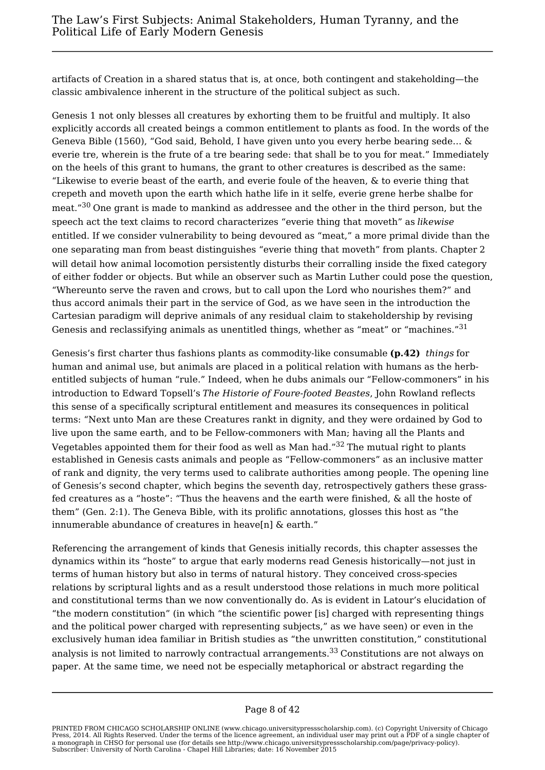artifacts of Creation in a shared status that is, at once, both contingent and stakeholding—the classic ambivalence inherent in the structure of the political subject as such.

Genesis 1 not only blesses all creatures by exhorting them to be fruitful and multiply. It also explicitly accords all created beings a common entitlement to plants as food. In the words of the Geneva Bible (1560), "God said, Behold, I have given unto you every herbe bearing sede… & everie tre, wherein is the frute of a tre bearing sede: that shall be to you for meat." Immediately on the heels of this grant to humans, the grant to other creatures is described as the same: "Likewise to everie beast of the earth, and everie foule of the heaven, & to everie thing that crepeth and moveth upon the earth which hathe life in it selfe, everie grene herbe shalbe for meat."[30] One grant is made to mankind as addressee and the other in the third person, but the speech act the text claims to record characterizes "everie thing that moveth" as *likewise* entitled. If we consider vulnerability to being devoured as "meat," a more primal divide than the one separating man from beast distinguishes "everie thing that moveth" from plants. Chapter 2 will detail how animal locomotion persistently disturbs their corralling inside the fixed category of either fodder or objects. But while an observer such as Martin Luther could pose the question, "Whereunto serve the raven and crows, but to call upon the Lord who nourishes them?" and thus accord animals their part in the service of God, as we have seen in the introduction the Cartesian paradigm will deprive animals of any residual claim to stakeholdership by revising Genesis and reclassifying animals as unentitled things, whether as "meat" or "machines."[31]

Genesis's first charter thus fashions plants as commodity-like consumable **(p.42)** *things* for human and animal use, but animals are placed in a political relation with humans as the herb-entitled subjects of human "rule." Indeed, when he dubs animals our "Fellow-commoners" in his introduction to Edward Topsell's *The Historie of Foure-footed Beastes*, John Rowland reflects this sense of a specifically scriptural entitlement and measures its consequences in political terms: "Next unto Man are these Creatures rankt in dignity, and they were ordained by God to live upon the same earth, and to be Fellow-commoners with Man; having all the Plants and Vegetables appointed them for their food as well as Man had."[32] The mutual right to plants established in Genesis casts animals and people as "Fellow-commoners" as an inclusive matter of rank and dignity, the very terms used to calibrate authorities among people. The opening line of Genesis's second chapter, which begins the seventh day, retrospectively gathers these grass-fed creatures as a "hoste": "Thus the heavens and the earth were finished, & all the hoste of them" (Gen. 2:1). The Geneva Bible, with its prolific annotations, glosses this host as "the innumerable abundance of creatures in heave[n] & earth."

Referencing the arrangement of kinds that Genesis initially records, this chapter assesses the dynamics within its "hoste" to argue that early moderns read Genesis historically—not just in terms of human history but also in terms of natural history. They conceived cross-species relations by scriptural lights and as a result understood those relations in much more political and constitutional terms than we now conventionally do. As is evident in Latour's elucidation of "the modern constitution" (in which "the scientific power [is] charged with representing things and the political power charged with representing subjects," as we have seen) or even in the exclusively human idea familiar in British studies as "the unwritten constitution," constitutional analysis is not limited to narrowly contractual arrangements.[33] Constitutions are not always on paper. At the same time, we need not be especially metaphorical or abstract regarding the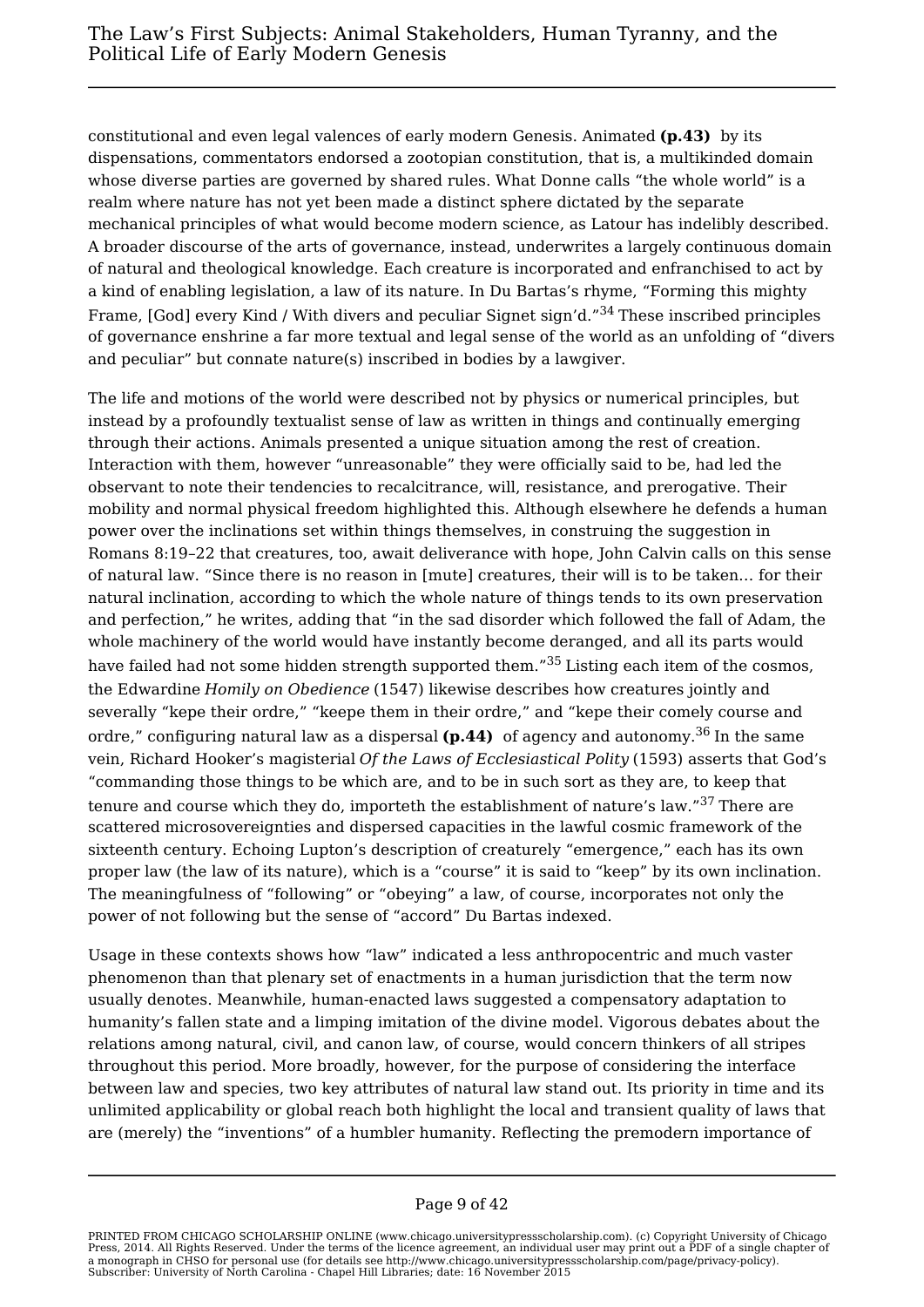constitutional and even legal valences of early modern Genesis. Animated **(p.43)** by its dispensations, commentators endorsed a zootopian constitution, that is, a multikinded domain whose diverse parties are governed by shared rules. What Donne calls "the whole world" is a realm where nature has not yet been made a distinct sphere dictated by the separate mechanical principles of what would become modern science, as Latour has indelibly described. A broader discourse of the arts of governance, instead, underwrites a largely continuous domain of natural and theological knowledge. Each creature is incorporated and enfranchised to act by a kind of enabling legislation, a law of its nature. In Du Bartas's rhyme, "Forming this mighty Frame, [God] every Kind / With divers and peculiar Signet sign'd."[34] These inscribed principles of governance enshrine a far more textual and legal sense of the world as an unfolding of "divers and peculiar" but connate nature(s) inscribed in bodies by a lawgiver.

The life and motions of the world were described not by physics or numerical principles, but instead by a profoundly textualist sense of law as written in things and continually emerging through their actions. Animals presented a unique situation among the rest of creation. Interaction with them, however "unreasonable" they were officially said to be, had led the observant to note their tendencies to recalcitrance, will, resistance, and prerogative. Their mobility and normal physical freedom highlighted this. Although elsewhere he defends a human power over the inclinations set within things themselves, in construing the suggestion in Romans 8:19–22 that creatures, too, await deliverance with hope, John Calvin calls on this sense of natural law. "Since there is no reason in [mute] creatures, their will is to be taken… for their natural inclination, according to which the whole nature of things tends to its own preservation and perfection," he writes, adding that "in the sad disorder which followed the fall of Adam, the whole machinery of the world would have instantly become deranged, and all its parts would have failed had not some hidden strength supported them."[35] Listing each item of the cosmos, the Edwardine *Homily on Obedience* (1547) likewise describes how creatures jointly and severally "kepe their ordre," "keepe them in their ordre," and "kepe their comely course and ordre," configuring natural law as a dispersal **(p.44)** of agency and autonomy.[36] In the same vein, Richard Hooker's magisterial *Of the Laws of Ecclesiastical Polity* (1593) asserts that God's "commanding those things to be which are, and to be in such sort as they are, to keep that tenure and course which they do, importeth the establishment of nature's law."[37] There are scattered microsovereignties and dispersed capacities in the lawful cosmic framework of the sixteenth century. Echoing Lupton's description of creaturely "emergence," each has its own proper law (the law of its nature), which is a "course" it is said to "keep" by its own inclination. The meaningfulness of "following" or "obeying" a law, of course, incorporates not only the power of not following but the sense of "accord" Du Bartas indexed.

Usage in these contexts shows how "law" indicated a less anthropocentric and much vaster phenomenon than that plenary set of enactments in a human jurisdiction that the term now usually denotes. Meanwhile, human-enacted laws suggested a compensatory adaptation to humanity's fallen state and a limping imitation of the divine model. Vigorous debates about the relations among natural, civil, and canon law, of course, would concern thinkers of all stripes throughout this period. More broadly, however, for the purpose of considering the interface between law and species, two key attributes of natural law stand out. Its priority in time and its unlimited applicability or global reach both highlight the local and transient quality of laws that are (merely) the "inventions" of a humbler humanity. Reflecting the premodern importance of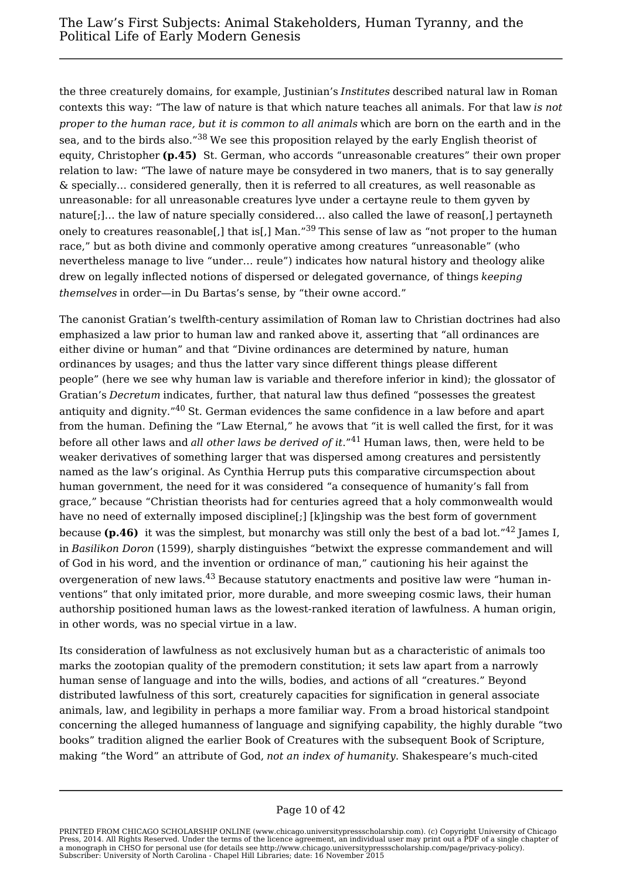the three creaturely domains, for example, Justinian's *Institutes* described natural law in Roman contexts this way: "The law of nature is that which nature teaches all animals. For that law *is not proper to the human race, but it is common to all animals* which are born on the earth and in the sea, and to the birds also."[38] We see this proposition relayed by the early English theorist of equity, Christopher **(p.45)** St. German, who accords "unreasonable creatures" their own proper relation to law: "The lawe of nature maye be consydered in two maners, that is to say generally & specially… considered generally, then it is referred to all creatures, as well reasonable as unreasonable: for all unreasonable creatures lyve under a certayne reule to them gyven by nature[;]… the law of nature specially considered… also called the lawe of reason[,] pertayneth onely to creatures reasonable[,] that is[,] Man."[39] This sense of law as "not proper to the human race," but as both divine and commonly operative among creatures "unreasonable" (who nevertheless manage to live "under… reule") indicates how natural history and theology alike drew on legally inflected notions of dispersed or delegated governance, of things *keeping themselves* in order—in Du Bartas's sense, by "their owne accord."

The canonist Gratian's twelfth-century assimilation of Roman law to Christian doctrines had also emphasized a law prior to human law and ranked above it, asserting that "all ordinances are either divine or human" and that "Divine ordinances are determined by nature, human ordinances by usages; and thus the latter vary since different things please different people" (here we see why human law is variable and therefore inferior in kind); the glossator of Gratian's *Decretum* indicates, further, that natural law thus defined "possesses the greatest antiquity and dignity."[40] St. German evidences the same confidence in a law before and apart from the human. Defining the "Law Eternal," he avows that "it is well called the first, for it was before all other laws and *all other laws be derived of it*."[41] Human laws, then, were held to be weaker derivatives of something larger that was dispersed among creatures and persistently named as the law's original. As Cynthia Herrup puts this comparative circumspection about human government, the need for it was considered "a consequence of humanity's fall from grace," because "Christian theorists had for centuries agreed that a holy commonwealth would have no need of externally imposed discipline[;] [k]ingship was the best form of government because **(p.46)** it was the simplest, but monarchy was still only the best of a bad lot."[42] James I, in *Basilikon Doron* (1599), sharply distinguishes "betwixt the expresse commandement and will of God in his word, and the invention or ordinance of man," cautioning his heir against the overgeneration of new laws.[43] Because statutory enactments and positive law were "human inventions" that only imitated prior, more durable, and more sweeping cosmic laws, their human authorship positioned human laws as the lowest-ranked iteration of lawfulness. A human origin, in other words, was no special virtue in a law.

Its consideration of lawfulness as not exclusively human but as a characteristic of animals too marks the zootopian quality of the premodern constitution; it sets law apart from a narrowly human sense of language and into the wills, bodies, and actions of all "creatures." Beyond distributed lawfulness of this sort, creaturely capacities for signification in general associate animals, law, and legibility in perhaps a more familiar way. From a broad historical standpoint concerning the alleged humanness of language and signifying capability, the highly durable "two books" tradition aligned the earlier Book of Creatures with the subsequent Book of Scripture, making "the Word" an attribute of God, *not an index of humanity*. Shakespeare's much-cited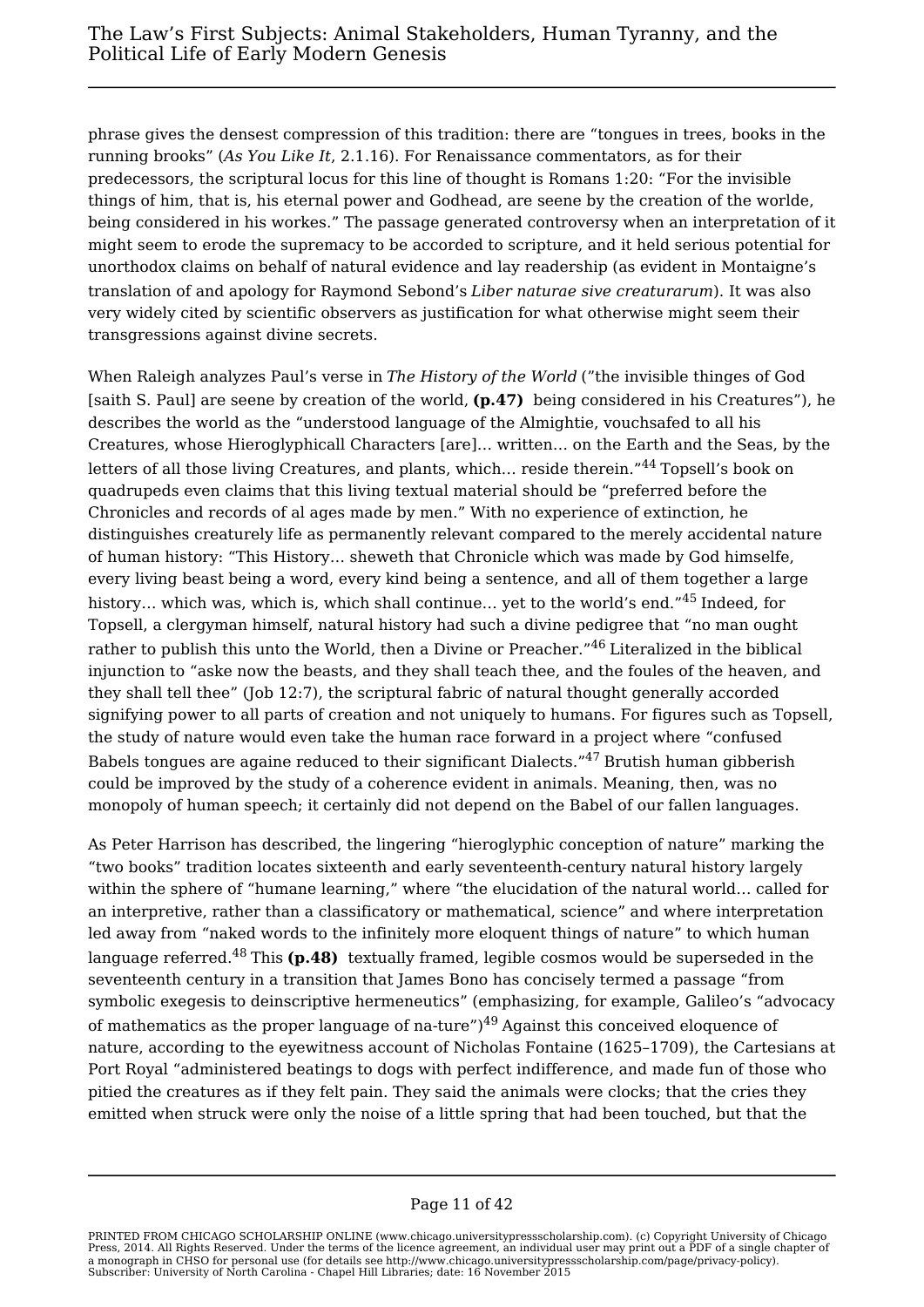phrase gives the densest compression of this tradition: there are “tongues in trees, books in the running brooks” (*As You Like It*, 2.1.16). For Renaissance commentators, as for their predecessors, the scriptural locus for this line of thought is Romans 1:20: “For the invisible things of him, that is, his eternal power and Godhead, are seene by the creation of the worlde, being considered in his workes.” The passage generated controversy when an interpretation of it might seem to erode the supremacy to be accorded to scripture, and it held serious potential for unorthodox claims on behalf of natural evidence and lay readership (as evident in Montaigne’s translation of and apology for Raymond Sebond’s *Liber naturae sive creaturarum*). It was also very widely cited by scientific observers as justification for what otherwise might seem their transgressions against divine secrets.

When Raleigh analyzes Paul’s verse in *The History of the World* (”the invisible thinges of God [saith S. Paul] are seene by creation of the world, **(p.47)** being considered in his Creatures”), he describes the world as the “understood language of the Almightie, vouchsafed to all his Creatures, whose Hieroglyphicall Characters [are]… written… on the Earth and the Seas, by the letters of all those living Creatures, and plants, which… reside therein.”[44] Topsell’s book on quadrupeds even claims that this living textual material should be “preferred before the Chronicles and records of al ages made by men.” With no experience of extinction, he distinguishes creaturely life as permanently relevant compared to the merely accidental nature of human history: “This History… sheweth that Chronicle which was made by God himselfe, every living beast being a word, every kind being a sentence, and all of them together a large history… which was, which is, which shall continue… yet to the world’s end.”[45] Indeed, for Topsell, a clergyman himself, natural history had such a divine pedigree that “no man ought rather to publish this unto the World, then a Divine or Preacher.”[46] Literalized in the biblical injunction to “aske now the beasts, and they shall teach thee, and the foules of the heaven, and they shall tell thee” (Job 12:7), the scriptural fabric of natural thought generally accorded signifying power to all parts of creation and not uniquely to humans. For figures such as Topsell, the study of nature would even take the human race forward in a project where “confused Babels tongues are againe reduced to their significant Dialects.”[47] Brutish human gibberish could be improved by the study of a coherence evident in animals. Meaning, then, was no monopoly of human speech; it certainly did not depend on the Babel of our fallen languages.

As Peter Harrison has described, the lingering “hieroglyphic conception of nature” marking the “two books” tradition locates sixteenth and early seventeenth-century natural history largely within the sphere of “humane learning,” where “the elucidation of the natural world… called for an interpretive, rather than a classificatory or mathematical, science” and where interpretation led away from “naked words to the infinitely more eloquent things of nature” to which human language referred.[48] This **(p.48)** textually framed, legible cosmos would be superseded in the seventeenth century in a transition that James Bono has concisely termed a passage “from symbolic exegesis to deinscriptive hermeneutics” (emphasizing, for example, Galileo’s “advocacy of mathematics as the proper language of na-ture”)[49] Against this conceived eloquence of nature, according to the eyewitness account of Nicholas Fontaine (1625–1709), the Cartesians at Port Royal “administered beatings to dogs with perfect indifference, and made fun of those who pitied the creatures as if they felt pain. They said the animals were clocks; that the cries they emitted when struck were only the noise of a little spring that had been touched, but that the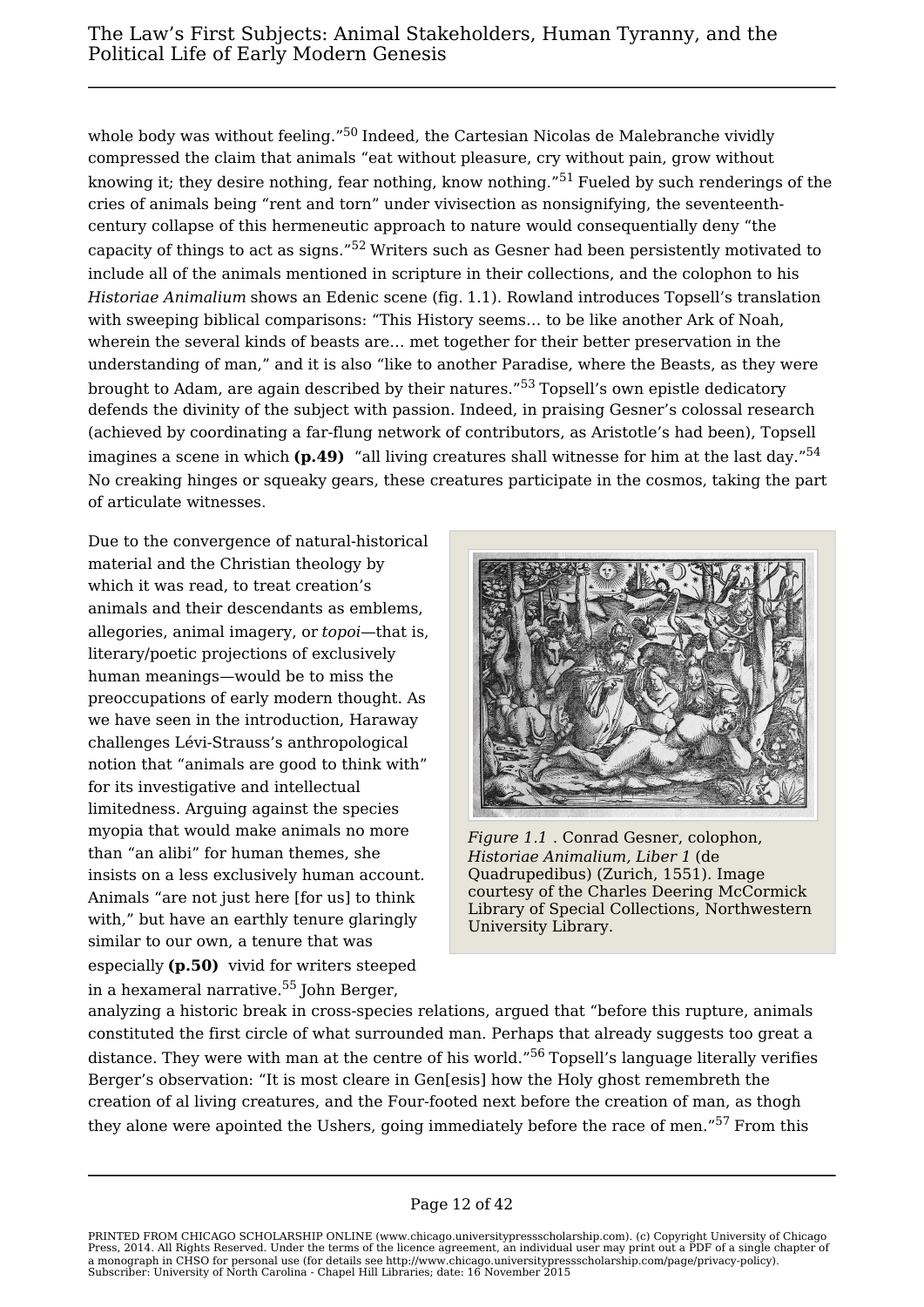whole body was without feeling."[50] Indeed, the Cartesian Nicolas de Malebranche vividly compressed the claim that animals "eat without pleasure, cry without pain, grow without knowing it; they desire nothing, fear nothing, know nothing."[51] Fueled by such renderings of the cries of animals being "rent and torn" under vivisection as nonsignifying, the seventeenth-century collapse of this hermeneutic approach to nature would consequentially deny "the capacity of things to act as signs."[52] Writers such as Gesner had been persistently motivated to include all of the animals mentioned in scripture in their collections, and the colophon to his *Historiae Animalium* shows an Edenic scene (fig. 1.1). Rowland introduces Topsell's translation with sweeping biblical comparisons: "This History seems… to be like another Ark of Noah, wherein the several kinds of beasts are… met together for their better preservation in the understanding of man," and it is also "like to another Paradise, where the Beasts, as they were brought to Adam, are again described by their natures."[53] Topsell's own epistle dedicatory defends the divinity of the subject with passion. Indeed, in praising Gesner's colossal research (achieved by coordinating a far-flung network of contributors, as Aristotle's had been), Topsell imagines a scene in which **(p.49)** "all living creatures shall witnesse for him at the last day."[54] No creaking hinges or squeaky gears, these creatures participate in the cosmos, taking the part of articulate witnesses.

Due to the convergence of natural-historical material and the Christian theology by which it was read, to treat creation's animals and their descendants as emblems, allegories, animal imagery, or *topoi*—that is, literary/poetic projections of exclusively human meanings—would be to miss the preoccupations of early modern thought. As we have seen in the introduction, Haraway challenges Lévi-Strauss's anthropological notion that "animals are good to think with" for its investigative and intellectual limitedness. Arguing against the species myopia that would make animals no more than "an alibi" for human themes, she insists on a less exclusively human account. Animals "are not just here [for us] to think with," but have an earthly tenure glaringly similar to our own, a tenure that was especially **(p.50)** vivid for writers steeped in a hexameral narrative.[55] John Berger, analyzing a historic break in cross-species relations, argued that "before this rupture, animals constituted the first circle of what surrounded man. Perhaps that already suggests too great a distance. They were with man at the centre of his world."[56] Topsell's language literally verifies Berger's observation: "It is most cleare in Gen[esis] how the Holy ghost remembreth the creation of al living creatures, and the Four-footed next before the creation of man, as thogh they alone were apointed the Ushers, going immediately before the race of men."[57] From this

*Figure 1.1* . Conrad Gesner, colophon, *Historiae Animalium, Liber 1* (de Quadrupedibus) (Zurich, 1551). Image courtesy of the Charles Deering McCormick Library of Special Collections, Northwestern University Library.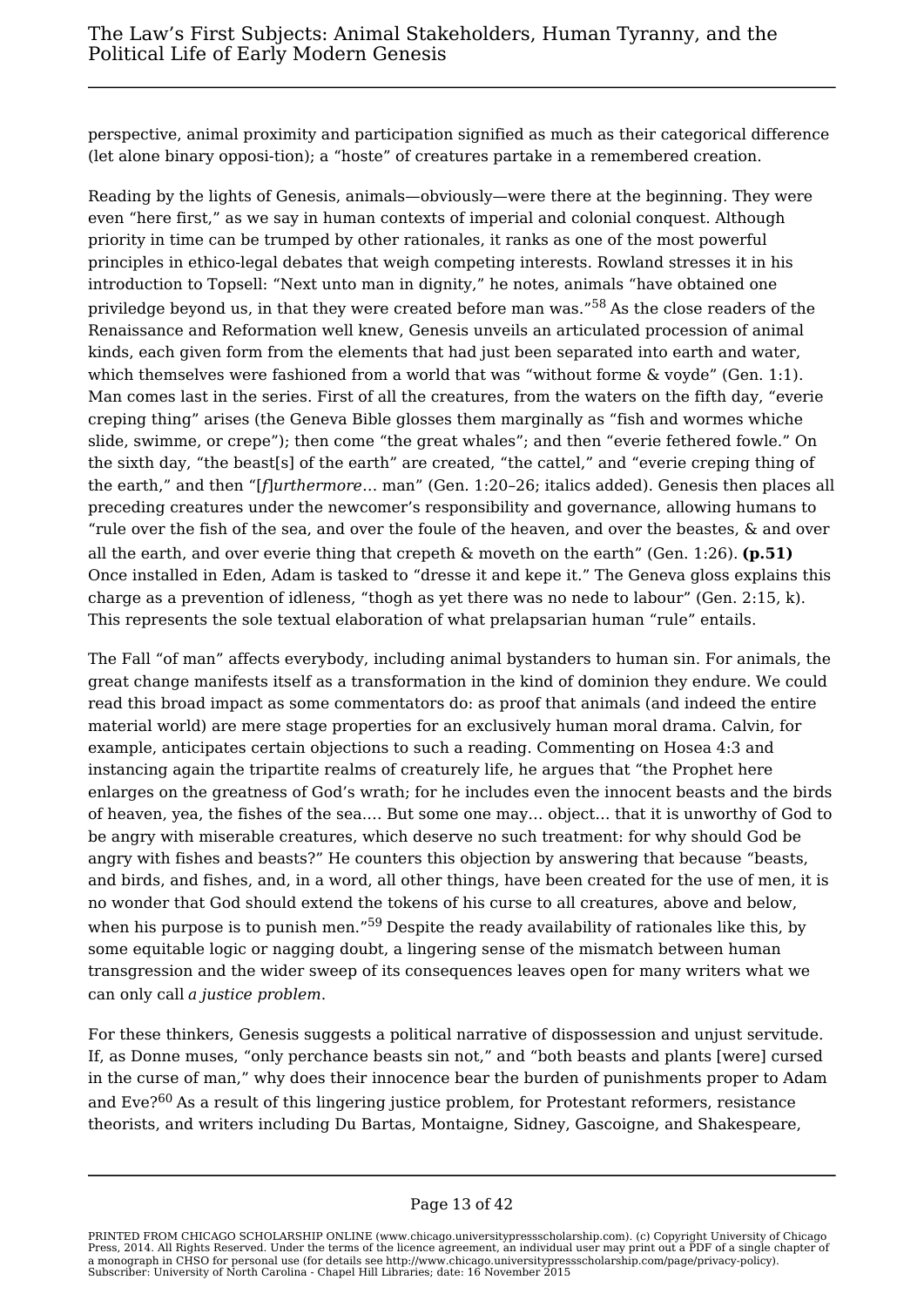perspective, animal proximity and participation signified as much as their categorical difference (let alone binary opposi-tion); a "hoste" of creatures partake in a remembered creation.

Reading by the lights of Genesis, animals—obviously—were there at the beginning. They were even "here first," as we say in human contexts of imperial and colonial conquest. Although priority in time can be trumped by other rationales, it ranks as one of the most powerful principles in ethico-legal debates that weigh competing interests. Rowland stresses it in his introduction to Topsell: "Next unto man in dignity," he notes, animals "have obtained one priviledge beyond us, in that they were created before man was."[58] As the close readers of the Renaissance and Reformation well knew, Genesis unveils an articulated procession of animal kinds, each given form from the elements that had just been separated into earth and water, which themselves were fashioned from a world that was "without forme & voyde" (Gen. 1:1). Man comes last in the series. First of all the creatures, from the waters on the fifth day, "everie creping thing" arises (the Geneva Bible glosses them marginally as "fish and wormes whiche slide, swimme, or crepe"); then come "the great whales"; and then "everie fethered fowle." On the sixth day, "the beast[s] of the earth" are created, "the cattel," and "everie creping thing of the earth," and then "[*f*]*urthermore*… man" (Gen. 1:20–26; italics added). Genesis then places all preceding creatures under the newcomer's responsibility and governance, allowing humans to "rule over the fish of the sea, and over the foule of the heaven, and over the beastes, & and over all the earth, and over everie thing that crepeth & moveth on the earth" (Gen. 1:26). **(p.51)** Once installed in Eden, Adam is tasked to "dresse it and kepe it." The Geneva gloss explains this charge as a prevention of idleness, "thogh as yet there was no nede to labour" (Gen. 2:15, k). This represents the sole textual elaboration of what prelapsarian human "rule" entails.

The Fall "of man" affects everybody, including animal bystanders to human sin. For animals, the great change manifests itself as a transformation in the kind of dominion they endure. We could read this broad impact as some commentators do: as proof that animals (and indeed the entire material world) are mere stage properties for an exclusively human moral drama. Calvin, for example, anticipates certain objections to such a reading. Commenting on Hosea 4:3 and instancing again the tripartite realms of creaturely life, he argues that "the Prophet here enlarges on the greatness of God's wrath; for he includes even the innocent beasts and the birds of heaven, yea, the fishes of the sea.… But some one may… object… that it is unworthy of God to be angry with miserable creatures, which deserve no such treatment: for why should God be angry with fishes and beasts?" He counters this objection by answering that because "beasts, and birds, and fishes, and, in a word, all other things, have been created for the use of men, it is no wonder that God should extend the tokens of his curse to all creatures, above and below, when his purpose is to punish men."[59] Despite the ready availability of rationales like this, by some equitable logic or nagging doubt, a lingering sense of the mismatch between human transgression and the wider sweep of its consequences leaves open for many writers what we can only call *a justice problem*.

For these thinkers, Genesis suggests a political narrative of dispossession and unjust servitude. If, as Donne muses, "only perchance beasts sin not," and "both beasts and plants [were] cursed in the curse of man," why does their innocence bear the burden of punishments proper to Adam and Eve?[60] As a result of this lingering justice problem, for Protestant reformers, resistance theorists, and writers including Du Bartas, Montaigne, Sidney, Gascoigne, and Shakespeare,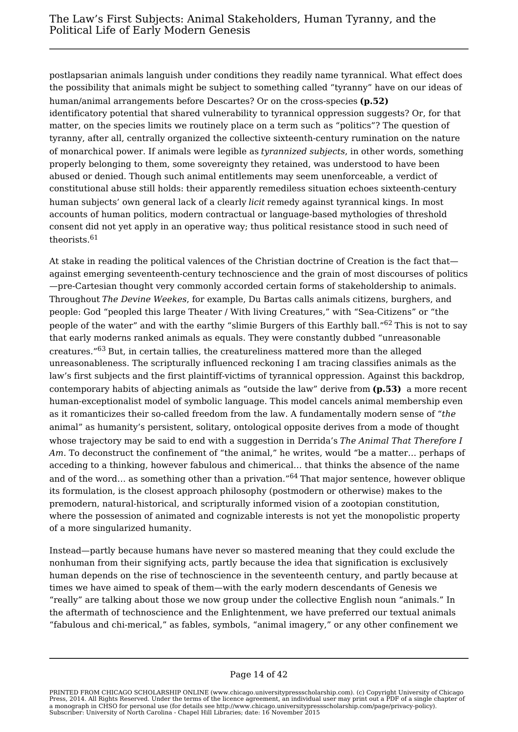postlapsarian animals languish under conditions they readily name tyrannical. What effect does the possibility that animals might be subject to something called "tyranny" have on our ideas of human/animal arrangements before Descartes? Or on the cross-species **(p.52)** identificatory potential that shared vulnerability to tyrannical oppression suggests? Or, for that matter, on the species limits we routinely place on a term such as "politics"? The question of tyranny, after all, centrally organized the collective sixteenth-century rumination on the nature of monarchical power. If animals were legible as *tyrannized subjects*, in other words, something properly belonging to them, some sovereignty they retained, was understood to have been abused or denied. Though such animal entitlements may seem unenforceable, a verdict of constitutional abuse still holds: their apparently remediless situation echoes sixteenth-century human subjects' own general lack of a clearly *licit* remedy against tyrannical kings. In most accounts of human politics, modern contractual or language-based mythologies of threshold consent did not yet apply in an operative way; thus political resistance stood in such need of theorists.[61]

At stake in reading the political valences of the Christian doctrine of Creation is the fact that—against emerging seventeenth-century technoscience and the grain of most discourses of politics—pre-Cartesian thought very commonly accorded certain forms of stakeholdership to animals. Throughout *The Devine Weekes*, for example, Du Bartas calls animals citizens, burghers, and people: God "peopled this large Theater / With living Creatures," with "Sea-Citizens" or "the people of the water" and with the earthy "slimie Burgers of this Earthly ball."[62] This is not to say that early moderns ranked animals as equals. They were constantly dubbed "unreasonable creatures."[63] But, in certain tallies, the creatureliness mattered more than the alleged unreasonableness. The scripturally influenced reckoning I am tracing classifies animals as the law's first subjects and the first plaintiff-victims of tyrannical oppression. Against this backdrop, contemporary habits of abjecting animals as "outside the law" derive from **(p.53)** a more recent human-exceptionalist model of symbolic language. This model cancels animal membership even as it romanticizes their so-called freedom from the law. A fundamentally modern sense of "*the* animal" as humanity's persistent, solitary, ontological opposite derives from a mode of thought whose trajectory may be said to end with a suggestion in Derrida's *The Animal That Therefore I Am*. To deconstruct the confinement of "the animal," he writes, would "be a matter… perhaps of acceding to a thinking, however fabulous and chimerical… that thinks the absence of the name and of the word… as something other than a privation."[64] That major sentence, however oblique its formulation, is the closest approach philosophy (postmodern or otherwise) makes to the premodern, natural-historical, and scripturally informed vision of a zootopian constitution, where the possession of animated and cognizable interests is not yet the monopolistic property of a more singularized humanity.

Instead—partly because humans have never so mastered meaning that they could exclude the nonhuman from their signifying acts, partly because the idea that signification is exclusively human depends on the rise of technoscience in the seventeenth century, and partly because at times we have aimed to speak of them—with the early modern descendants of Genesis we "really" are talking about those we now group under the collective English noun "animals." In the aftermath of technoscience and the Enlightenment, we have preferred our textual animals "fabulous and chi-merical," as fables, symbols, "animal imagery," or any other confinement we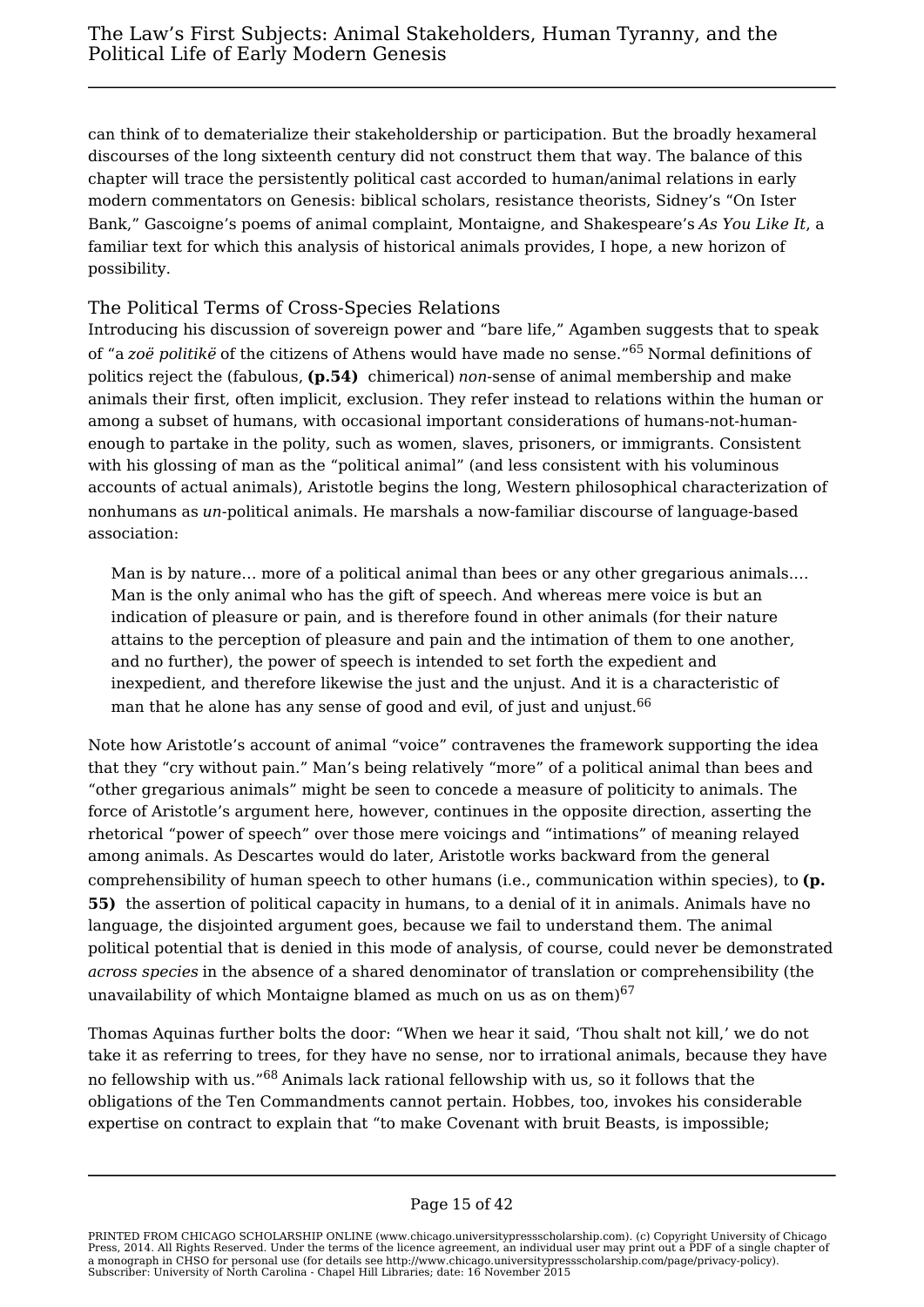can think of to dematerialize their stakeholdership or participation. But the broadly hexameral discourses of the long sixteenth century did not construct them that way. The balance of this chapter will trace the persistently political cast accorded to human/animal relations in early modern commentators on Genesis: biblical scholars, resistance theorists, Sidney's "On Ister Bank," Gascoigne's poems of animal complaint, Montaigne, and Shakespeare's *As You Like It*, a familiar text for which this analysis of historical animals provides, I hope, a new horizon of possibility.

## The Political Terms of Cross-Species Relations

Introducing his discussion of sovereign power and "bare life," Agamben suggests that to speak of "a *zoë politikë* of the citizens of Athens would have made no sense."[65] Normal definitions of politics reject the (fabulous, **(p.54)** chimerical) *non*-sense of animal membership and make animals their first, often implicit, exclusion. They refer instead to relations within the human or among a subset of humans, with occasional important considerations of humans-not-human-enough to partake in the polity, such as women, slaves, prisoners, or immigrants. Consistent with his glossing of man as the "political animal" (and less consistent with his voluminous accounts of actual animals), Aristotle begins the long, Western philosophical characterization of nonhumans as *un*-political animals. He marshals a now-familiar discourse of language-based association:

> Man is by nature… more of a political animal than bees or any other gregarious animals.… Man is the only animal who has the gift of speech. And whereas mere voice is but an indication of pleasure or pain, and is therefore found in other animals (for their nature attains to the perception of pleasure and pain and the intimation of them to one another, and no further), the power of speech is intended to set forth the expedient and inexpedient, and therefore likewise the just and the unjust. And it is a characteristic of man that he alone has any sense of good and evil, of just and unjust.[66]

Note how Aristotle's account of animal "voice" contravenes the framework supporting the idea that they "cry without pain." Man's being relatively "more" of a political animal than bees and "other gregarious animals" might be seen to concede a measure of politicity to animals. The force of Aristotle's argument here, however, continues in the opposite direction, asserting the rhetorical "power of speech" over those mere voicings and "intimations" of meaning relayed among animals. As Descartes would do later, Aristotle works backward from the general comprehensibility of human speech to other humans (i.e., communication within species), to **(p. 55)** the assertion of political capacity in humans, to a denial of it in animals. Animals have no language, the disjointed argument goes, because we fail to understand them. The animal political potential that is denied in this mode of analysis, of course, could never be demonstrated *across species* in the absence of a shared denominator of translation or comprehensibility (the unavailability of which Montaigne blamed as much on us as on them)[67]

Thomas Aquinas further bolts the door: "When we hear it said, 'Thou shalt not kill,' we do not take it as referring to trees, for they have no sense, nor to irrational animals, because they have no fellowship with us."[68] Animals lack rational fellowship with us, so it follows that the obligations of the Ten Commandments cannot pertain. Hobbes, too, invokes his considerable expertise on contract to explain that "to make Covenant with bruit Beasts, is impossible;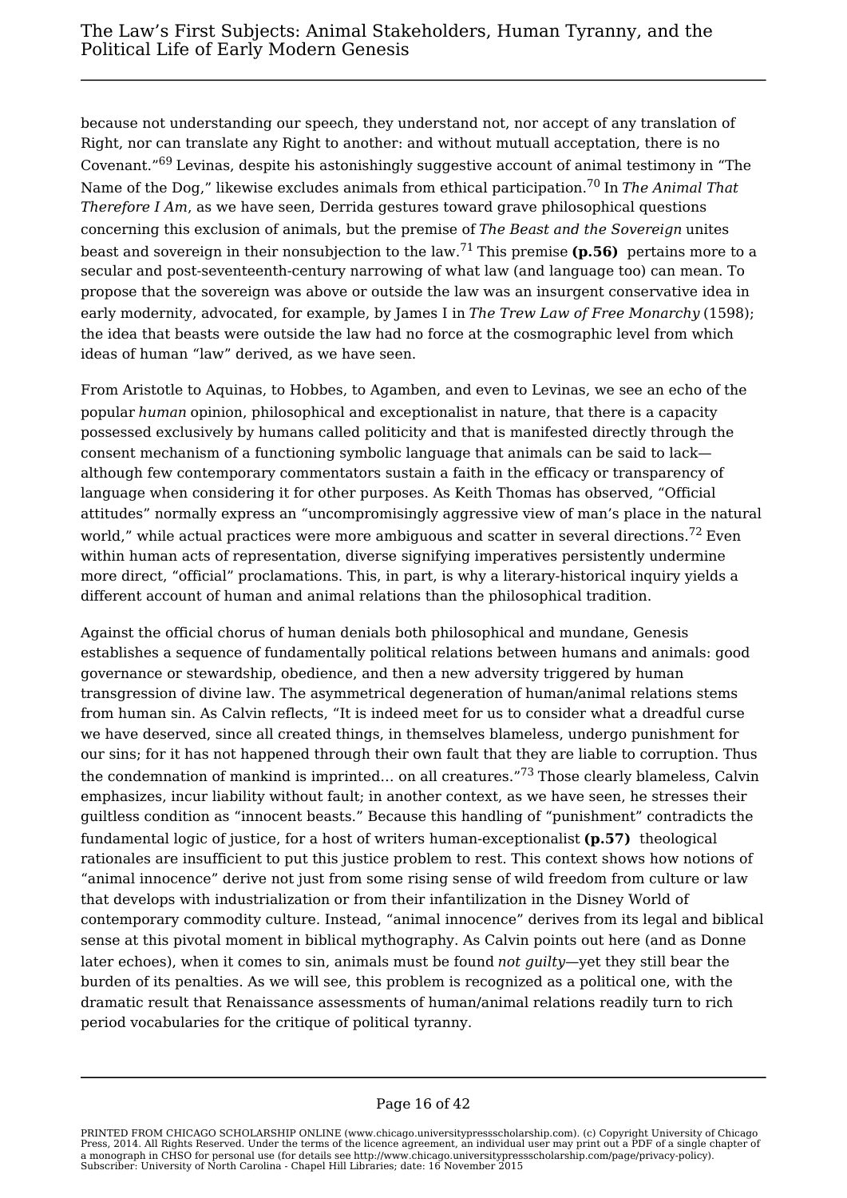because not understanding our speech, they understand not, nor accept of any translation of Right, nor can translate any Right to another: and without mutuall acceptation, there is no Covenant."[69] Levinas, despite his astonishingly suggestive account of animal testimony in "The Name of the Dog," likewise excludes animals from ethical participation.[70] In *The Animal That Therefore I Am*, as we have seen, Derrida gestures toward grave philosophical questions concerning this exclusion of animals, but the premise of *The Beast and the Sovereign* unites beast and sovereign in their nonsubjection to the law.[71] This premise **(p.56)** pertains more to a secular and post-seventeenth-century narrowing of what law (and language too) can mean. To propose that the sovereign was above or outside the law was an insurgent conservative idea in early modernity, advocated, for example, by James I in *The Trew Law of Free Monarchy* (1598); the idea that beasts were outside the law had no force at the cosmographic level from which ideas of human "law" derived, as we have seen.

From Aristotle to Aquinas, to Hobbes, to Agamben, and even to Levinas, we see an echo of the popular *human* opinion, philosophical and exceptionalist in nature, that there is a capacity possessed exclusively by humans called politicity and that is manifested directly through the consent mechanism of a functioning symbolic language that animals can be said to lack—although few contemporary commentators sustain a faith in the efficacy or transparency of language when considering it for other purposes. As Keith Thomas has observed, "Official attitudes" normally express an "uncompromisingly aggressive view of man's place in the natural world," while actual practices were more ambiguous and scatter in several directions.[72] Even within human acts of representation, diverse signifying imperatives persistently undermine more direct, "official" proclamations. This, in part, is why a literary-historical inquiry yields a different account of human and animal relations than the philosophical tradition.

Against the official chorus of human denials both philosophical and mundane, Genesis establishes a sequence of fundamentally political relations between humans and animals: good governance or stewardship, obedience, and then a new adversity triggered by human transgression of divine law. The asymmetrical degeneration of human/animal relations stems from human sin. As Calvin reflects, "It is indeed meet for us to consider what a dreadful curse we have deserved, since all created things, in themselves blameless, undergo punishment for our sins; for it has not happened through their own fault that they are liable to corruption. Thus the condemnation of mankind is imprinted… on all creatures."[73] Those clearly blameless, Calvin emphasizes, incur liability without fault; in another context, as we have seen, he stresses their guiltless condition as "innocent beasts." Because this handling of "punishment" contradicts the fundamental logic of justice, for a host of writers human-exceptionalist **(p.57)** theological rationales are insufficient to put this justice problem to rest. This context shows how notions of "animal innocence" derive not just from some rising sense of wild freedom from culture or law that develops with industrialization or from their infantilization in the Disney World of contemporary commodity culture. Instead, "animal innocence" derives from its legal and biblical sense at this pivotal moment in biblical mythography. As Calvin points out here (and as Donne later echoes), when it comes to sin, animals must be found *not guilty*—yet they still bear the burden of its penalties. As we will see, this problem is recognized as a political one, with the dramatic result that Renaissance assessments of human/animal relations readily turn to rich period vocabularies for the critique of political tyranny.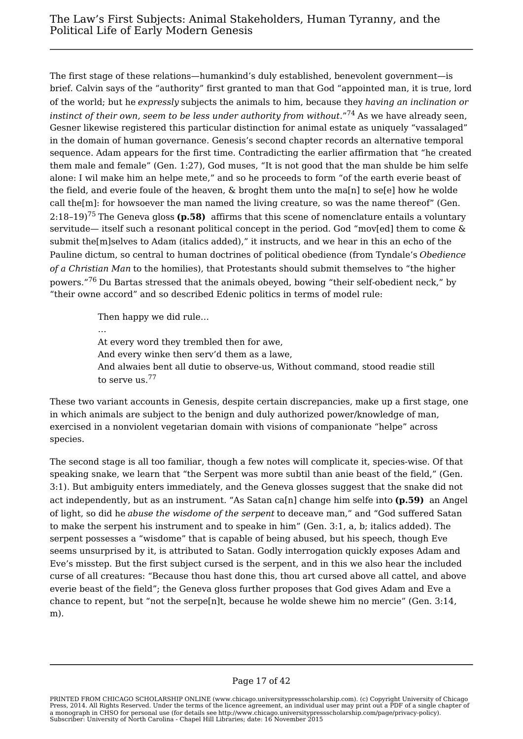The first stage of these relations—humankind's duly established, benevolent government—is brief. Calvin says of the "authority" first granted to man that God "appointed man, it is true, lord of the world; but he *expressly* subjects the animals to him, because they *having an inclination or instinct of their own, seem to be less under authority from without*."[74] As we have already seen, Gesner likewise registered this particular distinction for animal estate as uniquely "vassalaged" in the domain of human governance. Genesis's second chapter records an alternative temporal sequence. Adam appears for the first time. Contradicting the earlier affirmation that "he created them male and female" (Gen. 1:27), God muses, "It is not good that the man shulde be him selfe alone: I wil make him an helpe mete," and so he proceeds to form "of the earth everie beast of the field, and everie foule of the heaven, & broght them unto the ma[n] to se[e] how he wolde call the[m]: for howsoever the man named the living creature, so was the name thereof" (Gen. 2:18–19)[75] The Geneva gloss **(p.58)** affirms that this scene of nomenclature entails a voluntary servitude— itself such a resonant political concept in the period. God "mov[ed] them to come & submit the[m]selves to Adam (italics added)," it instructs, and we hear in this an echo of the Pauline dictum, so central to human doctrines of political obedience (from Tyndale's *Obedience of a Christian Man* to the homilies), that Protestants should submit themselves to "the higher powers."[76] Du Bartas stressed that the animals obeyed, bowing "their self-obedient neck," by "their owne accord" and so described Edenic politics in terms of model rule:

> Then happy we did rule…
> …
> At every word they trembled then for awe,
> And every winke then serv'd them as a lawe,
> And alwaies bent all dutie to observe-us, Without command, stood readie still to serve us.[77]

These two variant accounts in Genesis, despite certain discrepancies, make up a first stage, one in which animals are subject to the benign and duly authorized power/knowledge of man, exercised in a nonviolent vegetarian domain with visions of companionate "helpe" across species.

The second stage is all too familiar, though a few notes will complicate it, species-wise. Of that speaking snake, we learn that "the Serpent was more subtil than anie beast of the field," (Gen. 3:1). But ambiguity enters immediately, and the Geneva glosses suggest that the snake did not act independently, but as an instrument. "As Satan ca[n] change him selfe into **(p.59)** an Angel of light, so did he *abuse the wisdome of the serpent* to deceave man," and "God suffered Satan to make the serpent his instrument and to speake in him" (Gen. 3:1, a, b; italics added). The serpent possesses a "wisdome" that is capable of being abused, but his speech, though Eve seems unsurprised by it, is attributed to Satan. Godly interrogation quickly exposes Adam and Eve's misstep. But the first subject cursed is the serpent, and in this we also hear the included curse of all creatures: "Because thou hast done this, thou art cursed above all cattel, and above everie beast of the field"; the Geneva gloss further proposes that God gives Adam and Eve a chance to repent, but "not the serpe[n]t, because he wolde shewe him no mercie" (Gen. 3:14, m).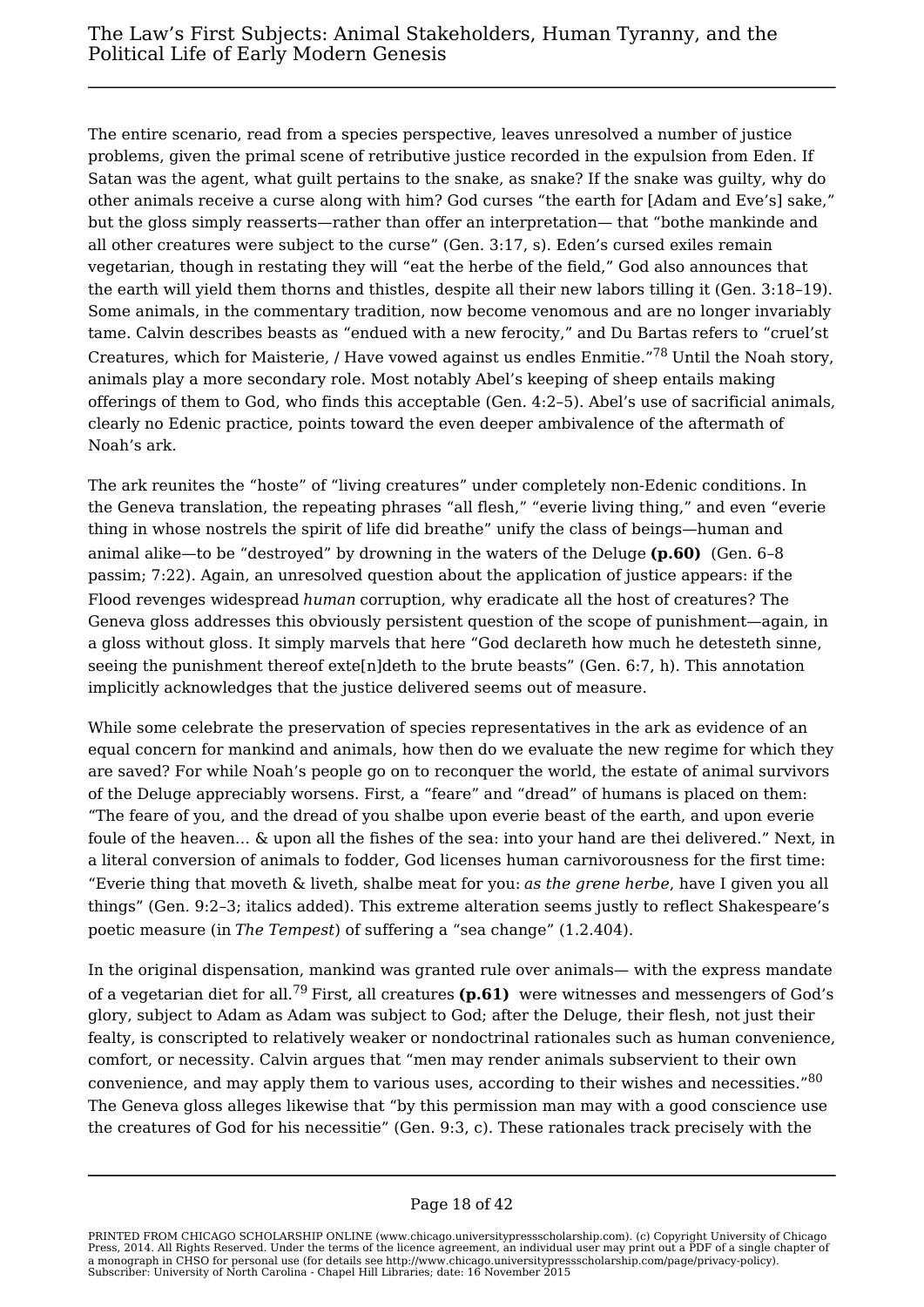The entire scenario, read from a species perspective, leaves unresolved a number of justice problems, given the primal scene of retributive justice recorded in the expulsion from Eden. If Satan was the agent, what guilt pertains to the snake, as snake? If the snake was guilty, why do other animals receive a curse along with him? God curses "the earth for [Adam and Eve's] sake," but the gloss simply reasserts—rather than offer an interpretation— that "bothe mankinde and all other creatures were subject to the curse" (Gen. 3:17, s). Eden's cursed exiles remain vegetarian, though in restating they will "eat the herbe of the field," God also announces that the earth will yield them thorns and thistles, despite all their new labors tilling it (Gen. 3:18–19). Some animals, in the commentary tradition, now become venomous and are no longer invariably tame. Calvin describes beasts as "endued with a new ferocity," and Du Bartas refers to "cruel'st Creatures, which for Maisterie, / Have vowed against us endles Enmitie."[78] Until the Noah story, animals play a more secondary role. Most notably Abel's keeping of sheep entails making offerings of them to God, who finds this acceptable (Gen. 4:2–5). Abel's use of sacrificial animals, clearly no Edenic practice, points toward the even deeper ambivalence of the aftermath of Noah's ark.

The ark reunites the "hoste" of "living creatures" under completely non-Edenic conditions. In the Geneva translation, the repeating phrases "all flesh," "everie living thing," and even "everie thing in whose nostrels the spirit of life did breathe" unify the class of beings—human and animal alike—to be "destroyed" by drowning in the waters of the Deluge **(p.60)** (Gen. 6–8 passim; 7:22). Again, an unresolved question about the application of justice appears: if the Flood revenges widespread *human* corruption, why eradicate all the host of creatures? The Geneva gloss addresses this obviously persistent question of the scope of punishment—again, in a gloss without gloss. It simply marvels that here "God declareth how much he detesteth sinne, seeing the punishment thereof exte[n]deth to the brute beasts" (Gen. 6:7, h). This annotation implicitly acknowledges that the justice delivered seems out of measure.

While some celebrate the preservation of species representatives in the ark as evidence of an equal concern for mankind and animals, how then do we evaluate the new regime for which they are saved? For while Noah's people go on to reconquer the world, the estate of animal survivors of the Deluge appreciably worsens. First, a "feare" and "dread" of humans is placed on them: "The feare of you, and the dread of you shalbe upon everie beast of the earth, and upon everie foule of the heaven… & upon all the fishes of the sea: into your hand are thei delivered." Next, in a literal conversion of animals to fodder, God licenses human carnivorousness for the first time: "Everie thing that moveth & liveth, shalbe meat for you: *as the grene herbe*, have I given you all things" (Gen. 9:2–3; italics added). This extreme alteration seems justly to reflect Shakespeare's poetic measure (in *The Tempest*) of suffering a "sea change" (1.2.404).

In the original dispensation, mankind was granted rule over animals— with the express mandate of a vegetarian diet for all.[79] First, all creatures **(p.61)** were witnesses and messengers of God's glory, subject to Adam as Adam was subject to God; after the Deluge, their flesh, not just their fealty, is conscripted to relatively weaker or nondoctrinal rationales such as human convenience, comfort, or necessity. Calvin argues that "men may render animals subservient to their own convenience, and may apply them to various uses, according to their wishes and necessities."[80] The Geneva gloss alleges likewise that "by this permission man may with a good conscience use the creatures of God for his necessitie" (Gen. 9:3, c). These rationales track precisely with the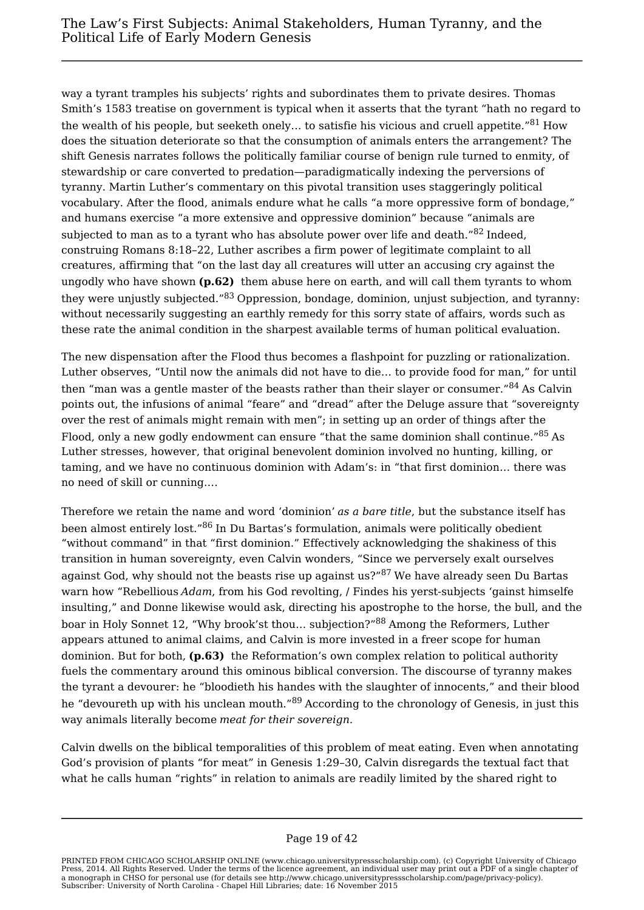way a tyrant tramples his subjects' rights and subordinates them to private desires. Thomas Smith's 1583 treatise on government is typical when it asserts that the tyrant "hath no regard to the wealth of his people, but seeketh onely… to satisfie his vicious and cruell appetite."[81] How does the situation deteriorate so that the consumption of animals enters the arrangement? The shift Genesis narrates follows the politically familiar course of benign rule turned to enmity, of stewardship or care converted to predation—paradigmatically indexing the perversions of tyranny. Martin Luther's commentary on this pivotal transition uses staggeringly political vocabulary. After the flood, animals endure what he calls "a more oppressive form of bondage," and humans exercise "a more extensive and oppressive dominion" because "animals are subjected to man as to a tyrant who has absolute power over life and death."[82] Indeed, construing Romans 8:18–22, Luther ascribes a firm power of legitimate complaint to all creatures, affirming that "on the last day all creatures will utter an accusing cry against the ungodly who have shown **(p.62)** them abuse here on earth, and will call them tyrants to whom they were unjustly subjected."[83] Oppression, bondage, dominion, unjust subjection, and tyranny: without necessarily suggesting an earthly remedy for this sorry state of affairs, words such as these rate the animal condition in the sharpest available terms of human political evaluation.

The new dispensation after the Flood thus becomes a flashpoint for puzzling or rationalization. Luther observes, "Until now the animals did not have to die… to provide food for man," for until then "man was a gentle master of the beasts rather than their slayer or consumer."[84] As Calvin points out, the infusions of animal "feare" and "dread" after the Deluge assure that "sovereignty over the rest of animals might remain with men"; in setting up an order of things after the Flood, only a new godly endowment can ensure "that the same dominion shall continue."[85] As Luther stresses, however, that original benevolent dominion involved no hunting, killing, or taming, and we have no continuous dominion with Adam's: in "that first dominion… there was no need of skill or cunning.…

Therefore we retain the name and word 'dominion' *as a bare title*, but the substance itself has been almost entirely lost."[86] In Du Bartas's formulation, animals were politically obedient "without command" in that "first dominion." Effectively acknowledging the shakiness of this transition in human sovereignty, even Calvin wonders, "Since we perversely exalt ourselves against God, why should not the beasts rise up against us?"[87] We have already seen Du Bartas warn how "Rebellious *Adam*, from his God revolting, / Findes his yerst-subjects 'gainst himselfe insulting," and Donne likewise would ask, directing his apostrophe to the horse, the bull, and the boar in Holy Sonnet 12, "Why brook'st thou… subjection?"[88] Among the Reformers, Luther appears attuned to animal claims, and Calvin is more invested in a freer scope for human dominion. But for both, **(p.63)** the Reformation's own complex relation to political authority fuels the commentary around this ominous biblical conversion. The discourse of tyranny makes the tyrant a devourer: he "bloodieth his handes with the slaughter of innocents," and their blood he "devoureth up with his unclean mouth."[89] According to the chronology of Genesis, in just this way animals literally become *meat for their sovereign*.

Calvin dwells on the biblical temporalities of this problem of meat eating. Even when annotating God's provision of plants "for meat" in Genesis 1:29–30, Calvin disregards the textual fact that what he calls human "rights" in relation to animals are readily limited by the shared right to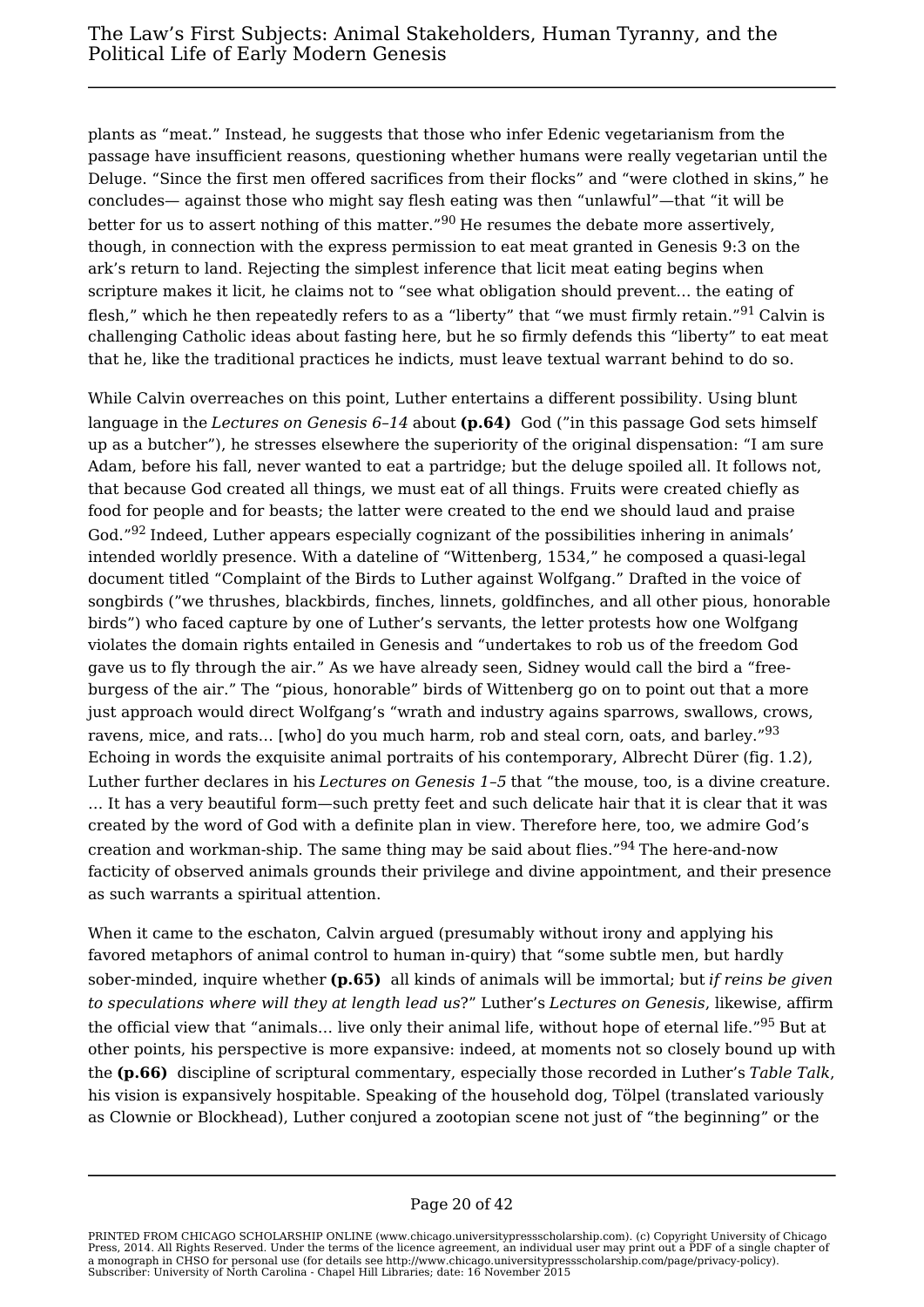plants as “meat.” Instead, he suggests that those who infer Edenic vegetarianism from the passage have insufficient reasons, questioning whether humans were really vegetarian until the Deluge. “Since the first men offered sacrifices from their flocks” and “were clothed in skins,” he concludes— against those who might say flesh eating was then “unlawful”—that “it will be better for us to assert nothing of this matter.”[90] He resumes the debate more assertively, though, in connection with the express permission to eat meat granted in Genesis 9:3 on the ark’s return to land. Rejecting the simplest inference that licit meat eating begins when scripture makes it licit, he claims not to “see what obligation should prevent… the eating of flesh,” which he then repeatedly refers to as a “liberty” that “we must firmly retain.”[91] Calvin is challenging Catholic ideas about fasting here, but he so firmly defends this “liberty” to eat meat that he, like the traditional practices he indicts, must leave textual warrant behind to do so.

While Calvin overreaches on this point, Luther entertains a different possibility. Using blunt language in the *Lectures on Genesis 6–14* about **(p.64)** God (”in this passage God sets himself up as a butcher”), he stresses elsewhere the superiority of the original dispensation: “I am sure Adam, before his fall, never wanted to eat a partridge; but the deluge spoiled all. It follows not, that because God created all things, we must eat of all things. Fruits were created chiefly as food for people and for beasts; the latter were created to the end we should laud and praise God.”[92] Indeed, Luther appears especially cognizant of the possibilities inhering in animals’ intended worldly presence. With a dateline of “Wittenberg, 1534,” he composed a quasi-legal document titled “Complaint of the Birds to Luther against Wolfgang.” Drafted in the voice of songbirds (”we thrushes, blackbirds, finches, linnets, goldfinches, and all other pious, honorable birds”) who faced capture by one of Luther’s servants, the letter protests how one Wolfgang violates the domain rights entailed in Genesis and “undertakes to rob us of the freedom God gave us to fly through the air.” As we have already seen, Sidney would call the bird a “free-burgess of the air.” The “pious, honorable” birds of Wittenberg go on to point out that a more just approach would direct Wolfgang’s “wrath and industry agains sparrows, swallows, crows, ravens, mice, and rats… [who] do you much harm, rob and steal corn, oats, and barley.”[93] Echoing in words the exquisite animal portraits of his contemporary, Albrecht Dürer (fig. 1.2), Luther further declares in his *Lectures on Genesis 1–5* that “the mouse, too, is a divine creature. … It has a very beautiful form—such pretty feet and such delicate hair that it is clear that it was created by the word of God with a definite plan in view. Therefore here, too, we admire God’s creation and workman-ship. The same thing may be said about flies.”[94] The here-and-now facticity of observed animals grounds their privilege and divine appointment, and their presence as such warrants a spiritual attention.

When it came to the eschaton, Calvin argued (presumably without irony and applying his favored metaphors of animal control to human in-quiry) that “some subtle men, but hardly sober-minded, inquire whether **(p.65)** all kinds of animals will be immortal; but *if reins be given to speculations where will they at length lead us*?” Luther’s *Lectures on Genesis*, likewise, affirm the official view that “animals… live only their animal life, without hope of eternal life.”[95] But at other points, his perspective is more expansive: indeed, at moments not so closely bound up with the **(p.66)** discipline of scriptural commentary, especially those recorded in Luther’s *Table Talk*, his vision is expansively hospitable. Speaking of the household dog, Tölpel (translated variously as Clownie or Blockhead), Luther conjured a zootopian scene not just of “the beginning” or the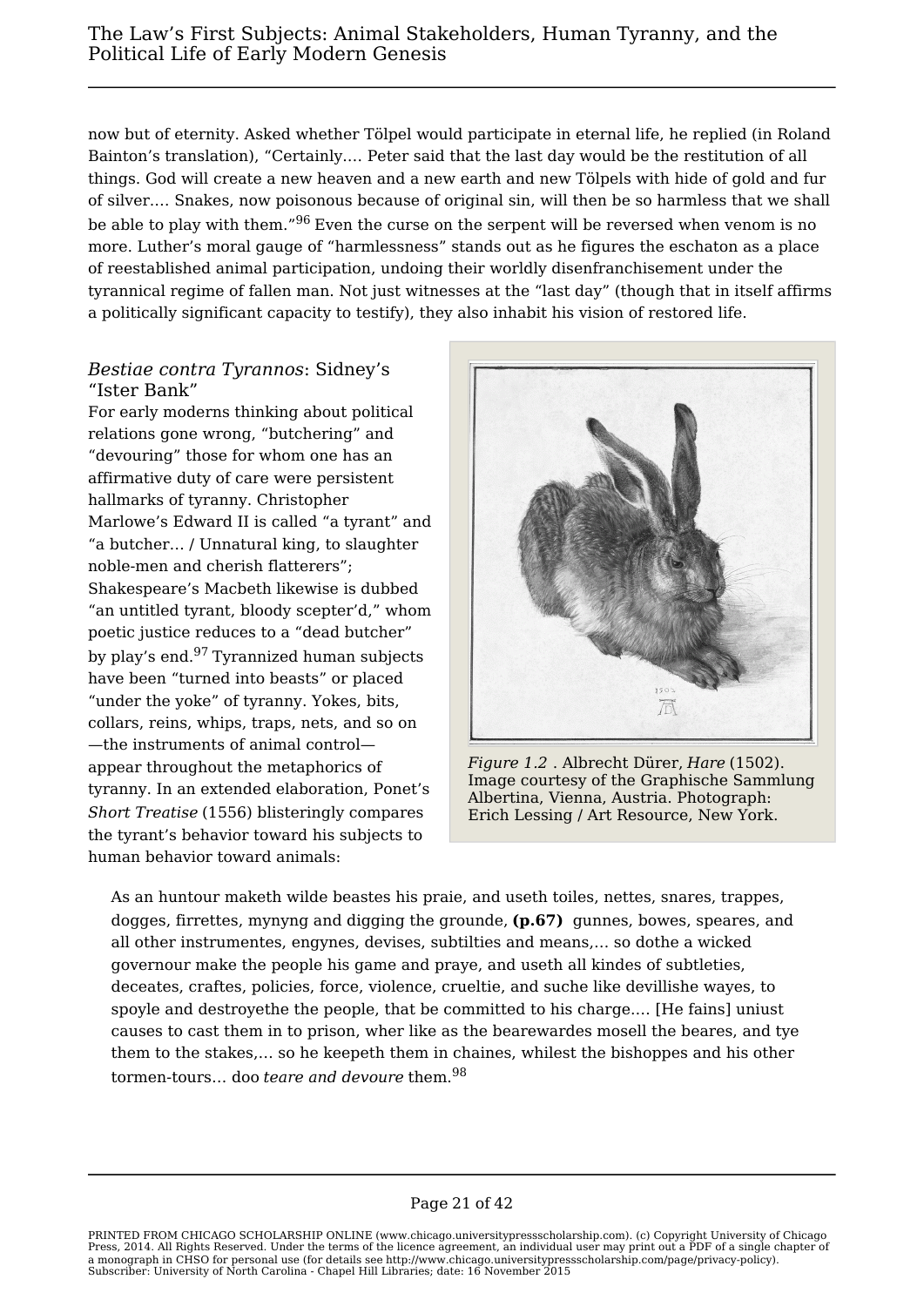now but of eternity. Asked whether Tölpel would participate in eternal life, he replied (in Roland Bainton's translation), "Certainly.... Peter said that the last day would be the restitution of all things. God will create a new heaven and a new earth and new Tölpels with hide of gold and fur of silver.... Snakes, now poisonous because of original sin, will then be so harmless that we shall be able to play with them."[96] Even the curse on the serpent will be reversed when venom is no more. Luther's moral gauge of "harmlessness" stands out as he figures the eschaton as a place of reestablished animal participation, undoing their worldly disenfranchisement under the tyrannical regime of fallen man. Not just witnesses at the "last day" (though that in itself affirms a politically significant capacity to testify), they also inhabit his vision of restored life.

## *Bestiae contra Tyrannos*: Sidney's "Ister Bank"

For early moderns thinking about political relations gone wrong, "butchering" and "devouring" those for whom one has an affirmative duty of care were persistent hallmarks of tyranny. Christopher Marlowe's Edward II is called "a tyrant" and "a butcher… / Unnatural king, to slaughter noble-men and cherish flatterers"; Shakespeare's Macbeth likewise is dubbed "an untitled tyrant, bloody scepter'd," whom poetic justice reduces to a "dead butcher" by play's end.[97] Tyrannized human subjects have been "turned into beasts" or placed "under the yoke" of tyranny. Yokes, bits, collars, reins, whips, traps, nets, and so on—the instruments of animal control—appear throughout the metaphorics of tyranny. In an extended elaboration, Ponet's *Short Treatise* (1556) blisteringly compares the tyrant's behavior toward his subjects to human behavior toward animals:

*Figure 1.2* . Albrecht Dürer, *Hare* (1502). Image courtesy of the Graphische Sammlung Albertina, Vienna, Austria. Photograph: Erich Lessing / Art Resource, New York.

> As an huntour maketh wilde beastes his praie, and useth toiles, nettes, snares, trappes, dogges, firrettes, mynyng and digging the grounde, **(p.67)** gunnes, bowes, speares, and all other instrumentes, engynes, devises, subtilties and means,… so dothe a wicked governour make the people his game and praye, and useth all kindes of subtleties, deceates, craftes, policies, force, violence, crueltie, and suche like devillishe wayes, to spoyle and destroyethe the people, that be committed to his charge.... [He fains] uniust causes to cast them in to prison, wher like as the bearewardes mosell the beares, and tye them to the stakes,… so he keepeth them in chaines, whilest the bishoppes and his other tormen-tours… doo *teare and devoure* them.[98]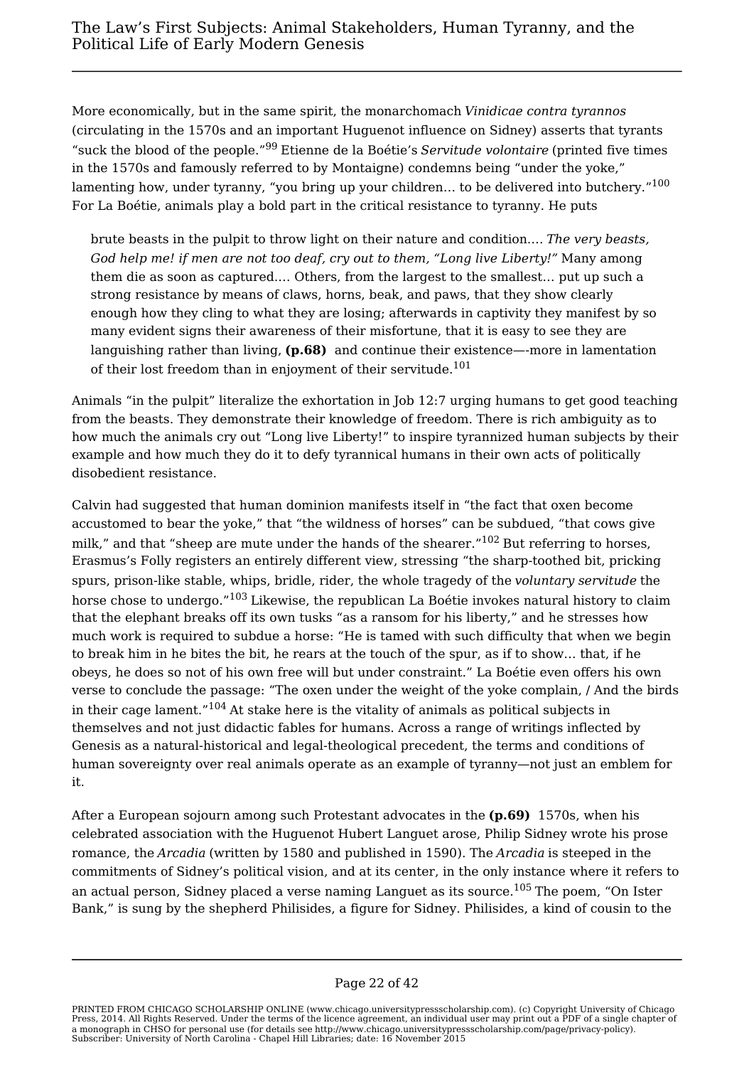More economically, but in the same spirit, the monarchomach *Vinidicae contra tyrannos* (circulating in the 1570s and an important Huguenot influence on Sidney) asserts that tyrants "suck the blood of the people."[99] Etienne de la Boétie's *Servitude volontaire* (printed five times in the 1570s and famously referred to by Montaigne) condemns being "under the yoke," lamenting how, under tyranny, "you bring up your children… to be delivered into butchery."[100] For La Boétie, animals play a bold part in the critical resistance to tyranny. He puts

> brute beasts in the pulpit to throw light on their nature and condition.… *The very beasts, God help me! if men are not too deaf, cry out to them, "Long live Liberty!"* Many among them die as soon as captured.… Others, from the largest to the smallest… put up such a strong resistance by means of claws, horns, beak, and paws, that they show clearly enough how they cling to what they are losing; afterwards in captivity they manifest by so many evident signs their awareness of their misfortune, that it is easy to see they are languishing rather than living, **(p.68)** and continue their existence—-more in lamentation of their lost freedom than in enjoyment of their servitude.[101]

Animals "in the pulpit" literalize the exhortation in Job 12:7 urging humans to get good teaching from the beasts. They demonstrate their knowledge of freedom. There is rich ambiguity as to how much the animals cry out "Long live Liberty!" to inspire tyrannized human subjects by their example and how much they do it to defy tyrannical humans in their own acts of politically disobedient resistance.

Calvin had suggested that human dominion manifests itself in "the fact that oxen become accustomed to bear the yoke," that "the wildness of horses" can be subdued, "that cows give milk," and that "sheep are mute under the hands of the shearer."[102] But referring to horses, Erasmus's Folly registers an entirely different view, stressing "the sharp-toothed bit, pricking spurs, prison-like stable, whips, bridle, rider, the whole tragedy of the *voluntary servitude* the horse chose to undergo."[103] Likewise, the republican La Boétie invokes natural history to claim that the elephant breaks off its own tusks "as a ransom for his liberty," and he stresses how much work is required to subdue a horse: "He is tamed with such difficulty that when we begin to break him in he bites the bit, he rears at the touch of the spur, as if to show… that, if he obeys, he does so not of his own free will but under constraint." La Boétie even offers his own verse to conclude the passage: "The oxen under the weight of the yoke complain, / And the birds in their cage lament."[104] At stake here is the vitality of animals as political subjects in themselves and not just didactic fables for humans. Across a range of writings inflected by Genesis as a natural-historical and legal-theological precedent, the terms and conditions of human sovereignty over real animals operate as an example of tyranny—not just an emblem for it.

After a European sojourn among such Protestant advocates in the **(p.69)** 1570s, when his celebrated association with the Huguenot Hubert Languet arose, Philip Sidney wrote his prose romance, the *Arcadia* (written by 1580 and published in 1590). The *Arcadia* is steeped in the commitments of Sidney's political vision, and at its center, in the only instance where it refers to an actual person, Sidney placed a verse naming Languet as its source.[105] The poem, "On Ister Bank," is sung by the shepherd Philisides, a figure for Sidney. Philisides, a kind of cousin to the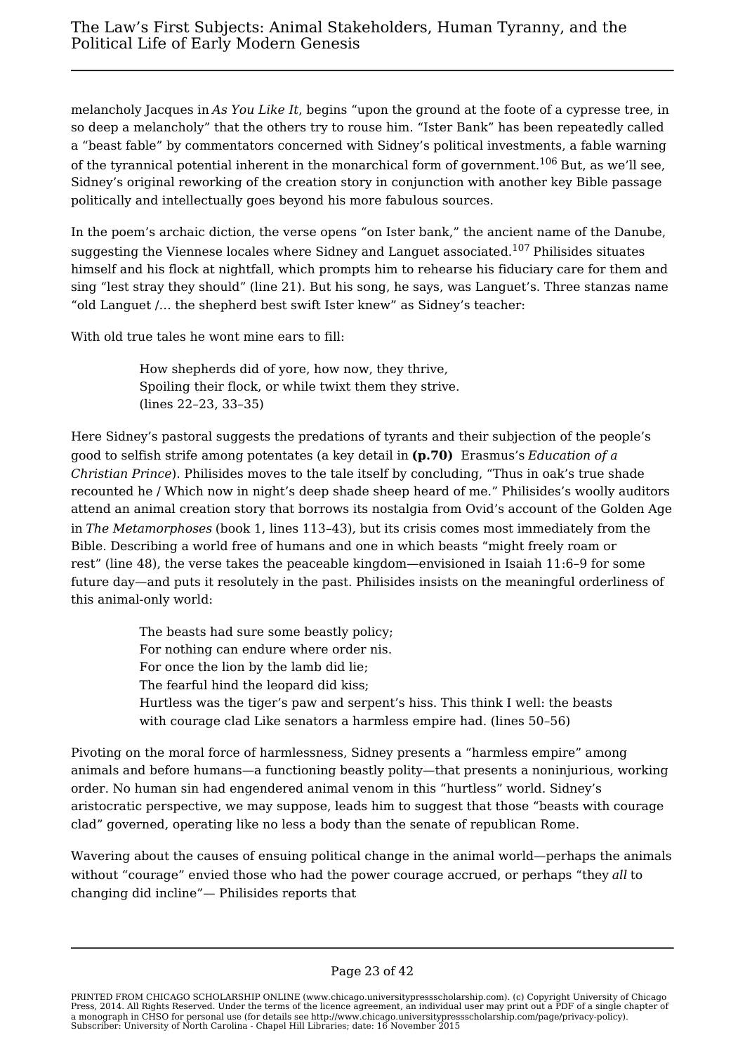melancholy Jacques in *As You Like It*, begins "upon the ground at the foote of a cypresse tree, in so deep a melancholy" that the others try to rouse him. "Ister Bank" has been repeatedly called a "beast fable" by commentators concerned with Sidney's political investments, a fable warning of the tyrannical potential inherent in the monarchical form of government.[106] But, as we'll see, Sidney's original reworking of the creation story in conjunction with another key Bible passage politically and intellectually goes beyond his more fabulous sources.

In the poem's archaic diction, the verse opens "on Ister bank," the ancient name of the Danube, suggesting the Viennese locales where Sidney and Languet associated.[107] Philisides situates himself and his flock at nightfall, which prompts him to rehearse his fiduciary care for them and sing "lest stray they should" (line 21). But his song, he says, was Languet's. Three stanzas name "old Languet /… the shepherd best swift Ister knew" as Sidney's teacher:

With old true tales he wont mine ears to fill:

> How shepherds did of yore, how now, they thrive,
> Spoiling their flock, or while twixt them they strive.
> (lines 22–23, 33–35)

Here Sidney's pastoral suggests the predations of tyrants and their subjection of the people's good to selfish strife among potentates (a key detail in **(p.70)** Erasmus's *Education of a Christian Prince*). Philisides moves to the tale itself by concluding, "Thus in oak's true shade recounted he / Which now in night's deep shade sheep heard of me." Philisides's woolly auditors attend an animal creation story that borrows its nostalgia from Ovid's account of the Golden Age in *The Metamorphoses* (book 1, lines 113–43), but its crisis comes most immediately from the Bible. Describing a world free of humans and one in which beasts "might freely roam or rest" (line 48), the verse takes the peaceable kingdom—envisioned in Isaiah 11:6–9 for some future day—and puts it resolutely in the past. Philisides insists on the meaningful orderliness of this animal-only world:

> The beasts had sure some beastly policy;
> For nothing can endure where order nis.
> For once the lion by the lamb did lie;
> The fearful hind the leopard did kiss;
> Hurtless was the tiger's paw and serpent's hiss. This think I well: the beasts with courage clad Like senators a harmless empire had. (lines 50–56)

Pivoting on the moral force of harmlessness, Sidney presents a "harmless empire" among animals and before humans—a functioning beastly polity—that presents a noninjurious, working order. No human sin had engendered animal venom in this "hurtless" world. Sidney's aristocratic perspective, we may suppose, leads him to suggest that those "beasts with courage clad" governed, operating like no less a body than the senate of republican Rome.

Wavering about the causes of ensuing political change in the animal world—perhaps the animals without "courage" envied those who had the power courage accrued, or perhaps "they *all* to changing did incline"— Philisides reports that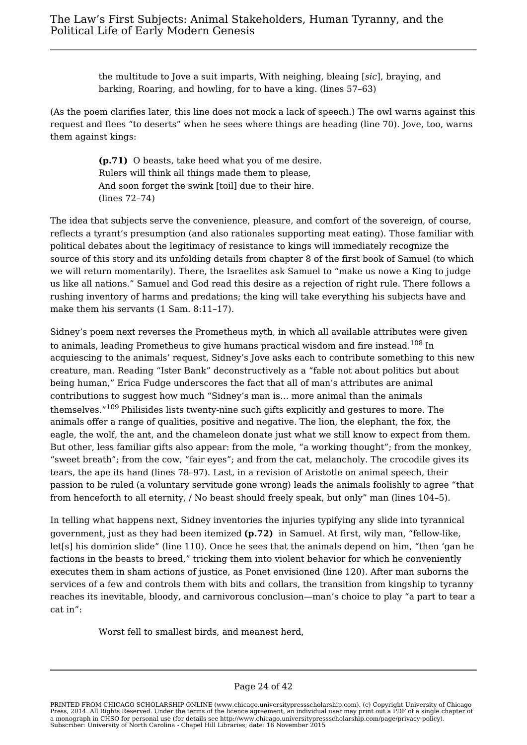the multitude to Jove a suit imparts, With neighing, bleaing [*sic*], braying, and barking, Roaring, and howling, for to have a king. (lines 57–63)

(As the poem clarifies later, this line does not mock a lack of speech.) The owl warns against this request and flees "to deserts" when he sees where things are heading (line 70). Jove, too, warns them against kings:

> **(p.71)** O beasts, take heed what you of me desire.
> Rulers will think all things made them to please,
> And soon forget the swink [toil] due to their hire.
> (lines 72–74)

The idea that subjects serve the convenience, pleasure, and comfort of the sovereign, of course, reflects a tyrant's presumption (and also rationales supporting meat eating). Those familiar with political debates about the legitimacy of resistance to kings will immediately recognize the source of this story and its unfolding details from chapter 8 of the first book of Samuel (to which we will return momentarily). There, the Israelites ask Samuel to "make us nowe a King to judge us like all nations." Samuel and God read this desire as a rejection of right rule. There follows a rushing inventory of harms and predations; the king will take everything his subjects have and make them his servants (1 Sam. 8:11–17).

Sidney's poem next reverses the Prometheus myth, in which all available attributes were given to animals, leading Prometheus to give humans practical wisdom and fire instead.[108] In acquiescing to the animals' request, Sidney's Jove asks each to contribute something to this new creature, man. Reading "Ister Bank" deconstructively as a "fable not about politics but about being human," Erica Fudge underscores the fact that all of man's attributes are animal contributions to suggest how much "Sidney's man is… more animal than the animals themselves."[109] Philisides lists twenty-nine such gifts explicitly and gestures to more. The animals offer a range of qualities, positive and negative. The lion, the elephant, the fox, the eagle, the wolf, the ant, and the chameleon donate just what we still know to expect from them. But other, less familiar gifts also appear: from the mole, "a working thought"; from the monkey, "sweet breath"; from the cow, "fair eyes"; and from the cat, melancholy. The crocodile gives its tears, the ape its hand (lines 78–97). Last, in a revision of Aristotle on animal speech, their passion to be ruled (a voluntary servitude gone wrong) leads the animals foolishly to agree "that from henceforth to all eternity, / No beast should freely speak, but only" man (lines 104–5).

In telling what happens next, Sidney inventories the injuries typifying any slide into tyrannical government, just as they had been itemized **(p.72)** in Samuel. At first, wily man, "fellow-like, let[s] his dominion slide" (line 110). Once he sees that the animals depend on him, "then 'gan he factions in the beasts to breed," tricking them into violent behavior for which he conveniently executes them in sham actions of justice, as Ponet envisioned (line 120). After man suborns the services of a few and controls them with bits and collars, the transition from kingship to tyranny reaches its inevitable, bloody, and carnivorous conclusion—man's choice to play "a part to tear a cat in":

> Worst fell to smallest birds, and meanest herd,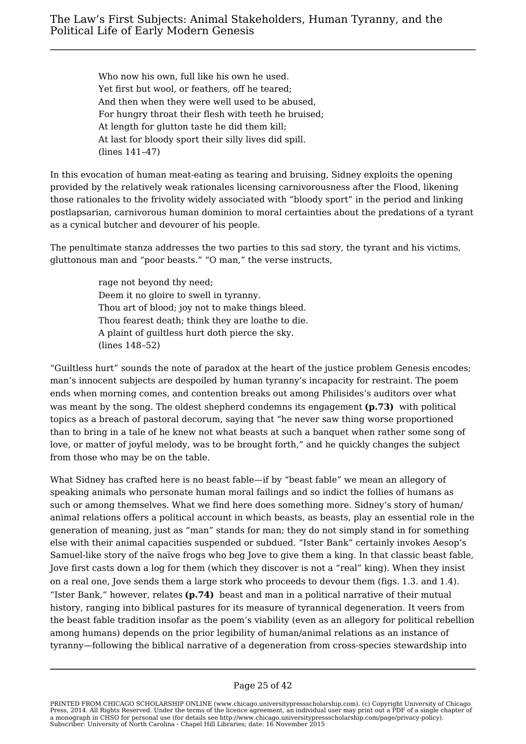> Who now his own, full like his own he used.
> Yet first but wool, or feathers, off he teared;
> And then when they were well used to be abused,
> For hungry throat their flesh with teeth he bruised;
> At length for glutton taste he did them kill;
> At last for bloody sport their silly lives did spill.
> (lines 141–47)

In this evocation of human meat-eating as tearing and bruising, Sidney exploits the opening provided by the relatively weak rationales licensing carnivorousness after the Flood, likening those rationales to the frivolity widely associated with "bloody sport" in the period and linking postlapsarian, carnivorous human dominion to moral certainties about the predations of a tyrant as a cynical butcher and devourer of his people.

The penultimate stanza addresses the two parties to this sad story, the tyrant and his victims, gluttonous man and "poor beasts." "O man," the verse instructs,

> rage not beyond thy need;
> Deem it no gloire to swell in tyranny.
> Thou art of blood; joy not to make things bleed.
> Thou fearest death; think they are loathe to die.
> A plaint of guiltless hurt doth pierce the sky.
> (lines 148–52)

"Guiltless hurt" sounds the note of paradox at the heart of the justice problem Genesis encodes; man's innocent subjects are despoiled by human tyranny's incapacity for restraint. The poem ends when morning comes, and contention breaks out among Philisides's auditors over what was meant by the song. The oldest shepherd condemns its engagement **(p.73)** with political topics as a breach of pastoral decorum, saying that "he never saw thing worse proportioned than to bring in a tale of he knew not what beasts at such a banquet when rather some song of love, or matter of joyful melody, was to be brought forth," and he quickly changes the subject from those who may be on the table.

What Sidney has crafted here is no beast fable—if by "beast fable" we mean an allegory of speaking animals who personate human moral failings and so indict the follies of humans as such or among themselves. What we find here does something more. Sidney's story of human/animal relations offers a political account in which beasts, as beasts, play an essential role in the generation of meaning, just as "man" stands for man; they do not simply stand in for something else with their animal capacities suspended or subdued. "Ister Bank" certainly invokes Aesop's Samuel-like story of the naïve frogs who beg Jove to give them a king. In that classic beast fable, Jove first casts down a log for them (which they discover is not a "real" king). When they insist on a real one, Jove sends them a large stork who proceeds to devour them (figs. 1.3. and 1.4). "Ister Bank," however, relates **(p.74)** beast and man in a political narrative of their mutual history, ranging into biblical pastures for its measure of tyrannical degeneration. It veers from the beast fable tradition insofar as the poem's viability (even as an allegory for political rebellion among humans) depends on the prior legibility of human/animal relations as an instance of tyranny—following the biblical narrative of a degeneration from cross-species stewardship into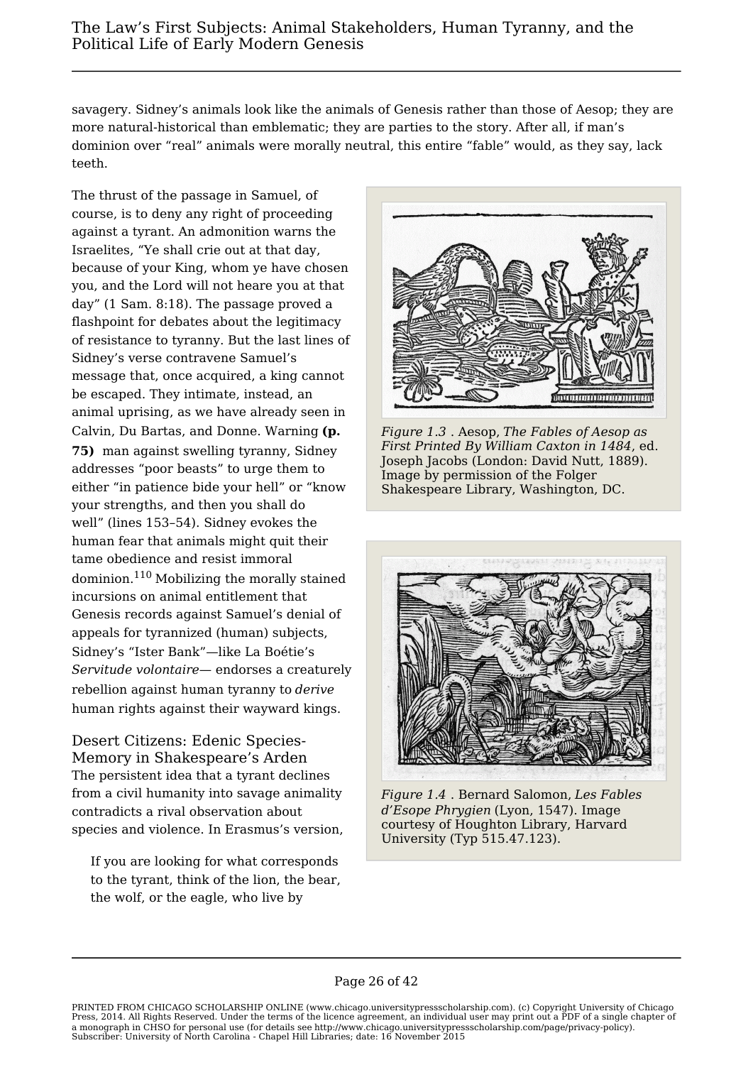savagery. Sidney's animals look like the animals of Genesis rather than those of Aesop; they are more natural-historical than emblematic; they are parties to the story. After all, if man's dominion over "real" animals were morally neutral, this entire "fable" would, as they say, lack teeth.

The thrust of the passage in Samuel, of course, is to deny any right of proceeding against a tyrant. An admonition warns the Israelites, "Ye shall crie out at that day, because of your King, whom ye have chosen you, and the Lord will not heare you at that day" (1 Sam. 8:18). The passage proved a flashpoint for debates about the legitimacy of resistance to tyranny. But the last lines of Sidney's verse contravene Samuel's message that, once acquired, a king cannot be escaped. They intimate, instead, an animal uprising, as we have already seen in Calvin, Du Bartas, and Donne. Warning **(p. 75)** man against swelling tyranny, Sidney addresses "poor beasts" to urge them to either "in patience bide your hell" or "know your strengths, and then you shall do well" (lines 153–54). Sidney evokes the human fear that animals might quit their tame obedience and resist immoral dominion.[110] Mobilizing the morally stained incursions on animal entitlement that Genesis records against Samuel's denial of appeals for tyrannized (human) subjects, Sidney's "Ister Bank"—like La Boétie's *Servitude volontaire*— endorses a creaturely rebellion against human tyranny to *derive* human rights against their wayward kings.

*Figure 1.3* . Aesop, *The Fables of Aesop as First Printed By William Caxton in 1484*, ed. Joseph Jacobs (London: David Nutt, 1889). Image by permission of the Folger Shakespeare Library, Washington, DC.

*Figure 1.4* . Bernard Salomon, *Les Fables d'Esope Phrygien* (Lyon, 1547). Image courtesy of Houghton Library, Harvard University (Typ 515.47.123).

## Desert Citizens: Edenic Species-Memory in Shakespeare's Arden

The persistent idea that a tyrant declines from a civil humanity into savage animality contradicts a rival observation about species and violence. In Erasmus's version,

> If you are looking for what corresponds to the tyrant, think of the lion, the bear, the wolf, or the eagle, who live by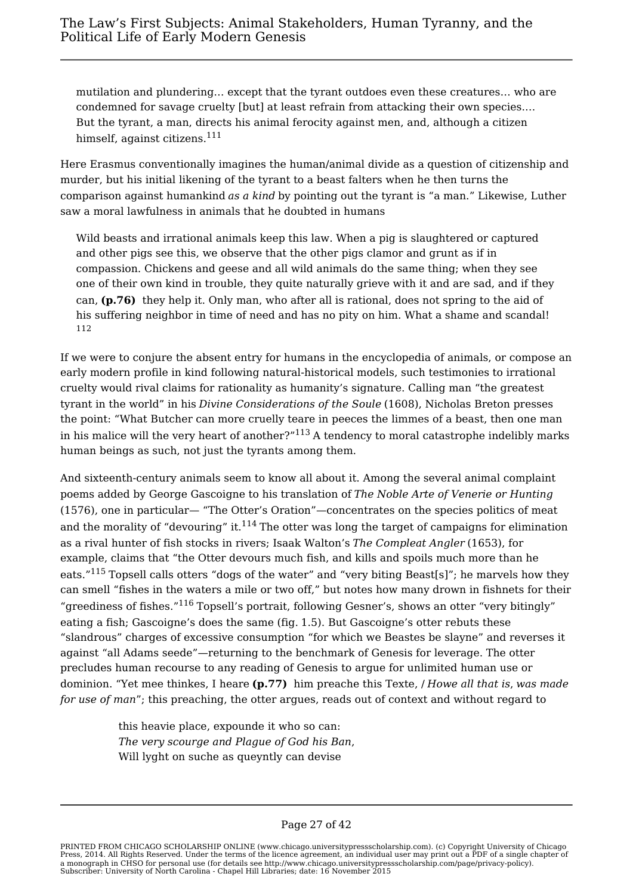> mutilation and plundering… except that the tyrant outdoes even these creatures… who are condemned for savage cruelty [but] at least refrain from attacking their own species.… But the tyrant, a man, directs his animal ferocity against men, and, although a citizen himself, against citizens.[111]

Here Erasmus conventionally imagines the human/animal divide as a question of citizenship and murder, but his initial likening of the tyrant to a beast falters when he then turns the comparison against humankind *as a kind* by pointing out the tyrant is "a man." Likewise, Luther saw a moral lawfulness in animals that he doubted in humans

> Wild beasts and irrational animals keep this law. When a pig is slaughtered or captured and other pigs see this, we observe that the other pigs clamor and grunt as if in compassion. Chickens and geese and all wild animals do the same thing; when they see one of their own kind in trouble, they quite naturally grieve with it and are sad, and if they can, **(p.76)** they help it. Only man, who after all is rational, does not spring to the aid of his suffering neighbor in time of need and has no pity on him. What a shame and scandal! [112]

If we were to conjure the absent entry for humans in the encyclopedia of animals, or compose an early modern profile in kind following natural-historical models, such testimonies to irrational cruelty would rival claims for rationality as humanity's signature. Calling man "the greatest tyrant in the world" in his *Divine Considerations of the Soule* (1608), Nicholas Breton presses the point: "What Butcher can more cruelly teare in peeces the limmes of a beast, then one man in his malice will the very heart of another?"[113] A tendency to moral catastrophe indelibly marks human beings as such, not just the tyrants among them.

And sixteenth-century animals seem to know all about it. Among the several animal complaint poems added by George Gascoigne to his translation of *The Noble Arte of Venerie or Hunting* (1576), one in particular— "The Otter's Oration"—concentrates on the species politics of meat and the morality of "devouring" it.[114] The otter was long the target of campaigns for elimination as a rival hunter of fish stocks in rivers; Isaak Walton's *The Compleat Angler* (1653), for example, claims that "the Otter devours much fish, and kills and spoils much more than he eats."[115] Topsell calls otters "dogs of the water" and "very biting Beast[s]"; he marvels how they can smell "fishes in the waters a mile or two off," but notes how many drown in fishnets for their "greediness of fishes."[116] Topsell's portrait, following Gesner's, shows an otter "very bitingly" eating a fish; Gascoigne's does the same (fig. 1.5). But Gascoigne's otter rebuts these "slandrous" charges of excessive consumption "for which we Beastes be slayne" and reverses it against "all Adams seede"—returning to the benchmark of Genesis for leverage. The otter precludes human recourse to any reading of Genesis to argue for unlimited human use or dominion. "Yet mee thinkes, I heare **(p.77)** him preache this Texte, / *Howe all that is, was made for use of man*"; this preaching, the otter argues, reads out of context and without regard to

> this heavie place, expounde it who so can:
> *The very scourge and Plague of God his Ban*,
> Will lyght on suche as queyntly can devise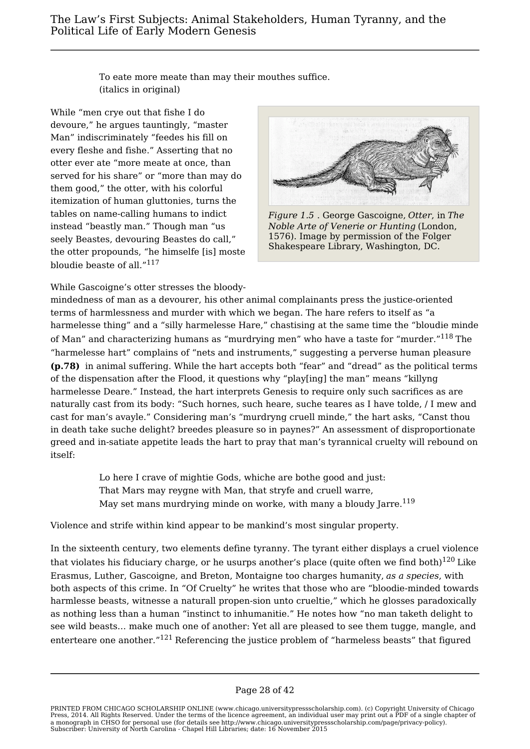To eate more meate than may their mouthes suffice.
(italics in original)

While "men crye out that fishe I do devoure," he argues tauntingly, "master Man" indiscriminately "feedes his fill on every fleshe and fishe." Asserting that no otter ever ate "more meate at once, than served for his share" or "more than may do them good," the otter, with his colorful itemization of human gluttonies, turns the tables on name-calling humans to indict instead "beastly man." Though man "us seely Beastes, devouring Beastes do call," the otter propounds, "he himselfe [is] moste bloudie beaste of all."[117]

*Figure 1.5* . George Gascoigne, *Otter*, in *The Noble Arte of Venerie or Hunting* (London, 1576). Image by permission of the Folger Shakespeare Library, Washington, DC.

While Gascoigne's otter stresses the bloody-mindedness of man as a devourer, his other animal complainants press the justice-oriented terms of harmlessness and murder with which we began. The hare refers to itself as "a harmelesse thing" and a "silly harmelesse Hare," chastising at the same time the "bloudie minde of Man" and characterizing humans as "murdrying men" who have a taste for "murder."[118] The "harmelesse hart" complains of "nets and instruments," suggesting a perverse human pleasure **(p.78)** in animal suffering. While the hart accepts both "fear" and "dread" as the political terms of the dispensation after the Flood, it questions why "play[ing] the man" means "killyng harmelesse Deare." Instead, the hart interprets Genesis to require only such sacrifices as are naturally cast from its body: "Such hornes, such heare, suche teares as I have tolde, / I mew and cast for man's avayle." Considering man's "murdryng cruell minde," the hart asks, "Canst thou in death take suche delight? breedes pleasure so in paynes?" An assessment of disproportionate greed and in-satiate appetite leads the hart to pray that man's tyrannical cruelty will rebound on itself:

Lo here I crave of mightie Gods, whiche are bothe good and just:
That Mars may reygne with Man, that stryfe and cruell warre,
May set mans murdrying minde on worke, with many a bloudy Jarre.[119]

Violence and strife within kind appear to be mankind's most singular property.

In the sixteenth century, two elements define tyranny. The tyrant either displays a cruel violence that violates his fiduciary charge, or he usurps another's place (quite often we find both)[120] Like Erasmus, Luther, Gascoigne, and Breton, Montaigne too charges humanity, *as a species*, with both aspects of this crime. In "Of Cruelty" he writes that those who are "bloodie-minded towards harmlesse beasts, witnesse a naturall propen-sion unto crueltie," which he glosses paradoxically as nothing less than a human "instinct to inhumanitie." He notes how "no man taketh delight to see wild beasts… make much one of another: Yet all are pleased to see them tugge, mangle, and enterteare one another."[121] Referencing the justice problem of "harmeless beasts" that figured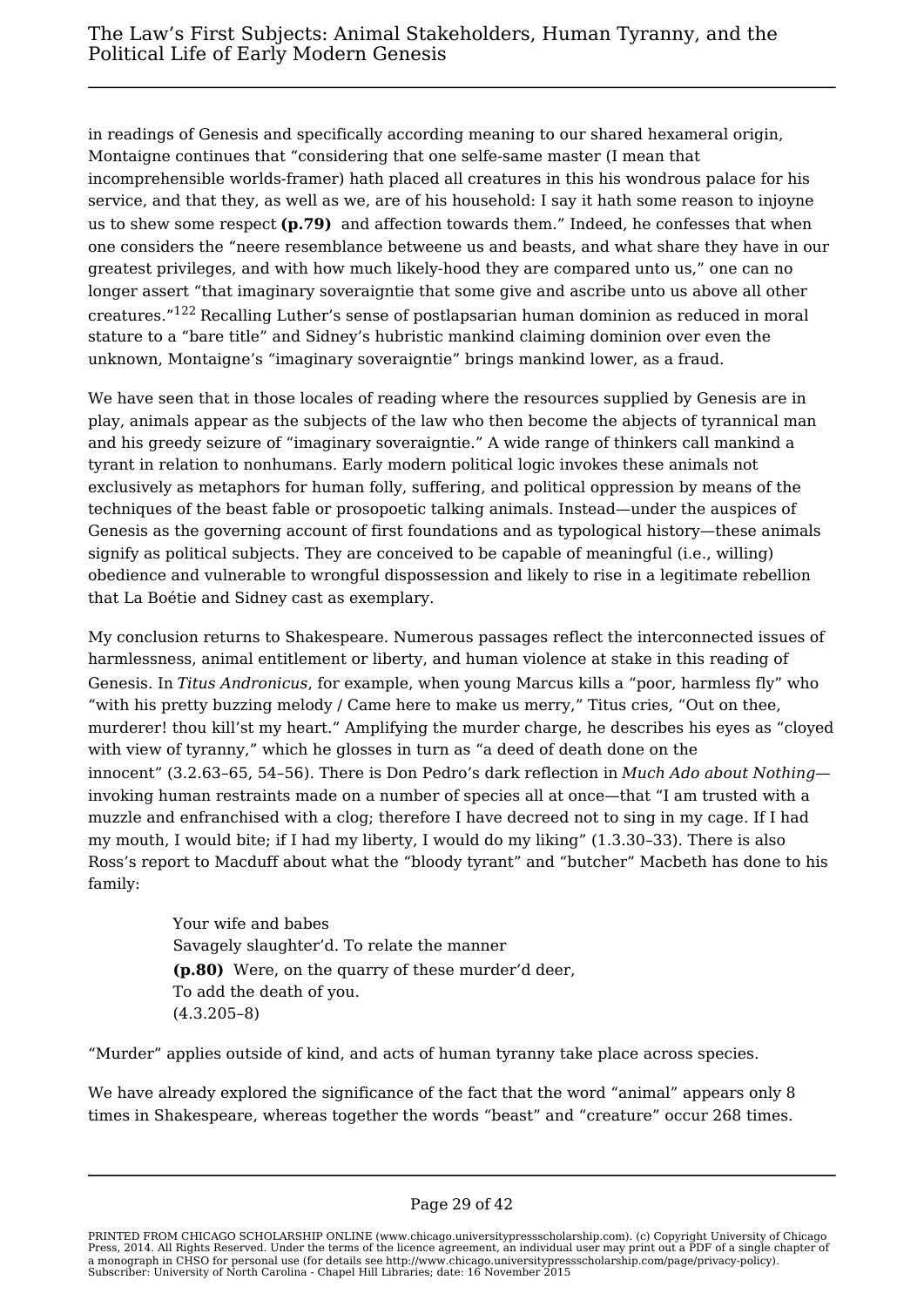in readings of Genesis and specifically according meaning to our shared hexameral origin, Montaigne continues that “considering that one selfe-same master (I mean that incomprehensible worlds-framer) hath placed all creatures in this his wondrous palace for his service, and that they, as well as we, are of his household: I say it hath some reason to injoyne us to shew some respect **(p.79)** and affection towards them.” Indeed, he confesses that when one considers the “neere resemblance betweene us and beasts, and what share they have in our greatest privileges, and with how much likely-hood they are compared unto us,” one can no longer assert “that imaginary soveraigntie that some give and ascribe unto us above all other creatures.”[122] Recalling Luther’s sense of postlapsarian human dominion as reduced in moral stature to a “bare title” and Sidney’s hubristic mankind claiming dominion over even the unknown, Montaigne’s “imaginary soveraigntie” brings mankind lower, as a fraud.

We have seen that in those locales of reading where the resources supplied by Genesis are in play, animals appear as the subjects of the law who then become the abjects of tyrannical man and his greedy seizure of “imaginary soveraigntie.” A wide range of thinkers call mankind a tyrant in relation to nonhumans. Early modern political logic invokes these animals not exclusively as metaphors for human folly, suffering, and political oppression by means of the techniques of the beast fable or prosopoetic talking animals. Instead—under the auspices of Genesis as the governing account of first foundations and as typological history—these animals signify as political subjects. They are conceived to be capable of meaningful (i.e., willing) obedience and vulnerable to wrongful dispossession and likely to rise in a legitimate rebellion that La Boétie and Sidney cast as exemplary.

My conclusion returns to Shakespeare. Numerous passages reflect the interconnected issues of harmlessness, animal entitlement or liberty, and human violence at stake in this reading of Genesis. In *Titus Andronicus*, for example, when young Marcus kills a “poor, harmless fly” who “with his pretty buzzing melody / Came here to make us merry,” Titus cries, “Out on thee, murderer! thou kill’st my heart.” Amplifying the murder charge, he describes his eyes as “cloyed with view of tyranny,” which he glosses in turn as “a deed of death done on the innocent” (3.2.63–65, 54–56). There is Don Pedro’s dark reflection in *Much Ado about Nothing*—invoking human restraints made on a number of species all at once—that “I am trusted with a muzzle and enfranchised with a clog; therefore I have decreed not to sing in my cage. If I had my mouth, I would bite; if I had my liberty, I would do my liking” (1.3.30–33). There is also Ross’s report to Macduff about what the “bloody tyrant” and “butcher” Macbeth has done to his family:

> Your wife and babes
> Savagely slaughter’d. To relate the manner
> **(p.80)** Were, on the quarry of these murder’d deer,
> To add the death of you.
> (4.3.205–8)

“Murder” applies outside of kind, and acts of human tyranny take place across species.

We have already explored the significance of the fact that the word “animal” appears only 8 times in Shakespeare, whereas together the words “beast” and “creature” occur 268 times.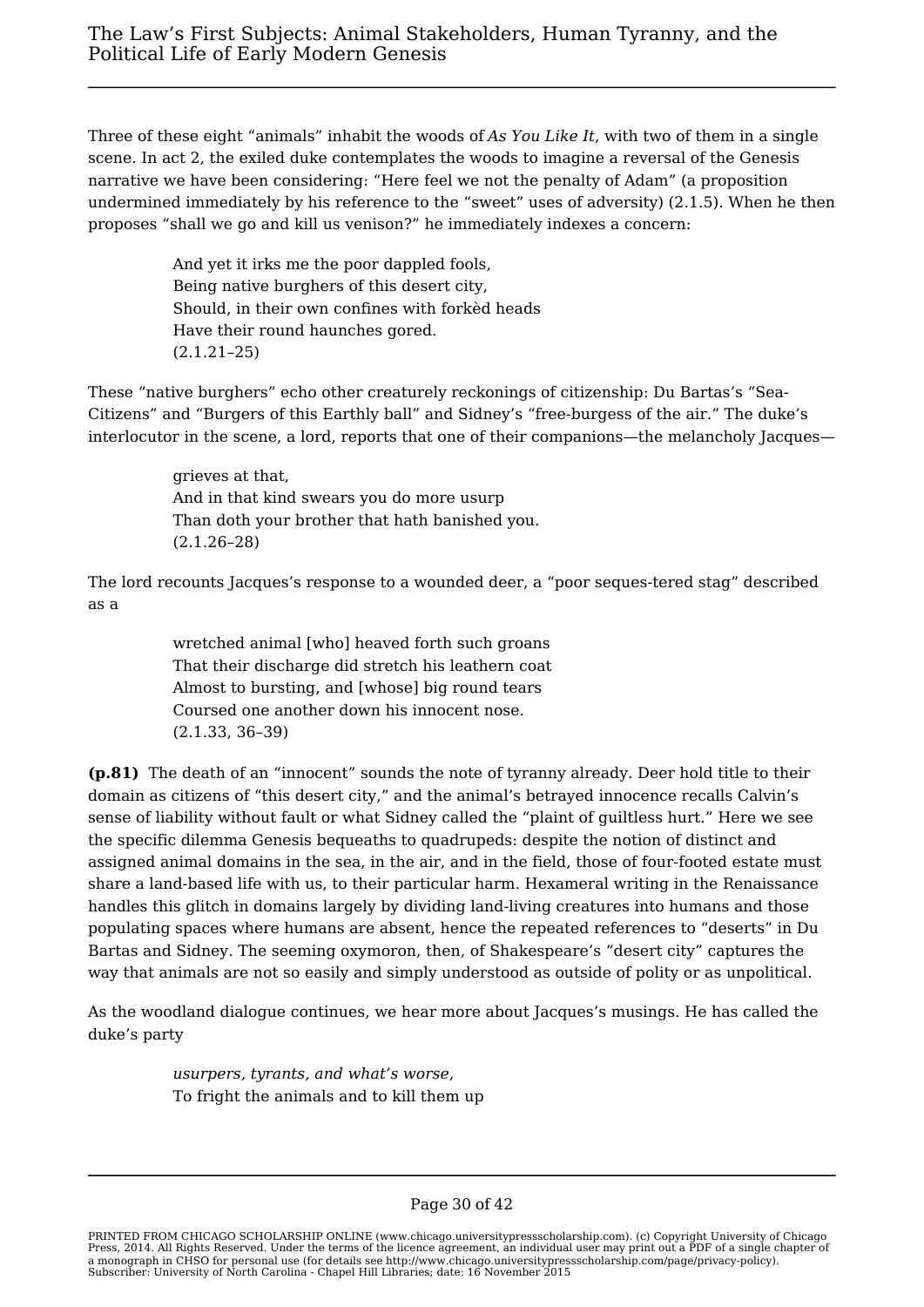Three of these eight "animals" inhabit the woods of *As You Like It*, with two of them in a single scene. In act 2, the exiled duke contemplates the woods to imagine a reversal of the Genesis narrative we have been considering: "Here feel we not the penalty of Adam" (a proposition undermined immediately by his reference to the "sweet" uses of adversity) (2.1.5). When he then proposes "shall we go and kill us venison?" he immediately indexes a concern:

> And yet it irks me the poor dappled fools,
> Being native burghers of this desert city,
> Should, in their own confines with forkèd heads
> Have their round haunches gored.
> (2.1.21–25)

These "native burghers" echo other creaturely reckonings of citizenship: Du Bartas's "Sea-Citizens" and "Burgers of this Earthly ball" and Sidney's "free-burgess of the air." The duke's interlocutor in the scene, a lord, reports that one of their companions—the melancholy Jacques—

> grieves at that,
> And in that kind swears you do more usurp
> Than doth your brother that hath banished you.
> (2.1.26–28)

The lord recounts Jacques's response to a wounded deer, a "poor seques-tered stag" described as a

> wretched animal [who] heaved forth such groans
> That their discharge did stretch his leathern coat
> Almost to bursting, and [whose] big round tears
> Coursed one another down his innocent nose.
> (2.1.33, 36–39)

**(p.81)** The death of an "innocent" sounds the note of tyranny already. Deer hold title to their domain as citizens of "this desert city," and the animal's betrayed innocence recalls Calvin's sense of liability without fault or what Sidney called the "plaint of guiltless hurt." Here we see the specific dilemma Genesis bequeaths to quadrupeds: despite the notion of distinct and assigned animal domains in the sea, in the air, and in the field, those of four-footed estate must share a land-based life with us, to their particular harm. Hexameral writing in the Renaissance handles this glitch in domains largely by dividing land-living creatures into humans and those populating spaces where humans are absent, hence the repeated references to "deserts" in Du Bartas and Sidney. The seeming oxymoron, then, of Shakespeare's "desert city" captures the way that animals are not so easily and simply understood as outside of polity or as unpolitical.

As the woodland dialogue continues, we hear more about Jacques's musings. He has called the duke's party

> *usurpers, tyrants, and what's worse,*
> To fright the animals and to kill them up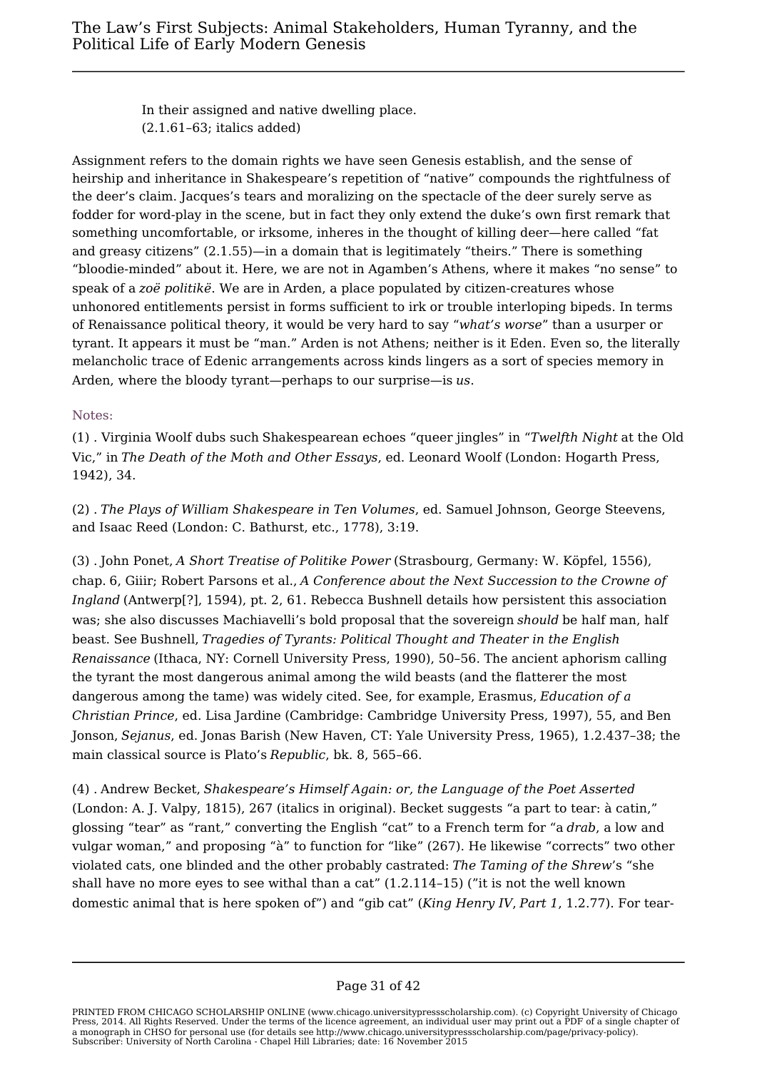In their assigned and native dwelling place.
(2.1.61–63; italics added)

Assignment refers to the domain rights we have seen Genesis establish, and the sense of heirship and inheritance in Shakespeare's repetition of "native" compounds the rightfulness of the deer's claim. Jacques's tears and moralizing on the spectacle of the deer surely serve as fodder for word-play in the scene, but in fact they only extend the duke's own first remark that something uncomfortable, or irksome, inheres in the thought of killing deer—here called "fat and greasy citizens" (2.1.55)—in a domain that is legitimately "theirs." There is something "bloodie-minded" about it. Here, we are not in Agamben's Athens, where it makes "no sense" to speak of a *zoë politikë*. We are in Arden, a place populated by citizen-creatures whose unhonored entitlements persist in forms sufficient to irk or trouble interloping bipeds. In terms of Renaissance political theory, it would be very hard to say "*what's worse*" than a usurper or tyrant. It appears it must be "man." Arden is not Athens; neither is it Eden. Even so, the literally melancholic trace of Edenic arrangements across kinds lingers as a sort of species memory in Arden, where the bloody tyrant—perhaps to our surprise—is *us*.

Notes:

(1) . Virginia Woolf dubs such Shakespearean echoes "queer jingles" in "*Twelfth Night* at the Old Vic," in *The Death of the Moth and Other Essays*, ed. Leonard Woolf (London: Hogarth Press, 1942), 34.

(2) . *The Plays of William Shakespeare in Ten Volumes*, ed. Samuel Johnson, George Steevens, and Isaac Reed (London: C. Bathurst, etc., 1778), 3:19.

(3) . John Ponet, *A Short Treatise of Politike Power* (Strasbourg, Germany: W. Köpfel, 1556), chap. 6, Giiir; Robert Parsons et al., *A Conference about the Next Succession to the Crowne of Ingland* (Antwerp[?], 1594), pt. 2, 61. Rebecca Bushnell details how persistent this association was; she also discusses Machiavelli's bold proposal that the sovereign *should* be half man, half beast. See Bushnell, *Tragedies of Tyrants: Political Thought and Theater in the English Renaissance* (Ithaca, NY: Cornell University Press, 1990), 50–56. The ancient aphorism calling the tyrant the most dangerous animal among the wild beasts (and the flatterer the most dangerous among the tame) was widely cited. See, for example, Erasmus, *Education of a Christian Prince*, ed. Lisa Jardine (Cambridge: Cambridge University Press, 1997), 55, and Ben Jonson, *Sejanus*, ed. Jonas Barish (New Haven, CT: Yale University Press, 1965), 1.2.437–38; the main classical source is Plato's *Republic*, bk. 8, 565–66.

(4) . Andrew Becket, *Shakespeare's Himself Again: or, the Language of the Poet Asserted* (London: A. J. Valpy, 1815), 267 (italics in original). Becket suggests "a part to tear: à catin," glossing "tear" as "rant," converting the English "cat" to a French term for "a *drab*, a low and vulgar woman," and proposing "à" to function for "like" (267). He likewise "corrects" two other violated cats, one blinded and the other probably castrated: *The Taming of the Shrew*'s "she shall have no more eyes to see withal than a cat" (1.2.114–15) ("it is not the well known domestic animal that is here spoken of") and "gib cat" (*King Henry IV*, *Part 1*, 1.2.77). For tear-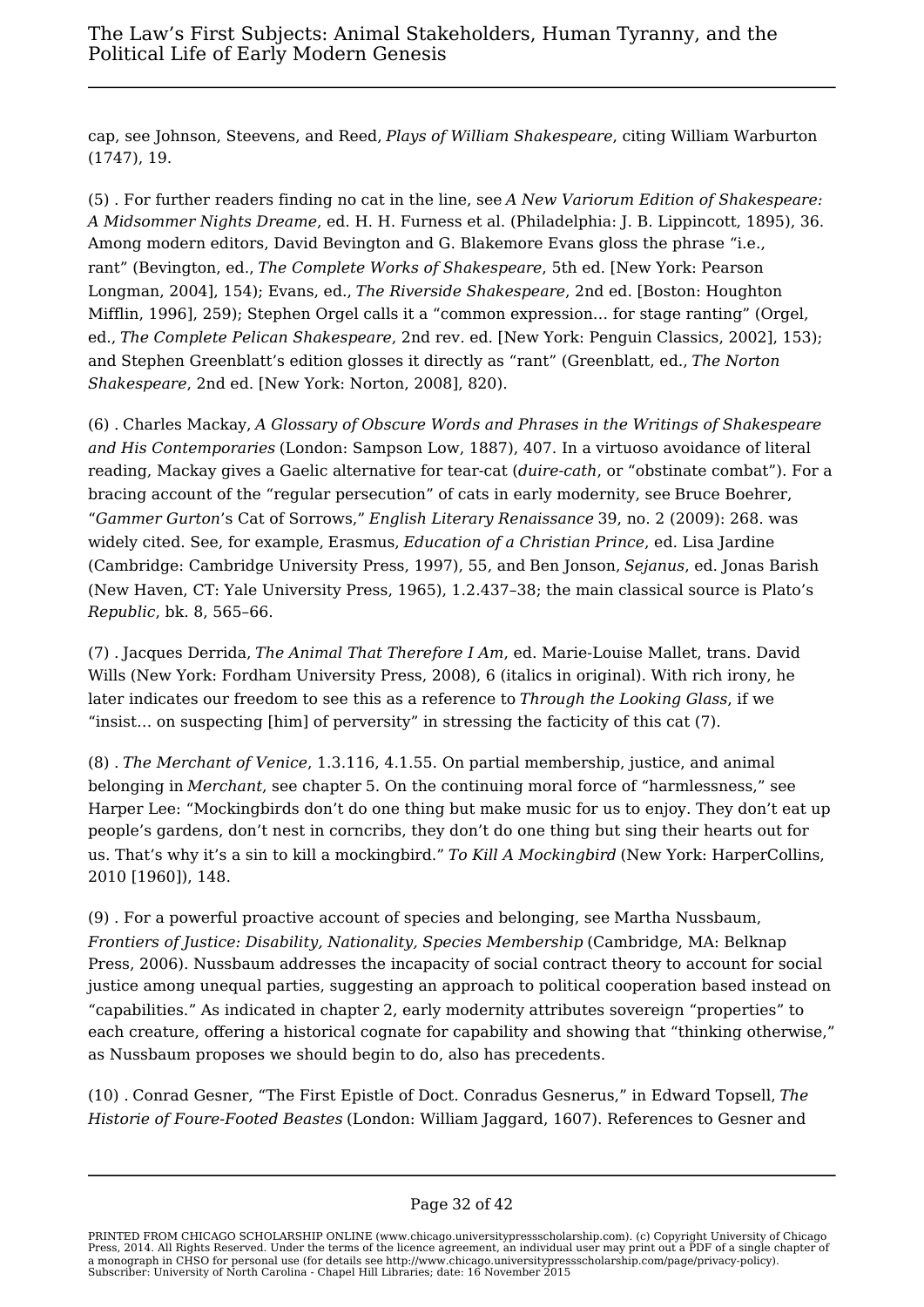cap, see Johnson, Steevens, and Reed, *Plays of William Shakespeare*, citing William Warburton (1747), 19.

(5) . For further readers finding no cat in the line, see *A New Variorum Edition of Shakespeare: A Midsommer Nights Dreame*, ed. H. H. Furness et al. (Philadelphia: J. B. Lippincott, 1895), 36. Among modern editors, David Bevington and G. Blakemore Evans gloss the phrase "i.e., rant" (Bevington, ed., *The Complete Works of Shakespeare*, 5th ed. [New York: Pearson Longman, 2004], 154); Evans, ed., *The Riverside Shakespeare*, 2nd ed. [Boston: Houghton Mifflin, 1996], 259); Stephen Orgel calls it a "common expression… for stage ranting" (Orgel, ed., *The Complete Pelican Shakespeare*, 2nd rev. ed. [New York: Penguin Classics, 2002], 153); and Stephen Greenblatt's edition glosses it directly as "rant" (Greenblatt, ed., *The Norton Shakespeare*, 2nd ed. [New York: Norton, 2008], 820).

(6) . Charles Mackay, *A Glossary of Obscure Words and Phrases in the Writings of Shakespeare and His Contemporaries* (London: Sampson Low, 1887), 407. In a virtuoso avoidance of literal reading, Mackay gives a Gaelic alternative for tear-cat (*duire-cath*, or "obstinate combat"). For a bracing account of the "regular persecution" of cats in early modernity, see Bruce Boehrer, "*Gammer Gurton*'s Cat of Sorrows," *English Literary Renaissance* 39, no. 2 (2009): 268. was widely cited. See, for example, Erasmus, *Education of a Christian Prince*, ed. Lisa Jardine (Cambridge: Cambridge University Press, 1997), 55, and Ben Jonson, *Sejanus*, ed. Jonas Barish (New Haven, CT: Yale University Press, 1965), 1.2.437–38; the main classical source is Plato's *Republic*, bk. 8, 565–66.

(7) . Jacques Derrida, *The Animal That Therefore I Am*, ed. Marie-Louise Mallet, trans. David Wills (New York: Fordham University Press, 2008), 6 (italics in original). With rich irony, he later indicates our freedom to see this as a reference to *Through the Looking Glass*, if we "insist… on suspecting [him] of perversity" in stressing the facticity of this cat (7).

(8) . *The Merchant of Venice*, 1.3.116, 4.1.55. On partial membership, justice, and animal belonging in *Merchant*, see chapter 5. On the continuing moral force of "harmlessness," see Harper Lee: "Mockingbirds don't do one thing but make music for us to enjoy. They don't eat up people's gardens, don't nest in corncribs, they don't do one thing but sing their hearts out for us. That's why it's a sin to kill a mockingbird." *To Kill A Mockingbird* (New York: HarperCollins, 2010 [1960]), 148.

(9) . For a powerful proactive account of species and belonging, see Martha Nussbaum, *Frontiers of Justice: Disability, Nationality, Species Membership* (Cambridge, MA: Belknap Press, 2006). Nussbaum addresses the incapacity of social contract theory to account for social justice among unequal parties, suggesting an approach to political cooperation based instead on "capabilities." As indicated in chapter 2, early modernity attributes sovereign "properties" to each creature, offering a historical cognate for capability and showing that "thinking otherwise," as Nussbaum proposes we should begin to do, also has precedents.

(10) . Conrad Gesner, "The First Epistle of Doct. Conradus Gesnerus," in Edward Topsell, *The Historie of Foure-Footed Beastes* (London: William Jaggard, 1607). References to Gesner and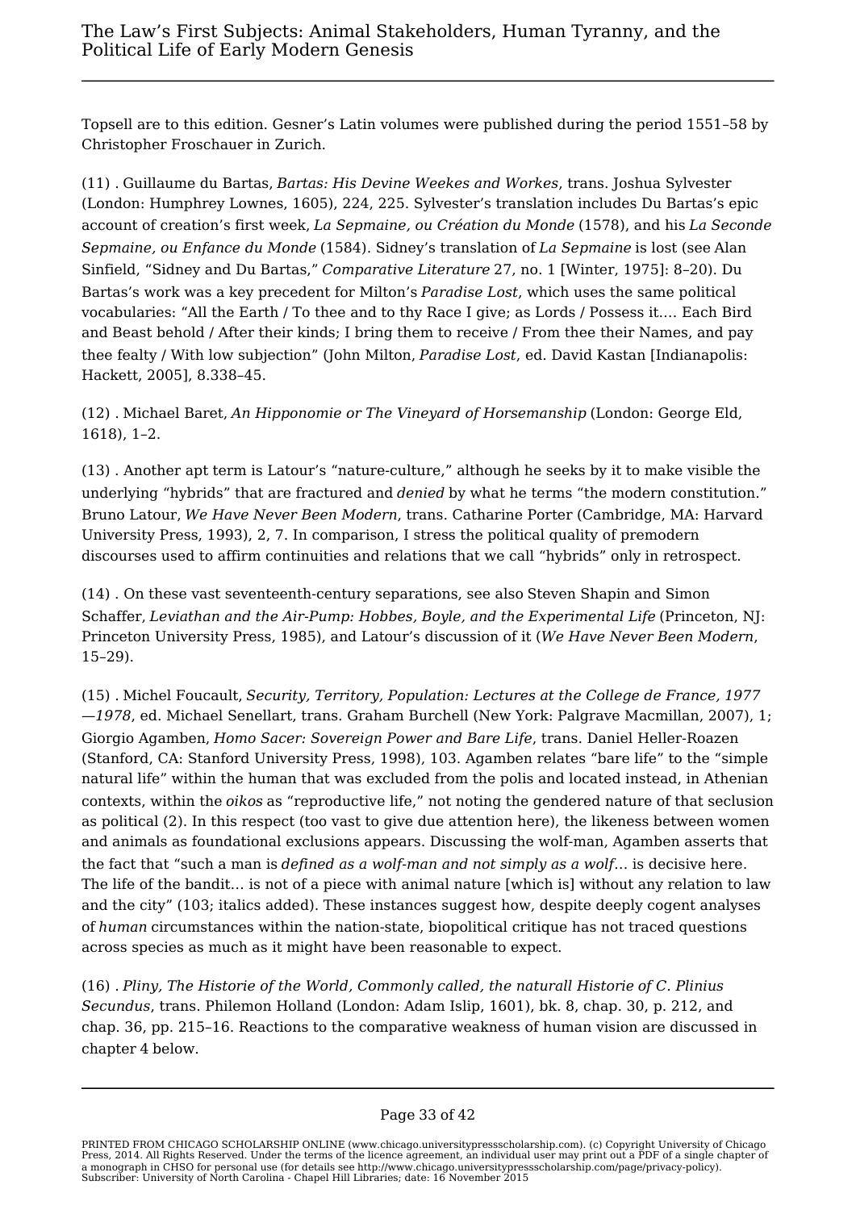Topsell are to this edition. Gesner's Latin volumes were published during the period 1551–58 by Christopher Froschauer in Zurich.

(11) . Guillaume du Bartas, *Bartas: His Devine Weekes and Workes*, trans. Joshua Sylvester (London: Humphrey Lownes, 1605), 224, 225. Sylvester's translation includes Du Bartas's epic account of creation's first week, *La Sepmaine, ou Création du Monde* (1578), and his *La Seconde Sepmaine, ou Enfance du Monde* (1584). Sidney's translation of *La Sepmaine* is lost (see Alan Sinfield, "Sidney and Du Bartas," *Comparative Literature* 27, no. 1 [Winter, 1975]: 8–20). Du Bartas's work was a key precedent for Milton's *Paradise Lost*, which uses the same political vocabularies: "All the Earth / To thee and to thy Race I give; as Lords / Possess it.… Each Bird and Beast behold / After their kinds; I bring them to receive / From thee their Names, and pay thee fealty / With low subjection" (John Milton, *Paradise Lost*, ed. David Kastan [Indianapolis: Hackett, 2005], 8.338–45.

(12) . Michael Baret, *An Hipponomie or The Vineyard of Horsemanship* (London: George Eld, 1618), 1–2.

(13) . Another apt term is Latour's "nature-culture," although he seeks by it to make visible the underlying "hybrids" that are fractured and *denied* by what he terms "the modern constitution." Bruno Latour, *We Have Never Been Modern*, trans. Catharine Porter (Cambridge, MA: Harvard University Press, 1993), 2, 7. In comparison, I stress the political quality of premodern discourses used to affirm continuities and relations that we call "hybrids" only in retrospect.

(14) . On these vast seventeenth-century separations, see also Steven Shapin and Simon Schaffer, *Leviathan and the Air-Pump: Hobbes, Boyle, and the Experimental Life* (Princeton, NJ: Princeton University Press, 1985), and Latour's discussion of it (*We Have Never Been Modern*, 15–29).

(15) . Michel Foucault, *Security, Territory, Population: Lectures at the College de France, 1977—1978*, ed. Michael Senellart, trans. Graham Burchell (New York: Palgrave Macmillan, 2007), 1; Giorgio Agamben, *Homo Sacer: Sovereign Power and Bare Life*, trans. Daniel Heller-Roazen (Stanford, CA: Stanford University Press, 1998), 103. Agamben relates "bare life" to the "simple natural life" within the human that was excluded from the polis and located instead, in Athenian contexts, within the *oikos* as "reproductive life," not noting the gendered nature of that seclusion as political (2). In this respect (too vast to give due attention here), the likeness between women and animals as foundational exclusions appears. Discussing the wolf-man, Agamben asserts that the fact that "such a man is *defined as a wolf-man and not simply as a wolf*… is decisive here. The life of the bandit… is not of a piece with animal nature [which is] without any relation to law and the city" (103; italics added). These instances suggest how, despite deeply cogent analyses of *human* circumstances within the nation-state, biopolitical critique has not traced questions across species as much as it might have been reasonable to expect.

(16) . *Pliny, The Historie of the World, Commonly called, the naturall Historie of C. Plinius Secundus*, trans. Philemon Holland (London: Adam Islip, 1601), bk. 8, chap. 30, p. 212, and chap. 36, pp. 215–16. Reactions to the comparative weakness of human vision are discussed in chapter 4 below.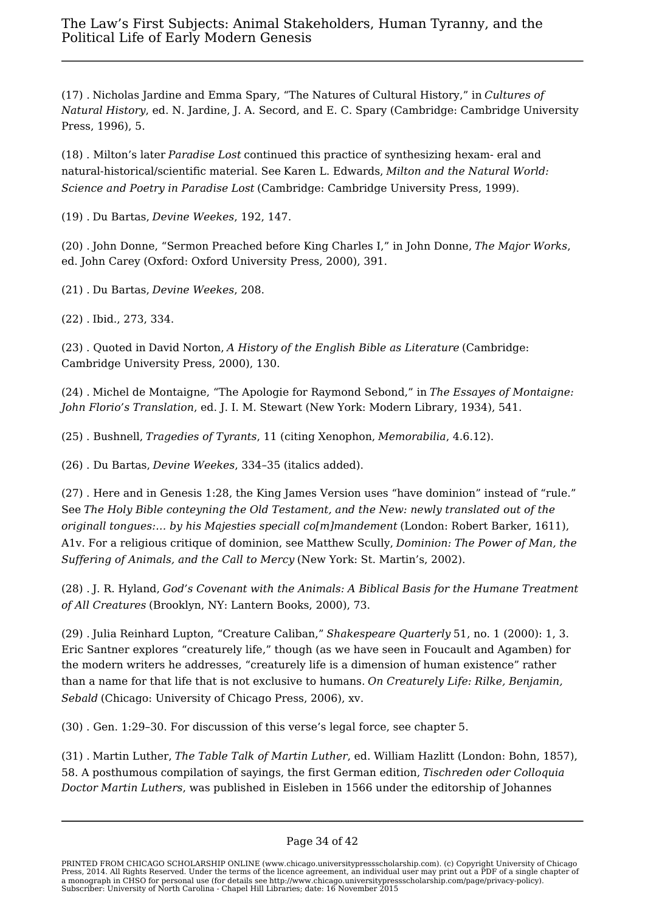(17) . Nicholas Jardine and Emma Spary, “The Natures of Cultural History,” in *Cultures of Natural History*, ed. N. Jardine, J. A. Secord, and E. C. Spary (Cambridge: Cambridge University Press, 1996), 5.

(18) . Milton’s later *Paradise Lost* continued this practice of synthesizing hexam- eral and natural-historical/scientific material. See Karen L. Edwards, *Milton and the Natural World: Science and Poetry in Paradise Lost* (Cambridge: Cambridge University Press, 1999).

(19) . Du Bartas, *Devine Weekes*, 192, 147.

(20) . John Donne, “Sermon Preached before King Charles I,” in John Donne, *The Major Works*, ed. John Carey (Oxford: Oxford University Press, 2000), 391.

(21) . Du Bartas, *Devine Weekes*, 208.

(22) . Ibid., 273, 334.

(23) . Quoted in David Norton, *A History of the English Bible as Literature* (Cambridge: Cambridge University Press, 2000), 130.

(24) . Michel de Montaigne, “The Apologie for Raymond Sebond,” in *The Essayes of Montaigne: John Florio’s Translation*, ed. J. I. M. Stewart (New York: Modern Library, 1934), 541.

(25) . Bushnell, *Tragedies of Tyrants*, 11 (citing Xenophon, *Memorabilia*, 4.6.12).

(26) . Du Bartas, *Devine Weekes*, 334–35 (italics added).

(27) . Here and in Genesis 1:28, the King James Version uses “have dominion” instead of “rule.” See *The Holy Bible conteyning the Old Testament, and the New: newly translated out of the originall tongues:… by his Majesties speciall co[m]mandement* (London: Robert Barker, 1611), A1v. For a religious critique of dominion, see Matthew Scully, *Dominion: The Power of Man, the Suffering of Animals, and the Call to Mercy* (New York: St. Martin’s, 2002).

(28) . J. R. Hyland, *God’s Covenant with the Animals: A Biblical Basis for the Humane Treatment of All Creatures* (Brooklyn, NY: Lantern Books, 2000), 73.

(29) . Julia Reinhard Lupton, “Creature Caliban,” *Shakespeare Quarterly* 51, no. 1 (2000): 1, 3. Eric Santner explores “creaturely life,” though (as we have seen in Foucault and Agamben) for the modern writers he addresses, “creaturely life is a dimension of human existence” rather than a name for that life that is not exclusive to humans. *On Creaturely Life: Rilke, Benjamin, Sebald* (Chicago: University of Chicago Press, 2006), xv.

(30) . Gen. 1:29–30. For discussion of this verse’s legal force, see chapter 5.

(31) . Martin Luther, *The Table Talk of Martin Luther*, ed. William Hazlitt (London: Bohn, 1857), 58. A posthumous compilation of sayings, the first German edition, *Tischreden oder Colloquia Doctor Martin Luthers*, was published in Eisleben in 1566 under the editorship of Johannes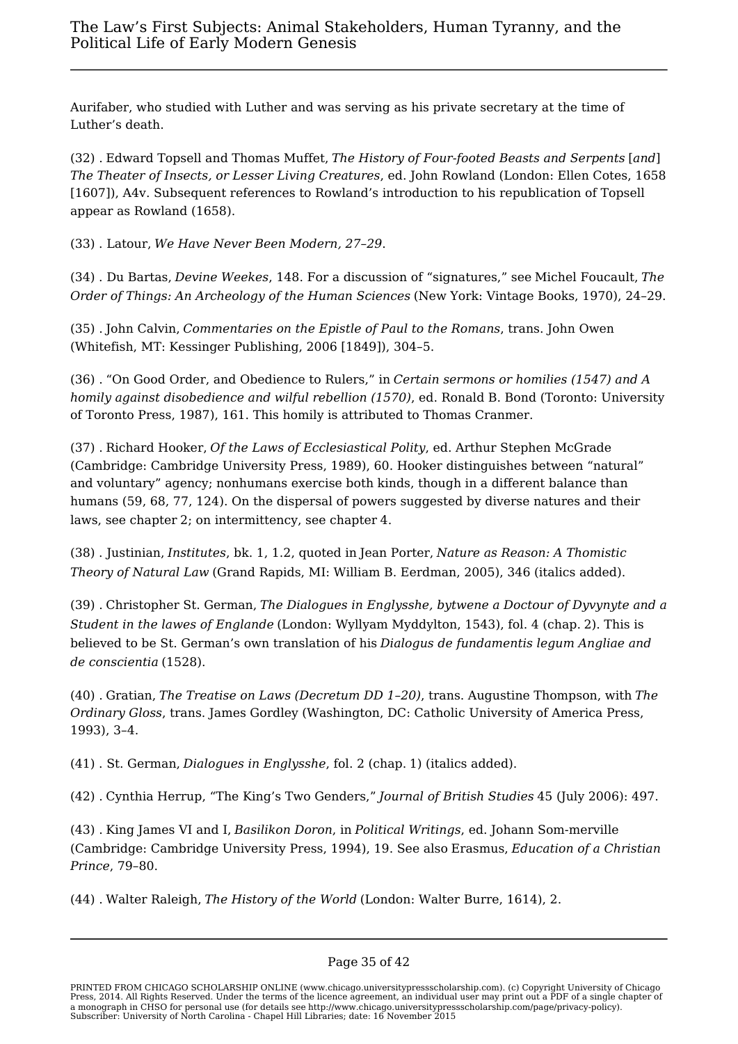Aurifaber, who studied with Luther and was serving as his private secretary at the time of Luther's death.

(32) . Edward Topsell and Thomas Muffet, *The History of Four-footed Beasts and Serpents* [*and*] *The Theater of Insects, or Lesser Living Creatures*, ed. John Rowland (London: Ellen Cotes, 1658 [1607]), A4v. Subsequent references to Rowland's introduction to his republication of Topsell appear as Rowland (1658).

(33) . Latour, *We Have Never Been Modern, 27–29*.

(34) . Du Bartas, *Devine Weekes*, 148. For a discussion of "signatures," see Michel Foucault, *The Order of Things: An Archeology of the Human Sciences* (New York: Vintage Books, 1970), 24–29.

(35) . John Calvin, *Commentaries on the Epistle of Paul to the Romans*, trans. John Owen (Whitefish, MT: Kessinger Publishing, 2006 [1849]), 304–5.

(36) . "On Good Order, and Obedience to Rulers," in *Certain sermons or homilies (1547) and A homily against disobedience and wilful rebellion (1570)*, ed. Ronald B. Bond (Toronto: University of Toronto Press, 1987), 161. This homily is attributed to Thomas Cranmer.

(37) . Richard Hooker, *Of the Laws of Ecclesiastical Polity*, ed. Arthur Stephen McGrade (Cambridge: Cambridge University Press, 1989), 60. Hooker distinguishes between "natural" and voluntary" agency; nonhumans exercise both kinds, though in a different balance than humans (59, 68, 77, 124). On the dispersal of powers suggested by diverse natures and their laws, see chapter 2; on intermittency, see chapter 4.

(38) . Justinian, *Institutes*, bk. 1, 1.2, quoted in Jean Porter, *Nature as Reason: A Thomistic Theory of Natural Law* (Grand Rapids, MI: William B. Eerdman, 2005), 346 (italics added).

(39) . Christopher St. German, *The Dialogues in Englysshe, bytwene a Doctour of Dyvynyte and a Student in the lawes of Englande* (London: Wyllyam Myddylton, 1543), fol. 4 (chap. 2). This is believed to be St. German's own translation of his *Dialogus de fundamentis legum Angliae and de conscientia* (1528).

(40) . Gratian, *The Treatise on Laws (Decretum DD 1–20)*, trans. Augustine Thompson, with *The Ordinary Gloss*, trans. James Gordley (Washington, DC: Catholic University of America Press, 1993), 3–4.

(41) . St. German, *Dialogues in Englysshe*, fol. 2 (chap. 1) (italics added).

(42) . Cynthia Herrup, "The King's Two Genders," *Journal of British Studies* 45 (July 2006): 497.

(43) . King James VI and I, *Basilikon Doron*, in *Political Writings*, ed. Johann Som-merville (Cambridge: Cambridge University Press, 1994), 19. See also Erasmus, *Education of a Christian Prince*, 79–80.

(44) . Walter Raleigh, *The History of the World* (London: Walter Burre, 1614), 2.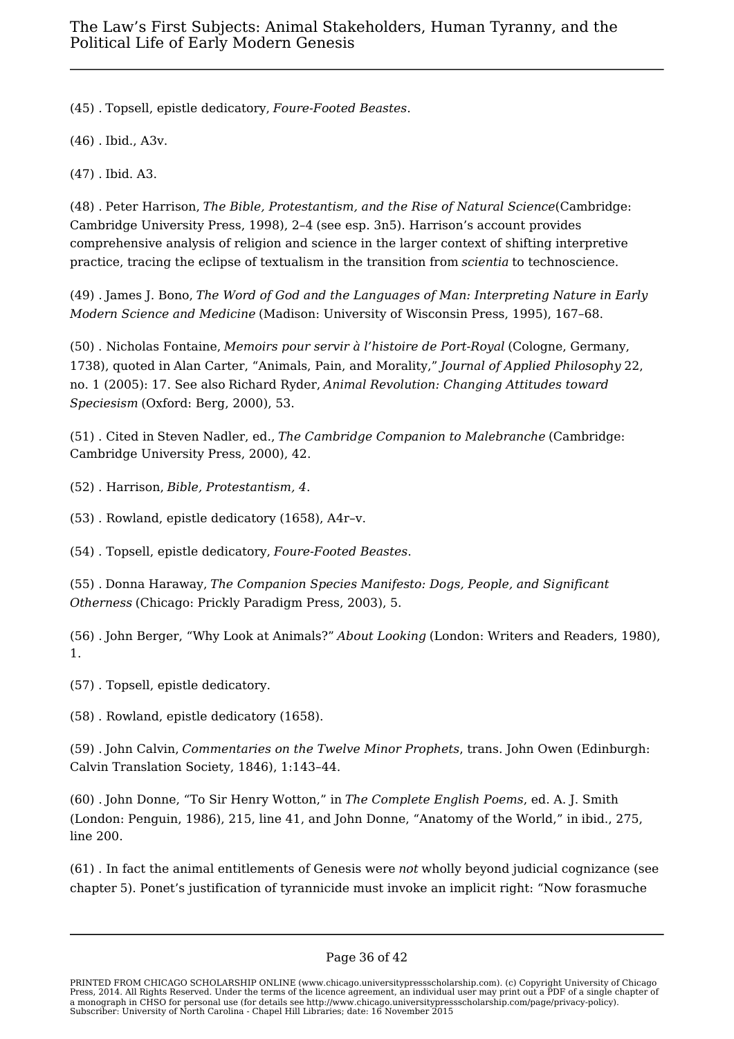(45) . Topsell, epistle dedicatory, *Foure-Footed Beastes*.

(46) . Ibid., A3v.

(47) . Ibid. A3.

(48) . Peter Harrison, *The Bible, Protestantism, and the Rise of Natural Science*(Cambridge: Cambridge University Press, 1998), 2–4 (see esp. 3n5). Harrison's account provides comprehensive analysis of religion and science in the larger context of shifting interpretive practice, tracing the eclipse of textualism in the transition from *scientia* to technoscience.

(49) . James J. Bono, *The Word of God and the Languages of Man: Interpreting Nature in Early Modern Science and Medicine* (Madison: University of Wisconsin Press, 1995), 167–68.

(50) . Nicholas Fontaine, *Memoirs pour servir à l'histoire de Port-Royal* (Cologne, Germany, 1738), quoted in Alan Carter, "Animals, Pain, and Morality," *Journal of Applied Philosophy* 22, no. 1 (2005): 17. See also Richard Ryder, *Animal Revolution: Changing Attitudes toward Speciesism* (Oxford: Berg, 2000), 53.

(51) . Cited in Steven Nadler, ed., *The Cambridge Companion to Malebranche* (Cambridge: Cambridge University Press, 2000), 42.

(52) . Harrison, *Bible, Protestantism, 4*.

(53) . Rowland, epistle dedicatory (1658), A4r–v.

(54) . Topsell, epistle dedicatory, *Foure-Footed Beastes*.

(55) . Donna Haraway, *The Companion Species Manifesto: Dogs, People, and Significant Otherness* (Chicago: Prickly Paradigm Press, 2003), 5.

(56) . John Berger, "Why Look at Animals?" *About Looking* (London: Writers and Readers, 1980), 1.

(57) . Topsell, epistle dedicatory.

(58) . Rowland, epistle dedicatory (1658).

(59) . John Calvin, *Commentaries on the Twelve Minor Prophets*, trans. John Owen (Edinburgh: Calvin Translation Society, 1846), 1:143–44.

(60) . John Donne, "To Sir Henry Wotton," in *The Complete English Poems*, ed. A. J. Smith (London: Penguin, 1986), 215, line 41, and John Donne, "Anatomy of the World," in ibid., 275, line 200.

(61) . In fact the animal entitlements of Genesis were *not* wholly beyond judicial cognizance (see chapter 5). Ponet's justification of tyrannicide must invoke an implicit right: "Now forasmuche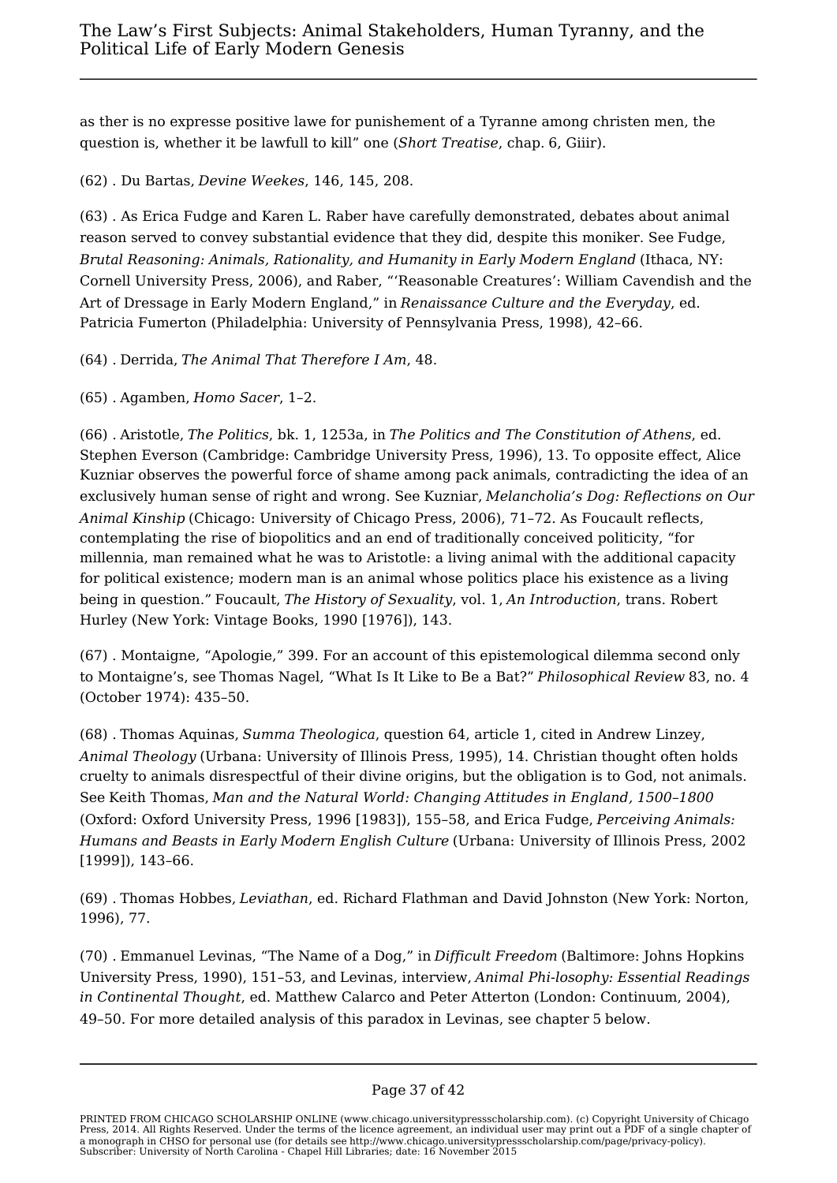as ther is no expresse positive lawe for punishement of a Tyranne among christen men, the question is, whether it be lawfull to kill" one (*Short Treatise*, chap. 6, Giiir).

(62) . Du Bartas, *Devine Weekes*, 146, 145, 208.

(63) . As Erica Fudge and Karen L. Raber have carefully demonstrated, debates about animal reason served to convey substantial evidence that they did, despite this moniker. See Fudge, *Brutal Reasoning: Animals, Rationality, and Humanity in Early Modern England* (Ithaca, NY: Cornell University Press, 2006), and Raber, "'Reasonable Creatures': William Cavendish and the Art of Dressage in Early Modern England," in *Renaissance Culture and the Everyday*, ed. Patricia Fumerton (Philadelphia: University of Pennsylvania Press, 1998), 42–66.

(64) . Derrida, *The Animal That Therefore I Am*, 48.

(65) . Agamben, *Homo Sacer*, 1–2.

(66) . Aristotle, *The Politics*, bk. 1, 1253a, in *The Politics and The Constitution of Athens*, ed. Stephen Everson (Cambridge: Cambridge University Press, 1996), 13. To opposite effect, Alice Kuzniar observes the powerful force of shame among pack animals, contradicting the idea of an exclusively human sense of right and wrong. See Kuzniar, *Melancholia's Dog: Reflections on Our Animal Kinship* (Chicago: University of Chicago Press, 2006), 71–72. As Foucault reflects, contemplating the rise of biopolitics and an end of traditionally conceived politicity, "for millennia, man remained what he was to Aristotle: a living animal with the additional capacity for political existence; modern man is an animal whose politics place his existence as a living being in question." Foucault, *The History of Sexuality*, vol. 1, *An Introduction*, trans. Robert Hurley (New York: Vintage Books, 1990 [1976]), 143.

(67) . Montaigne, "Apologie," 399. For an account of this epistemological dilemma second only to Montaigne's, see Thomas Nagel, "What Is It Like to Be a Bat?" *Philosophical Review* 83, no. 4 (October 1974): 435–50.

(68) . Thomas Aquinas, *Summa Theologica*, question 64, article 1, cited in Andrew Linzey, *Animal Theology* (Urbana: University of Illinois Press, 1995), 14. Christian thought often holds cruelty to animals disrespectful of their divine origins, but the obligation is to God, not animals. See Keith Thomas, *Man and the Natural World: Changing Attitudes in England, 1500–1800* (Oxford: Oxford University Press, 1996 [1983]), 155–58, and Erica Fudge, *Perceiving Animals: Humans and Beasts in Early Modern English Culture* (Urbana: University of Illinois Press, 2002 [1999]), 143–66.

(69) . Thomas Hobbes, *Leviathan*, ed. Richard Flathman and David Johnston (New York: Norton, 1996), 77.

(70) . Emmanuel Levinas, "The Name of a Dog," in *Difficult Freedom* (Baltimore: Johns Hopkins University Press, 1990), 151–53, and Levinas, interview, *Animal Phi-losophy: Essential Readings in Continental Thought*, ed. Matthew Calarco and Peter Atterton (London: Continuum, 2004), 49–50. For more detailed analysis of this paradox in Levinas, see chapter 5 below.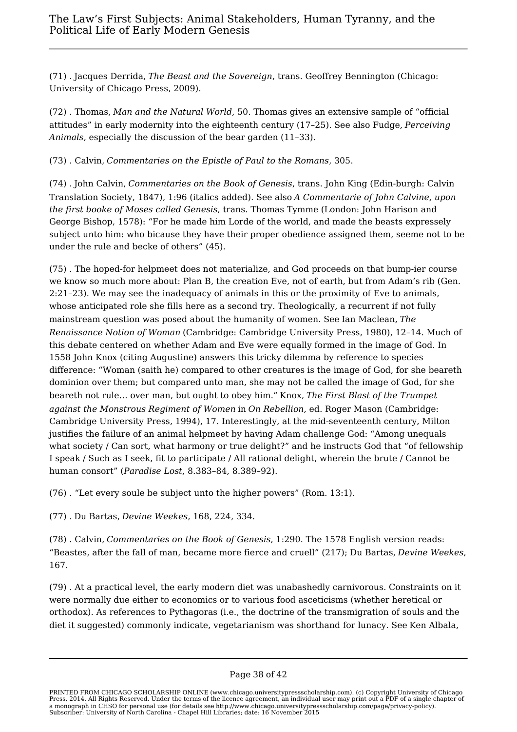(71) . Jacques Derrida, *The Beast and the Sovereign*, trans. Geoffrey Bennington (Chicago: University of Chicago Press, 2009).

(72) . Thomas, *Man and the Natural World*, 50. Thomas gives an extensive sample of "official attitudes" in early modernity into the eighteenth century (17–25). See also Fudge, *Perceiving Animals*, especially the discussion of the bear garden (11–33).

(73) . Calvin, *Commentaries on the Epistle of Paul to the Romans*, 305.

(74) . John Calvin, *Commentaries on the Book of Genesis*, trans. John King (Edin-burgh: Calvin Translation Society, 1847), 1:96 (italics added). See also *A Commentarie of John Calvine, upon the first booke of Moses called Genesis*, trans. Thomas Tymme (London: John Harison and George Bishop, 1578): "For he made him Lorde of the world, and made the beasts expressely subject unto him: who bicause they have their proper obedience assigned them, seeme not to be under the rule and becke of others" (45).

(75) . The hoped-for helpmeet does not materialize, and God proceeds on that bump-ier course we know so much more about: Plan B, the creation Eve, not of earth, but from Adam's rib (Gen. 2:21–23). We may see the inadequacy of animals in this or the proximity of Eve to animals, whose anticipated role she fills here as a second try. Theologically, a recurrent if not fully mainstream question was posed about the humanity of women. See Ian Maclean, *The Renaissance Notion of Woman* (Cambridge: Cambridge University Press, 1980), 12–14. Much of this debate centered on whether Adam and Eve were equally formed in the image of God. In 1558 John Knox (citing Augustine) answers this tricky dilemma by reference to species difference: "Woman (saith he) compared to other creatures is the image of God, for she beareth dominion over them; but compared unto man, she may not be called the image of God, for she beareth not rule… over man, but ought to obey him." Knox, *The First Blast of the Trumpet against the Monstrous Regiment of Women* in *On Rebellion*, ed. Roger Mason (Cambridge: Cambridge University Press, 1994), 17. Interestingly, at the mid-seventeenth century, Milton justifies the failure of an animal helpmeet by having Adam challenge God: "Among unequals what society / Can sort, what harmony or true delight?" and he instructs God that "of fellowship I speak / Such as I seek, fit to participate / All rational delight, wherein the brute / Cannot be human consort" (*Paradise Lost*, 8.383–84, 8.389–92).

(76) . "Let every soule be subject unto the higher powers" (Rom. 13:1).

(77) . Du Bartas, *Devine Weekes*, 168, 224, 334.

(78) . Calvin, *Commentaries on the Book of Genesis*, 1:290. The 1578 English version reads: "Beastes, after the fall of man, became more fierce and cruell" (217); Du Bartas, *Devine Weekes*, 167.

(79) . At a practical level, the early modern diet was unabashedly carnivorous. Constraints on it were normally due either to economics or to various food asceticisms (whether heretical or orthodox). As references to Pythagoras (i.e., the doctrine of the transmigration of souls and the diet it suggested) commonly indicate, vegetarianism was shorthand for lunacy. See Ken Albala,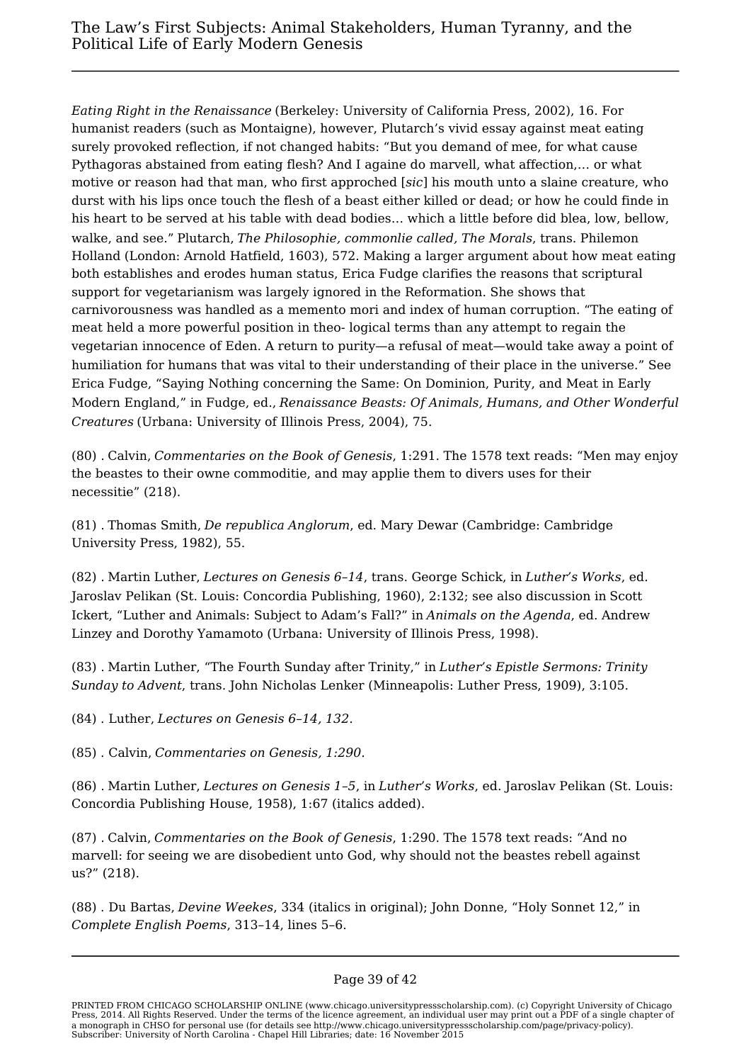*Eating Right in the Renaissance* (Berkeley: University of California Press, 2002), 16. For humanist readers (such as Montaigne), however, Plutarch's vivid essay against meat eating surely provoked reflection, if not changed habits: "But you demand of mee, for what cause Pythagoras abstained from eating flesh? And I againe do marvell, what affection,… or what motive or reason had that man, who first approched [*sic*] his mouth unto a slaine creature, who durst with his lips once touch the flesh of a beast either killed or dead; or how he could finde in his heart to be served at his table with dead bodies… which a little before did blea, low, bellow, walke, and see." Plutarch, *The Philosophie, commonlie called, The Morals*, trans. Philemon Holland (London: Arnold Hatfield, 1603), 572. Making a larger argument about how meat eating both establishes and erodes human status, Erica Fudge clarifies the reasons that scriptural support for vegetarianism was largely ignored in the Reformation. She shows that carnivorousness was handled as a memento mori and index of human corruption. "The eating of meat held a more powerful position in theo- logical terms than any attempt to regain the vegetarian innocence of Eden. A return to purity—a refusal of meat—would take away a point of humiliation for humans that was vital to their understanding of their place in the universe." See Erica Fudge, "Saying Nothing concerning the Same: On Dominion, Purity, and Meat in Early Modern England," in Fudge, ed., *Renaissance Beasts: Of Animals, Humans, and Other Wonderful Creatures* (Urbana: University of Illinois Press, 2004), 75.

(80) . Calvin, *Commentaries on the Book of Genesis*, 1:291. The 1578 text reads: "Men may enjoy the beastes to their owne commoditie, and may applie them to divers uses for their necessitie" (218).

(81) . Thomas Smith, *De republica Anglorum*, ed. Mary Dewar (Cambridge: Cambridge University Press, 1982), 55.

(82) . Martin Luther, *Lectures on Genesis 6–14*, trans. George Schick, in *Luther's Works*, ed. Jaroslav Pelikan (St. Louis: Concordia Publishing, 1960), 2:132; see also discussion in Scott Ickert, "Luther and Animals: Subject to Adam's Fall?" in *Animals on the Agenda*, ed. Andrew Linzey and Dorothy Yamamoto (Urbana: University of Illinois Press, 1998).

(83) . Martin Luther, "The Fourth Sunday after Trinity," in *Luther's Epistle Sermons: Trinity Sunday to Advent*, trans. John Nicholas Lenker (Minneapolis: Luther Press, 1909), 3:105.

(84) . Luther, *Lectures on Genesis 6–14, 132*.

(85) . Calvin, *Commentaries on Genesis, 1:290*.

(86) . Martin Luther, *Lectures on Genesis 1–5*, in *Luther's Works*, ed. Jaroslav Pelikan (St. Louis: Concordia Publishing House, 1958), 1:67 (italics added).

(87) . Calvin, *Commentaries on the Book of Genesis*, 1:290. The 1578 text reads: "And no marvell: for seeing we are disobedient unto God, why should not the beastes rebell against us?" (218).

(88) . Du Bartas, *Devine Weekes*, 334 (italics in original); John Donne, "Holy Sonnet 12," in *Complete English Poems*, 313–14, lines 5–6.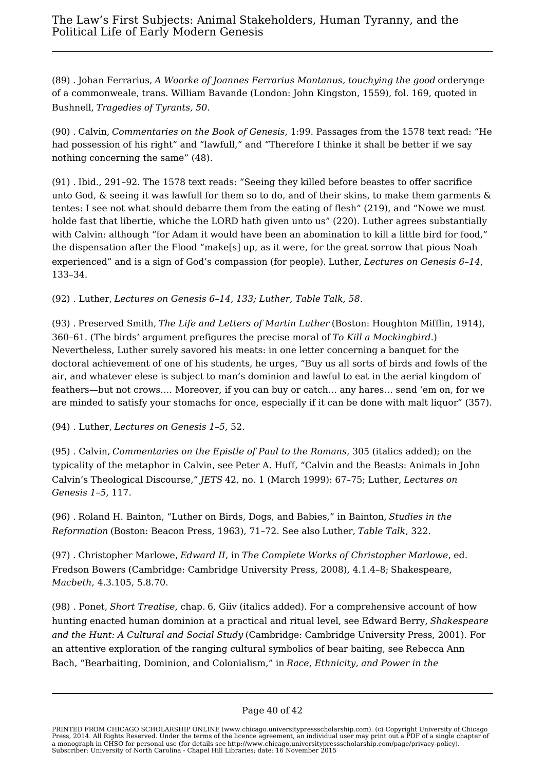(89) . Johan Ferrarius, *A Woorke of Joannes Ferrarius Montanus, touchying the good* orderynge of a commonweale, trans. William Bavande (London: John Kingston, 1559), fol. 169, quoted in Bushnell, *Tragedies of Tyrants, 50*.

(90) . Calvin, *Commentaries on the Book of Genesis*, 1:99. Passages from the 1578 text read: "He had possession of his right" and "lawfull," and "Therefore I thinke it shall be better if we say nothing concerning the same" (48).

(91) . Ibid., 291–92. The 1578 text reads: "Seeing they killed before beastes to offer sacrifice unto God, & seeing it was lawfull for them so to do, and of their skins, to make them garments & tentes: I see not what should debarre them from the eating of flesh" (219), and "Nowe we must holde fast that libertie, whiche the LORD hath given unto us" (220). Luther agrees substantially with Calvin: although "for Adam it would have been an abomination to kill a little bird for food," the dispensation after the Flood "make[s] up, as it were, for the great sorrow that pious Noah experienced" and is a sign of God's compassion (for people). Luther, *Lectures on Genesis 6–14*, 133–34.

(92) . Luther, *Lectures on Genesis 6–14, 133; Luther, Table Talk, 58*.

(93) . Preserved Smith, *The Life and Letters of Martin Luther* (Boston: Houghton Mifflin, 1914), 360–61. (The birds' argument prefigures the precise moral of *To Kill a Mockingbird*.) Nevertheless, Luther surely savored his meats: in one letter concerning a banquet for the doctoral achievement of one of his students, he urges, "Buy us all sorts of birds and fowls of the air, and whatever elese is subject to man's dominion and lawful to eat in the aerial kingdom of feathers—but not crows.... Moreover, if you can buy or catch… any hares… send 'em on, for we are minded to satisfy your stomachs for once, especially if it can be done with malt liquor" (357).

(94) . Luther, *Lectures on Genesis 1–5*, 52.

(95) . Calvin, *Commentaries on the Epistle of Paul to the Romans*, 305 (italics added); on the typicality of the metaphor in Calvin, see Peter A. Huff, "Calvin and the Beasts: Animals in John Calvin's Theological Discourse," *JETS* 42, no. 1 (March 1999): 67–75; Luther, *Lectures on Genesis 1–5*, 117.

(96) . Roland H. Bainton, "Luther on Birds, Dogs, and Babies," in Bainton, *Studies in the Reformation* (Boston: Beacon Press, 1963), 71–72. See also Luther, *Table Talk*, 322.

(97) . Christopher Marlowe, *Edward II*, in *The Complete Works of Christopher Marlowe*, ed. Fredson Bowers (Cambridge: Cambridge University Press, 2008), 4.1.4–8; Shakespeare, *Macbeth*, 4.3.105, 5.8.70.

(98) . Ponet, *Short Treatise*, chap. 6, Giiv (italics added). For a comprehensive account of how hunting enacted human dominion at a practical and ritual level, see Edward Berry, *Shakespeare and the Hunt: A Cultural and Social Study* (Cambridge: Cambridge University Press, 2001). For an attentive exploration of the ranging cultural symbolics of bear baiting, see Rebecca Ann Bach, "Bearbaiting, Dominion, and Colonialism," in *Race, Ethnicity, and Power in the*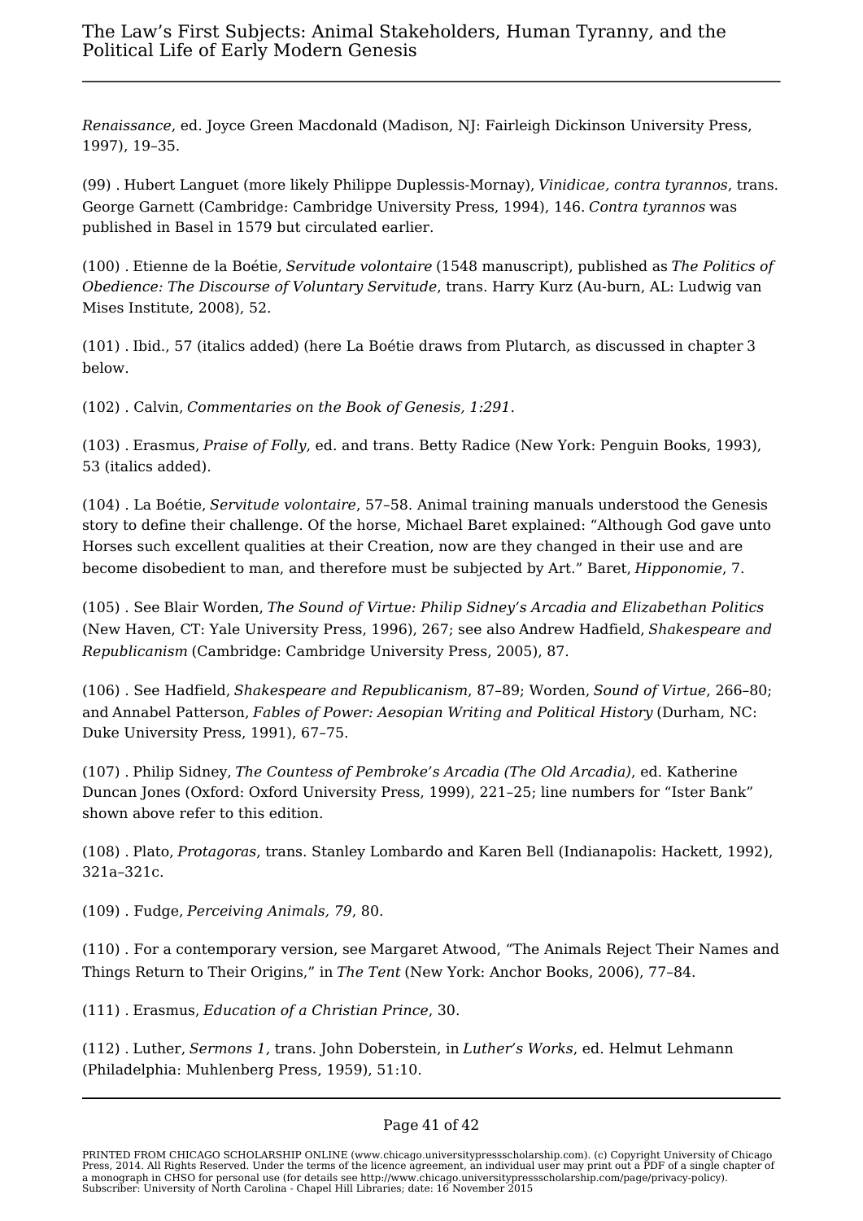*Renaissance*, ed. Joyce Green Macdonald (Madison, NJ: Fairleigh Dickinson University Press, 1997), 19–35.

(99) . Hubert Languet (more likely Philippe Duplessis-Mornay), *Vinidicae, contra tyrannos*, trans. George Garnett (Cambridge: Cambridge University Press, 1994), 146. *Contra tyrannos* was published in Basel in 1579 but circulated earlier.

(100) . Etienne de la Boétie, *Servitude volontaire* (1548 manuscript), published as *The Politics of Obedience: The Discourse of Voluntary Servitude*, trans. Harry Kurz (Au-burn, AL: Ludwig van Mises Institute, 2008), 52.

(101) . Ibid., 57 (italics added) (here La Boétie draws from Plutarch, as discussed in chapter 3 below.

(102) . Calvin, *Commentaries on the Book of Genesis, 1:291*.

(103) . Erasmus, *Praise of Folly*, ed. and trans. Betty Radice (New York: Penguin Books, 1993), 53 (italics added).

(104) . La Boétie, *Servitude volontaire*, 57–58. Animal training manuals understood the Genesis story to define their challenge. Of the horse, Michael Baret explained: “Although God gave unto Horses such excellent qualities at their Creation, now are they changed in their use and are become disobedient to man, and therefore must be subjected by Art.” Baret, *Hipponomie*, 7.

(105) . See Blair Worden, *The Sound of Virtue: Philip Sidney's Arcadia and Elizabethan Politics* (New Haven, CT: Yale University Press, 1996), 267; see also Andrew Hadfield, *Shakespeare and Republicanism* (Cambridge: Cambridge University Press, 2005), 87.

(106) . See Hadfield, *Shakespeare and Republicanism*, 87–89; Worden, *Sound of Virtue*, 266–80; and Annabel Patterson, *Fables of Power: Aesopian Writing and Political History* (Durham, NC: Duke University Press, 1991), 67–75.

(107) . Philip Sidney, *The Countess of Pembroke's Arcadia (The Old Arcadia)*, ed. Katherine Duncan Jones (Oxford: Oxford University Press, 1999), 221–25; line numbers for “Ister Bank” shown above refer to this edition.

(108) . Plato, *Protagoras*, trans. Stanley Lombardo and Karen Bell (Indianapolis: Hackett, 1992), 321a–321c.

(109) . Fudge, *Perceiving Animals, 79*, 80.

(110) . For a contemporary version, see Margaret Atwood, “The Animals Reject Their Names and Things Return to Their Origins,” in *The Tent* (New York: Anchor Books, 2006), 77–84.

(111) . Erasmus, *Education of a Christian Prince*, 30.

(112) . Luther, *Sermons 1*, trans. John Doberstein, in *Luther's Works*, ed. Helmut Lehmann (Philadelphia: Muhlenberg Press, 1959), 51:10.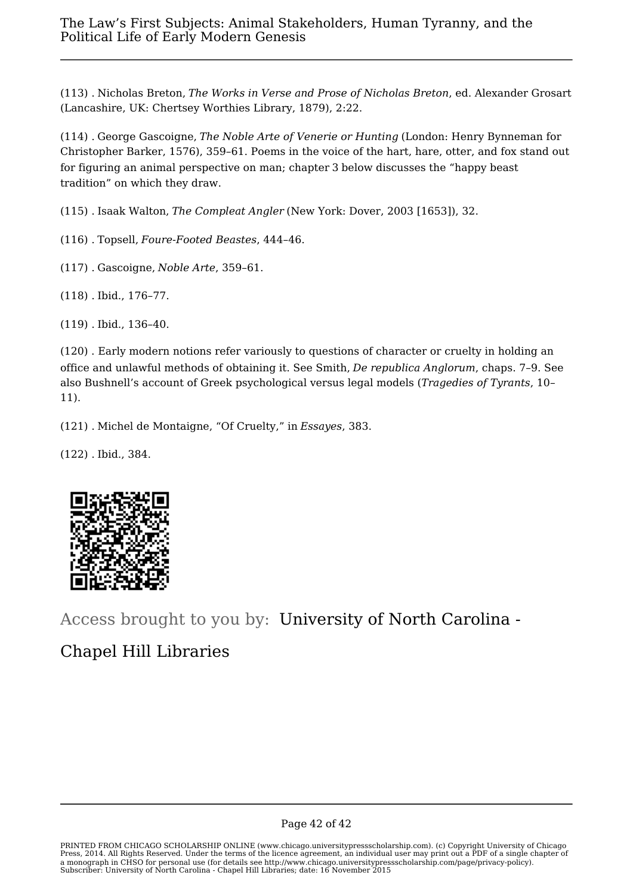(113) . Nicholas Breton, *The Works in Verse and Prose of Nicholas Breton*, ed. Alexander Grosart (Lancashire, UK: Chertsey Worthies Library, 1879), 2:22.

(114) . George Gascoigne, *The Noble Arte of Venerie or Hunting* (London: Henry Bynneman for Christopher Barker, 1576), 359–61. Poems in the voice of the hart, hare, otter, and fox stand out for figuring an animal perspective on man; chapter 3 below discusses the "happy beast tradition" on which they draw.

(115) . Isaak Walton, *The Compleat Angler* (New York: Dover, 2003 [1653]), 32.

(116) . Topsell, *Foure-Footed Beastes*, 444–46.

(117) . Gascoigne, *Noble Arte*, 359–61.

(118) . Ibid., 176–77.

(119) . Ibid., 136–40.

(120) . Early modern notions refer variously to questions of character or cruelty in holding an office and unlawful methods of obtaining it. See Smith, *De republica Anglorum*, chaps. 7–9. See also Bushnell's account of Greek psychological versus legal models (*Tragedies of Tyrants*, 10–11).

(121) . Michel de Montaigne, "Of Cruelty," in *Essayes*, 383.

(122) . Ibid., 384.

Access brought to you by: University of North Carolina - Chapel Hill Libraries